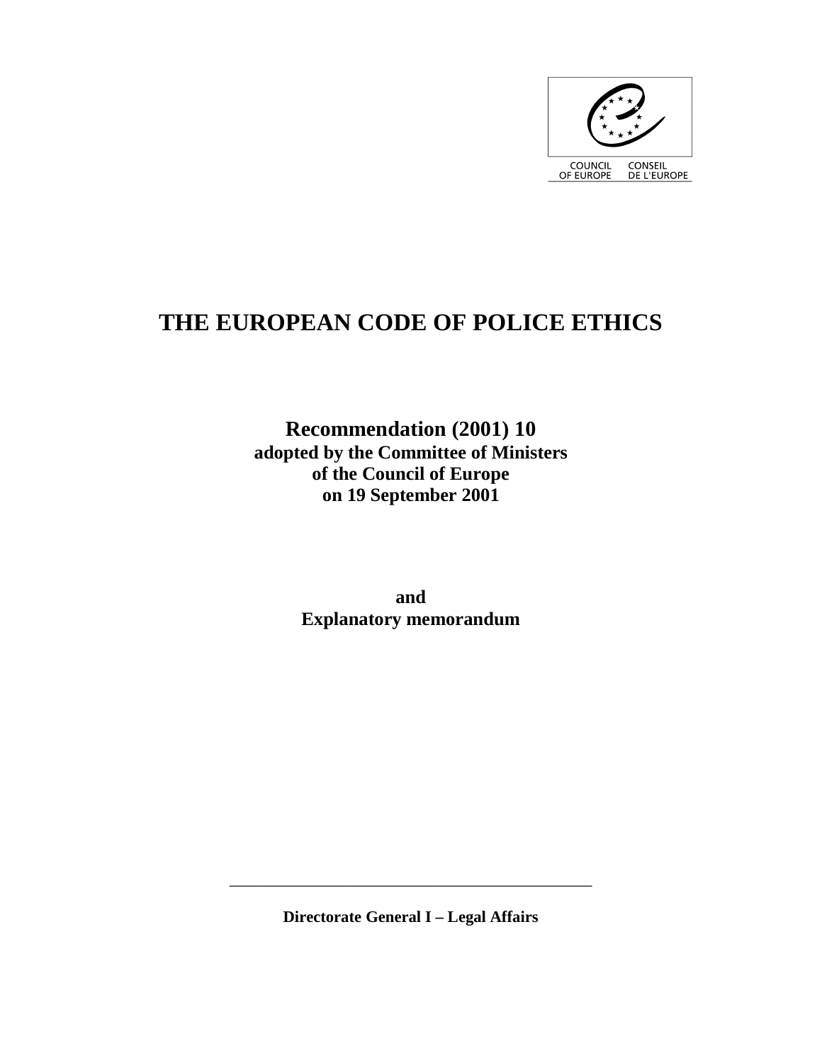COUNCIL OF EUROPE CONSEIL DE L'EUROPE

# THE EUROPEAN CODE OF POLICE ETHICS

**Recommendation (2001) 10**
**adopted by the Committee of Ministers**
**of the Council of Europe**
**on 19 September 2001**

**and**
**Explanatory memorandum**

---

**Directorate General I – Legal Affairs**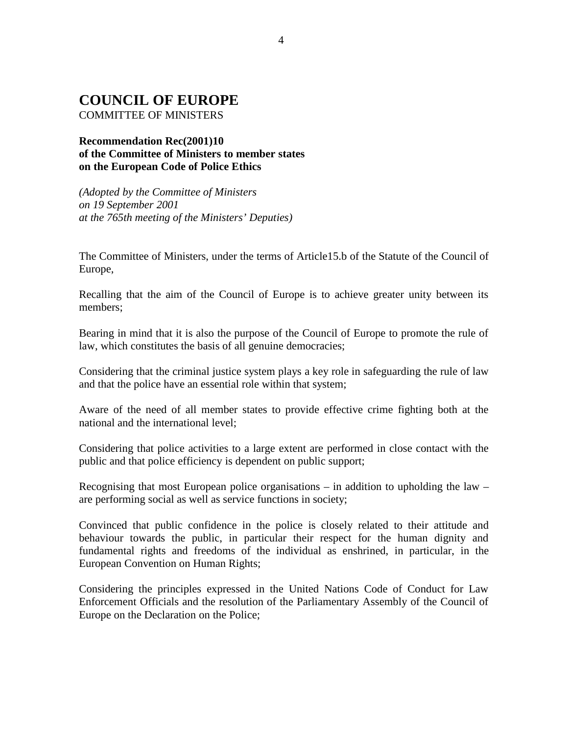# COUNCIL OF EUROPE

COMMITTEE OF MINISTERS

**Recommendation Rec(2001)10**
**of the Committee of Ministers to member states**
**on the European Code of Police Ethics**

*(Adopted by the Committee of Ministers*
*on 19 September 2001*
*at the 765th meeting of the Ministers' Deputies)*

The Committee of Ministers, under the terms of Article15.b of the Statute of the Council of Europe,

Recalling that the aim of the Council of Europe is to achieve greater unity between its members;

Bearing in mind that it is also the purpose of the Council of Europe to promote the rule of law, which constitutes the basis of all genuine democracies;

Considering that the criminal justice system plays a key role in safeguarding the rule of law and that the police have an essential role within that system;

Aware of the need of all member states to provide effective crime fighting both at the national and the international level;

Considering that police activities to a large extent are performed in close contact with the public and that police efficiency is dependent on public support;

Recognising that most European police organisations – in addition to upholding the law – are performing social as well as service functions in society;

Convinced that public confidence in the police is closely related to their attitude and behaviour towards the public, in particular their respect for the human dignity and fundamental rights and freedoms of the individual as enshrined, in particular, in the European Convention on Human Rights;

Considering the principles expressed in the United Nations Code of Conduct for Law Enforcement Officials and the resolution of the Parliamentary Assembly of the Council of Europe on the Declaration on the Police;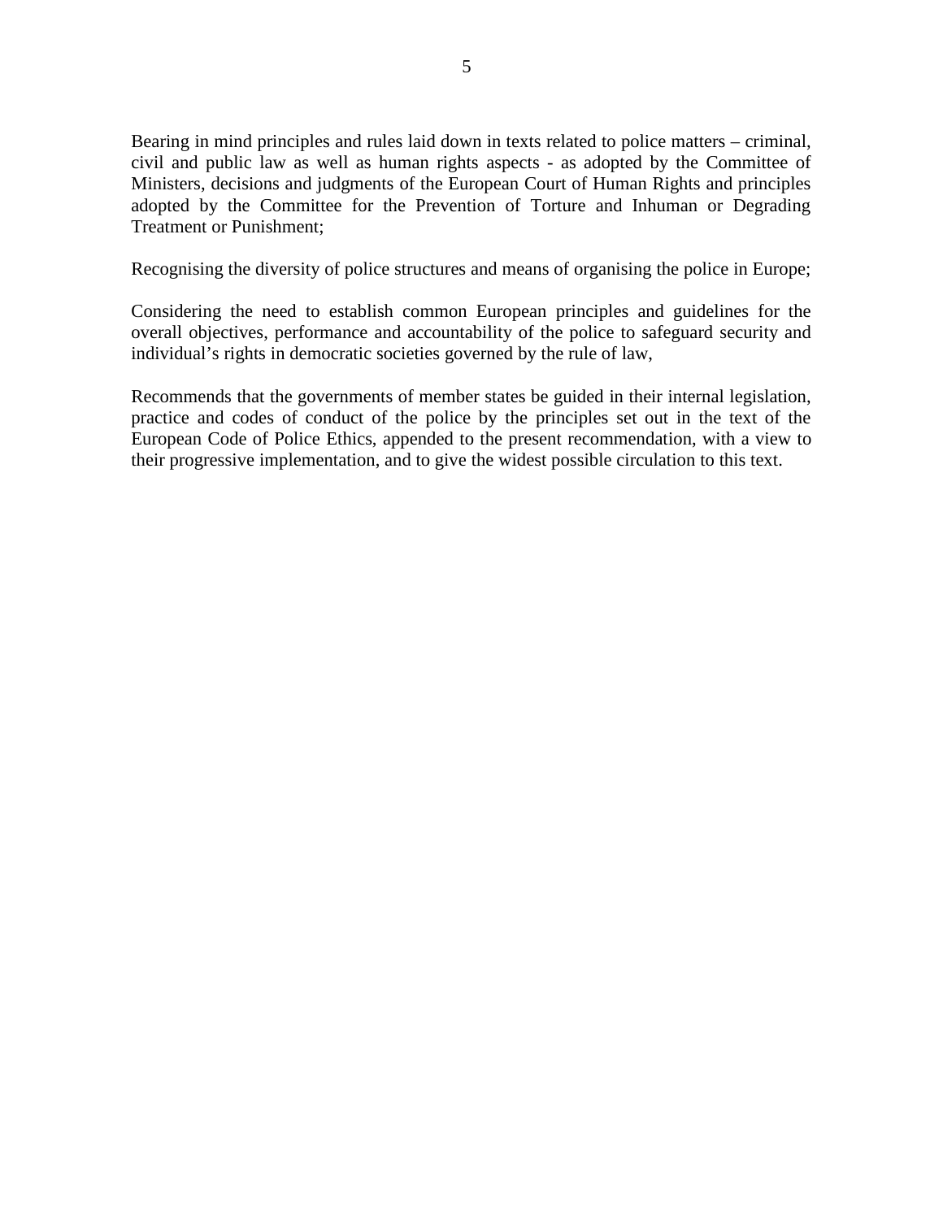Bearing in mind principles and rules laid down in texts related to police matters – criminal, civil and public law as well as human rights aspects - as adopted by the Committee of Ministers, decisions and judgments of the European Court of Human Rights and principles adopted by the Committee for the Prevention of Torture and Inhuman or Degrading Treatment or Punishment;

Recognising the diversity of police structures and means of organising the police in Europe;

Considering the need to establish common European principles and guidelines for the overall objectives, performance and accountability of the police to safeguard security and individual's rights in democratic societies governed by the rule of law,

Recommends that the governments of member states be guided in their internal legislation, practice and codes of conduct of the police by the principles set out in the text of the European Code of Police Ethics, appended to the present recommendation, with a view to their progressive implementation, and to give the widest possible circulation to this text.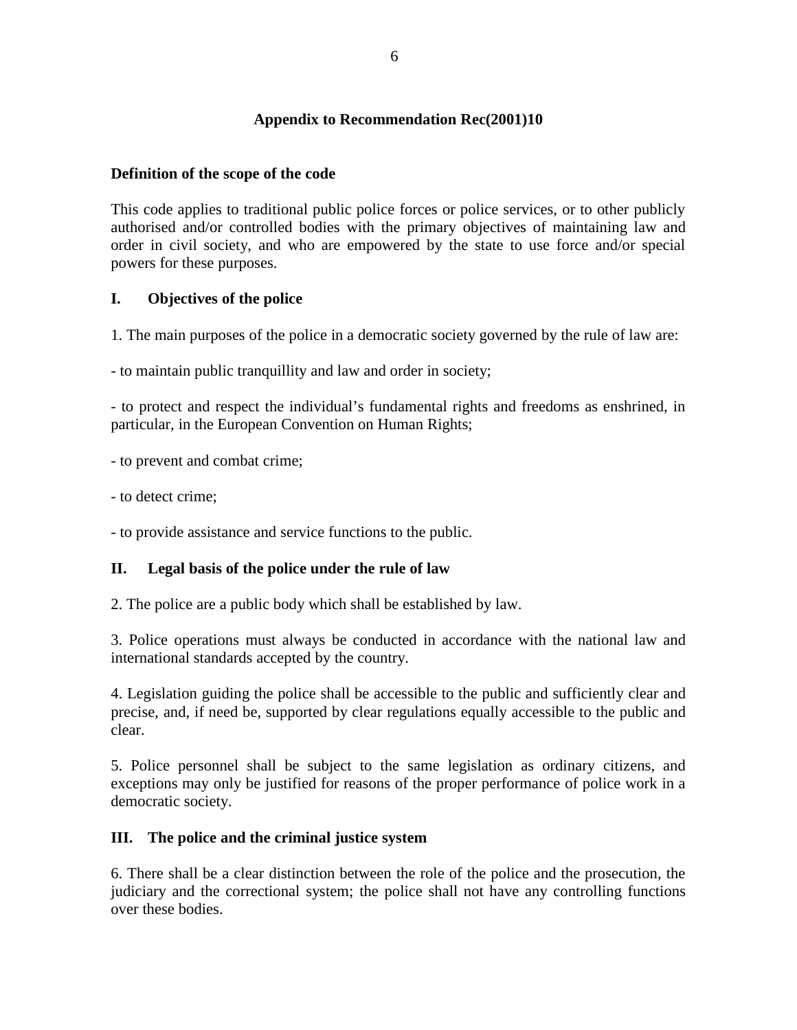## Appendix to Recommendation Rec(2001)10

### Definition of the scope of the code

This code applies to traditional public police forces or police services, or to other publicly authorised and/or controlled bodies with the primary objectives of maintaining law and order in civil society, and who are empowered by the state to use force and/or special powers for these purposes.

### I. Objectives of the police

1. The main purposes of the police in a democratic society governed by the rule of law are:

- to maintain public tranquillity and law and order in society;

- to protect and respect the individual's fundamental rights and freedoms as enshrined, in particular, in the European Convention on Human Rights;

- to prevent and combat crime;

- to detect crime;

- to provide assistance and service functions to the public.

### II. Legal basis of the police under the rule of law

2. The police are a public body which shall be established by law.

3. Police operations must always be conducted in accordance with the national law and international standards accepted by the country.

4. Legislation guiding the police shall be accessible to the public and sufficiently clear and precise, and, if need be, supported by clear regulations equally accessible to the public and clear.

5. Police personnel shall be subject to the same legislation as ordinary citizens, and exceptions may only be justified for reasons of the proper performance of police work in a democratic society.

### III. The police and the criminal justice system

6. There shall be a clear distinction between the role of the police and the prosecution, the judiciary and the correctional system; the police shall not have any controlling functions over these bodies.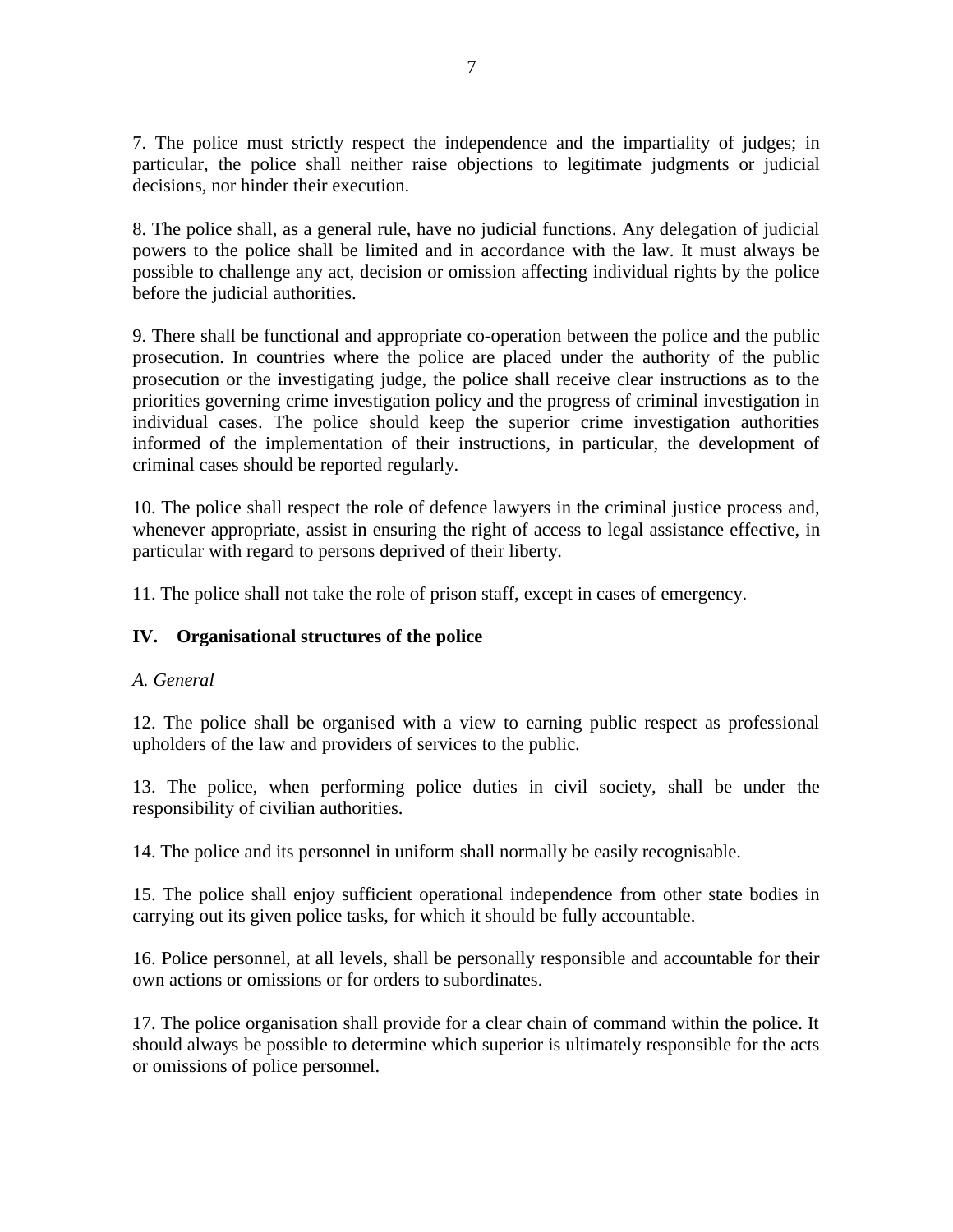7. The police must strictly respect the independence and the impartiality of judges; in particular, the police shall neither raise objections to legitimate judgments or judicial decisions, nor hinder their execution.

8. The police shall, as a general rule, have no judicial functions. Any delegation of judicial powers to the police shall be limited and in accordance with the law. It must always be possible to challenge any act, decision or omission affecting individual rights by the police before the judicial authorities.

9. There shall be functional and appropriate co-operation between the police and the public prosecution. In countries where the police are placed under the authority of the public prosecution or the investigating judge, the police shall receive clear instructions as to the priorities governing crime investigation policy and the progress of criminal investigation in individual cases. The police should keep the superior crime investigation authorities informed of the implementation of their instructions, in particular, the development of criminal cases should be reported regularly.

10. The police shall respect the role of defence lawyers in the criminal justice process and, whenever appropriate, assist in ensuring the right of access to legal assistance effective, in particular with regard to persons deprived of their liberty.

11. The police shall not take the role of prison staff, except in cases of emergency.

## IV. Organisational structures of the police

*A. General*

12. The police shall be organised with a view to earning public respect as professional upholders of the law and providers of services to the public.

13. The police, when performing police duties in civil society, shall be under the responsibility of civilian authorities.

14. The police and its personnel in uniform shall normally be easily recognisable.

15. The police shall enjoy sufficient operational independence from other state bodies in carrying out its given police tasks, for which it should be fully accountable.

16. Police personnel, at all levels, shall be personally responsible and accountable for their own actions or omissions or for orders to subordinates.

17. The police organisation shall provide for a clear chain of command within the police. It should always be possible to determine which superior is ultimately responsible for the acts or omissions of police personnel.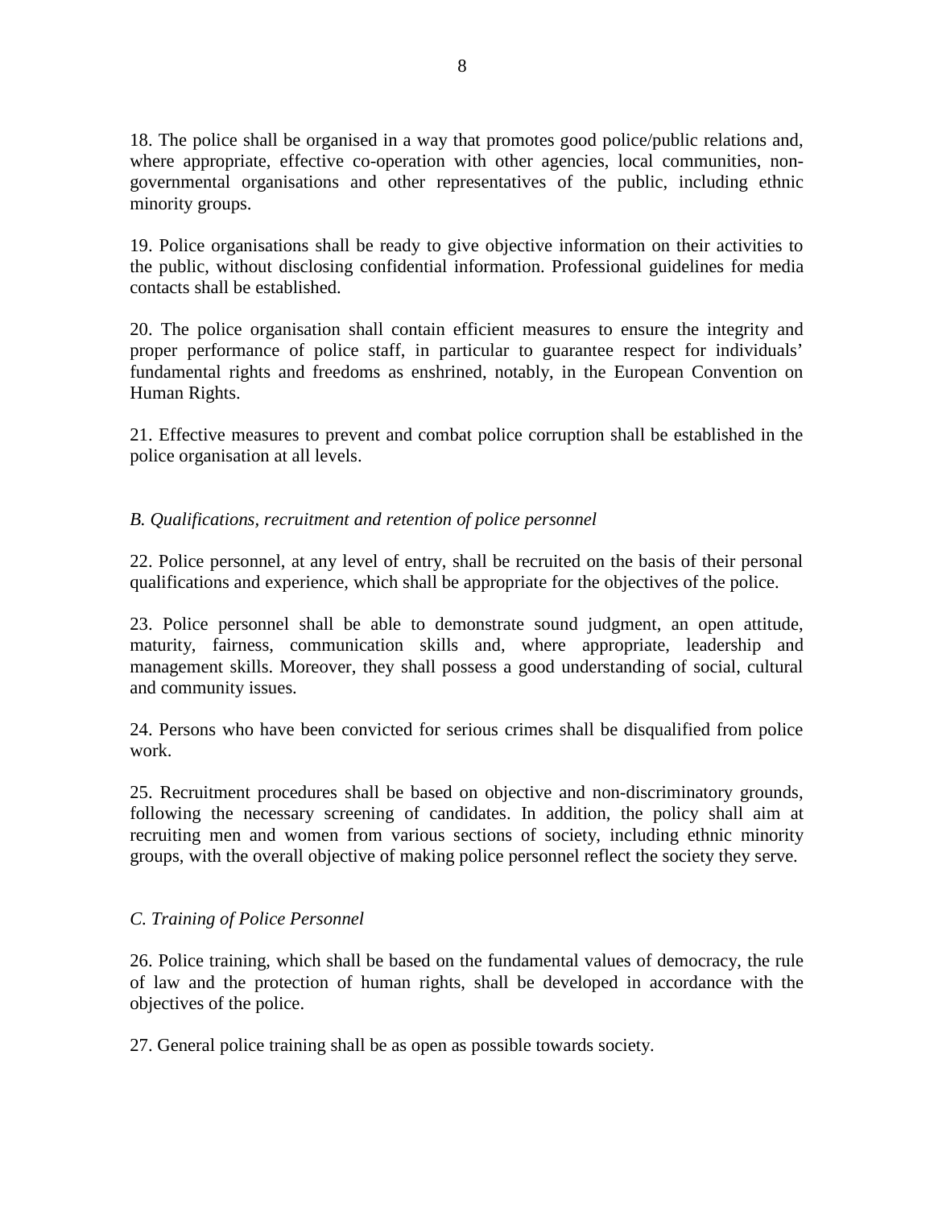18. The police shall be organised in a way that promotes good police/public relations and, where appropriate, effective co-operation with other agencies, local communities, non-governmental organisations and other representatives of the public, including ethnic minority groups.

19. Police organisations shall be ready to give objective information on their activities to the public, without disclosing confidential information. Professional guidelines for media contacts shall be established.

20. The police organisation shall contain efficient measures to ensure the integrity and proper performance of police staff, in particular to guarantee respect for individuals' fundamental rights and freedoms as enshrined, notably, in the European Convention on Human Rights.

21. Effective measures to prevent and combat police corruption shall be established in the police organisation at all levels.

*B. Qualifications, recruitment and retention of police personnel*

22. Police personnel, at any level of entry, shall be recruited on the basis of their personal qualifications and experience, which shall be appropriate for the objectives of the police.

23. Police personnel shall be able to demonstrate sound judgment, an open attitude, maturity, fairness, communication skills and, where appropriate, leadership and management skills. Moreover, they shall possess a good understanding of social, cultural and community issues.

24. Persons who have been convicted for serious crimes shall be disqualified from police work.

25. Recruitment procedures shall be based on objective and non-discriminatory grounds, following the necessary screening of candidates. In addition, the policy shall aim at recruiting men and women from various sections of society, including ethnic minority groups, with the overall objective of making police personnel reflect the society they serve.

*C. Training of Police Personnel*

26. Police training, which shall be based on the fundamental values of democracy, the rule of law and the protection of human rights, shall be developed in accordance with the objectives of the police.

27. General police training shall be as open as possible towards society.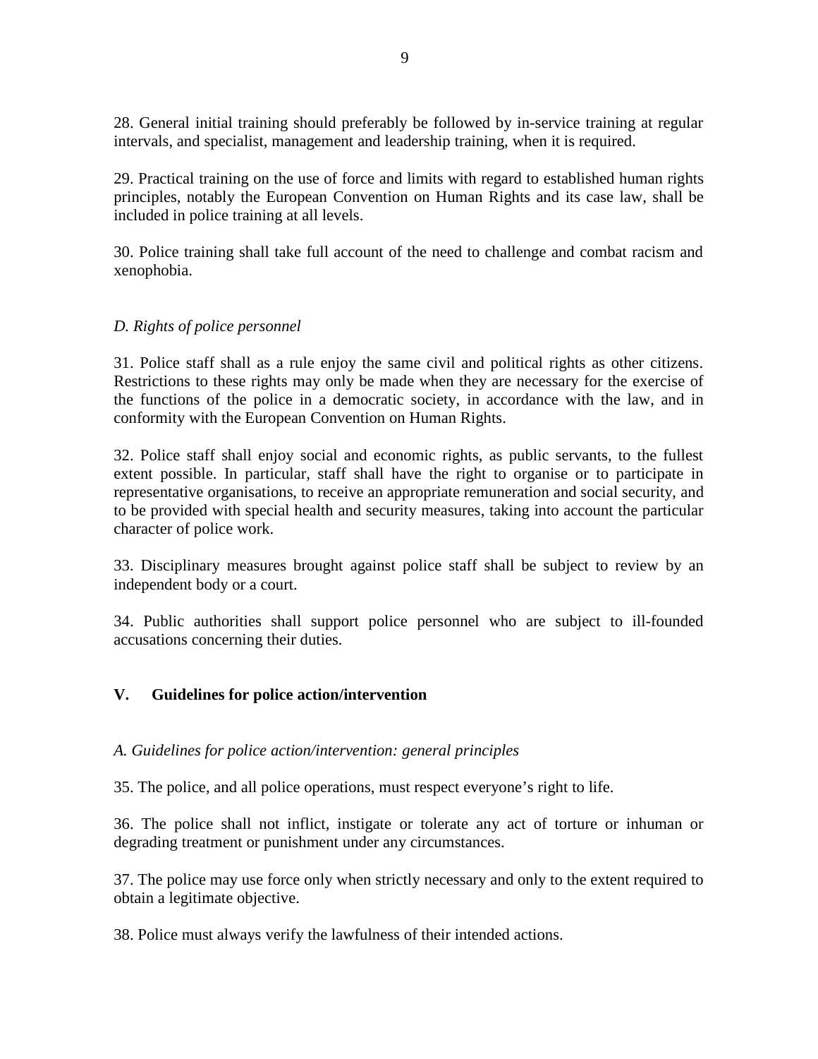28. General initial training should preferably be followed by in-service training at regular intervals, and specialist, management and leadership training, when it is required.

29. Practical training on the use of force and limits with regard to established human rights principles, notably the European Convention on Human Rights and its case law, shall be included in police training at all levels.

30. Police training shall take full account of the need to challenge and combat racism and xenophobia.

*D. Rights of police personnel*

31. Police staff shall as a rule enjoy the same civil and political rights as other citizens. Restrictions to these rights may only be made when they are necessary for the exercise of the functions of the police in a democratic society, in accordance with the law, and in conformity with the European Convention on Human Rights.

32. Police staff shall enjoy social and economic rights, as public servants, to the fullest extent possible. In particular, staff shall have the right to organise or to participate in representative organisations, to receive an appropriate remuneration and social security, and to be provided with special health and security measures, taking into account the particular character of police work.

33. Disciplinary measures brought against police staff shall be subject to review by an independent body or a court.

34. Public authorities shall support police personnel who are subject to ill-founded accusations concerning their duties.

## V. Guidelines for police action/intervention

*A. Guidelines for police action/intervention: general principles*

35. The police, and all police operations, must respect everyone's right to life.

36. The police shall not inflict, instigate or tolerate any act of torture or inhuman or degrading treatment or punishment under any circumstances.

37. The police may use force only when strictly necessary and only to the extent required to obtain a legitimate objective.

38. Police must always verify the lawfulness of their intended actions.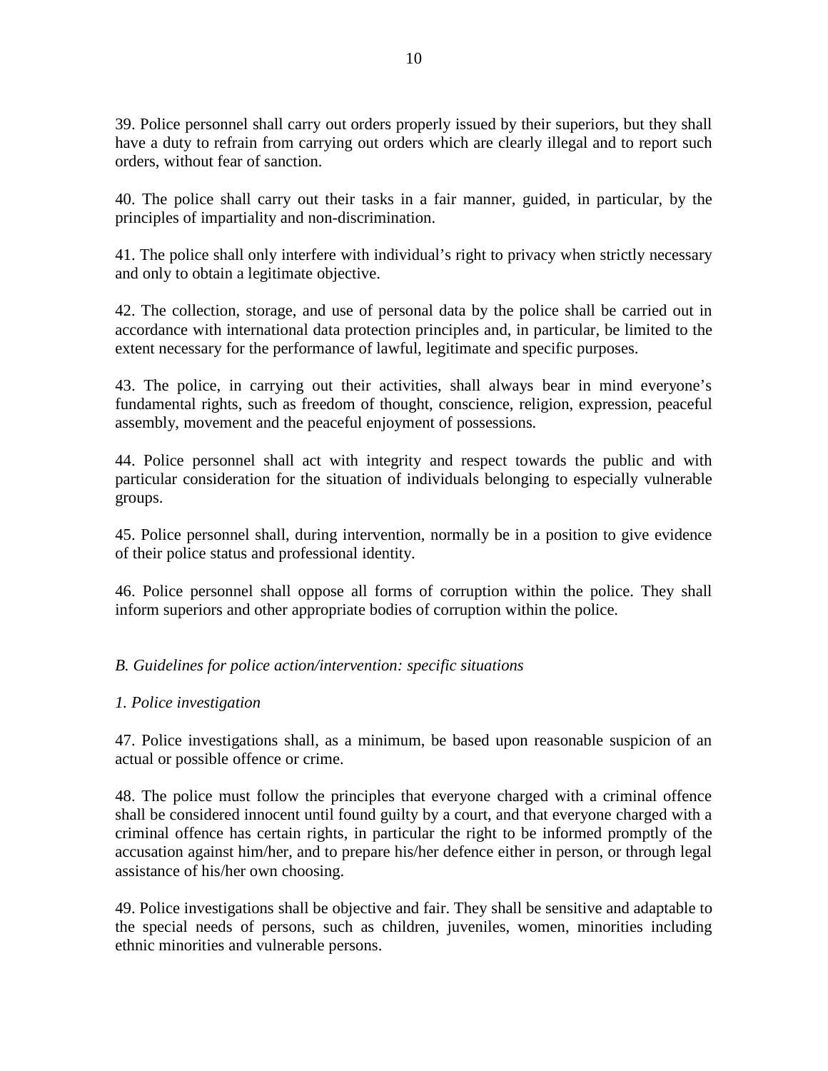39. Police personnel shall carry out orders properly issued by their superiors, but they shall have a duty to refrain from carrying out orders which are clearly illegal and to report such orders, without fear of sanction.

40. The police shall carry out their tasks in a fair manner, guided, in particular, by the principles of impartiality and non-discrimination.

41. The police shall only interfere with individual's right to privacy when strictly necessary and only to obtain a legitimate objective.

42. The collection, storage, and use of personal data by the police shall be carried out in accordance with international data protection principles and, in particular, be limited to the extent necessary for the performance of lawful, legitimate and specific purposes.

43. The police, in carrying out their activities, shall always bear in mind everyone's fundamental rights, such as freedom of thought, conscience, religion, expression, peaceful assembly, movement and the peaceful enjoyment of possessions.

44. Police personnel shall act with integrity and respect towards the public and with particular consideration for the situation of individuals belonging to especially vulnerable groups.

45. Police personnel shall, during intervention, normally be in a position to give evidence of their police status and professional identity.

46. Police personnel shall oppose all forms of corruption within the police. They shall inform superiors and other appropriate bodies of corruption within the police.

*B. Guidelines for police action/intervention: specific situations*

*1. Police investigation*

47. Police investigations shall, as a minimum, be based upon reasonable suspicion of an actual or possible offence or crime.

48. The police must follow the principles that everyone charged with a criminal offence shall be considered innocent until found guilty by a court, and that everyone charged with a criminal offence has certain rights, in particular the right to be informed promptly of the accusation against him/her, and to prepare his/her defence either in person, or through legal assistance of his/her own choosing.

49. Police investigations shall be objective and fair. They shall be sensitive and adaptable to the special needs of persons, such as children, juveniles, women, minorities including ethnic minorities and vulnerable persons.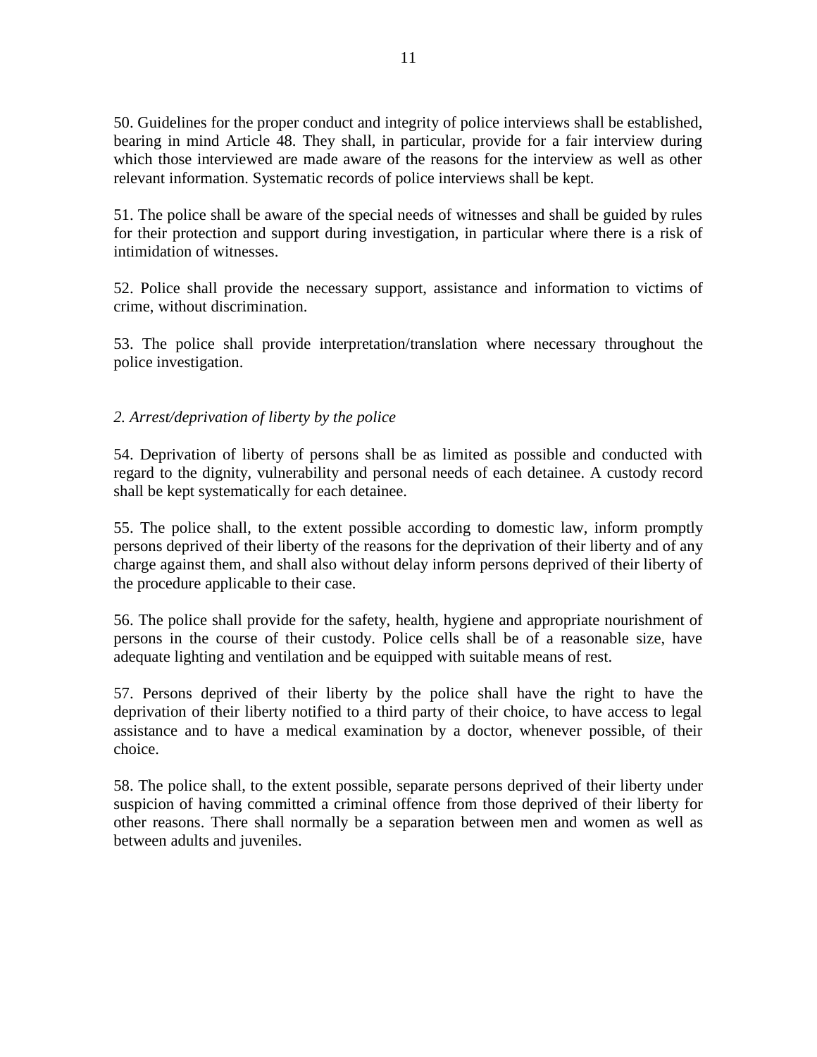50. Guidelines for the proper conduct and integrity of police interviews shall be established, bearing in mind Article 48. They shall, in particular, provide for a fair interview during which those interviewed are made aware of the reasons for the interview as well as other relevant information. Systematic records of police interviews shall be kept.

51. The police shall be aware of the special needs of witnesses and shall be guided by rules for their protection and support during investigation, in particular where there is a risk of intimidation of witnesses.

52. Police shall provide the necessary support, assistance and information to victims of crime, without discrimination.

53. The police shall provide interpretation/translation where necessary throughout the police investigation.

*2. Arrest/deprivation of liberty by the police*

54. Deprivation of liberty of persons shall be as limited as possible and conducted with regard to the dignity, vulnerability and personal needs of each detainee. A custody record shall be kept systematically for each detainee.

55. The police shall, to the extent possible according to domestic law, inform promptly persons deprived of their liberty of the reasons for the deprivation of their liberty and of any charge against them, and shall also without delay inform persons deprived of their liberty of the procedure applicable to their case.

56. The police shall provide for the safety, health, hygiene and appropriate nourishment of persons in the course of their custody. Police cells shall be of a reasonable size, have adequate lighting and ventilation and be equipped with suitable means of rest.

57. Persons deprived of their liberty by the police shall have the right to have the deprivation of their liberty notified to a third party of their choice, to have access to legal assistance and to have a medical examination by a doctor, whenever possible, of their choice.

58. The police shall, to the extent possible, separate persons deprived of their liberty under suspicion of having committed a criminal offence from those deprived of their liberty for other reasons. There shall normally be a separation between men and women as well as between adults and juveniles.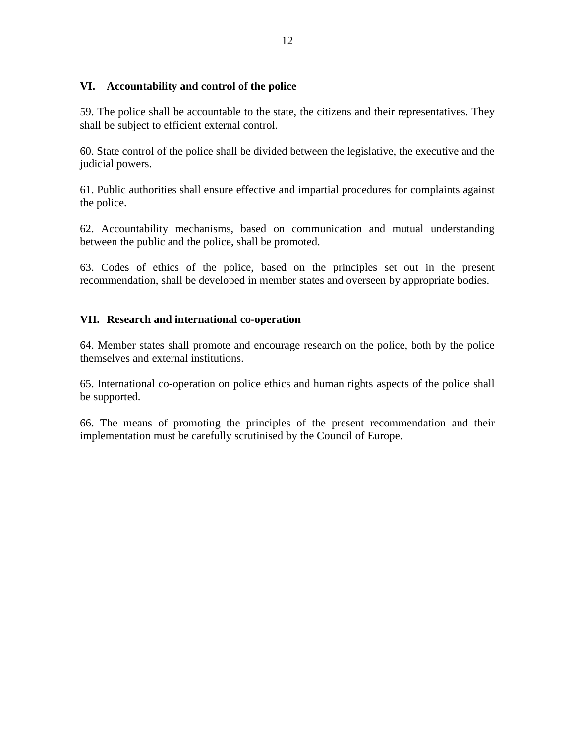## VI. Accountability and control of the police

59. The police shall be accountable to the state, the citizens and their representatives. They shall be subject to efficient external control.

60. State control of the police shall be divided between the legislative, the executive and the judicial powers.

61. Public authorities shall ensure effective and impartial procedures for complaints against the police.

62. Accountability mechanisms, based on communication and mutual understanding between the public and the police, shall be promoted.

63. Codes of ethics of the police, based on the principles set out in the present recommendation, shall be developed in member states and overseen by appropriate bodies.

## VII. Research and international co-operation

64. Member states shall promote and encourage research on the police, both by the police themselves and external institutions.

65. International co-operation on police ethics and human rights aspects of the police shall be supported.

66. The means of promoting the principles of the present recommendation and their implementation must be carefully scrutinised by the Council of Europe.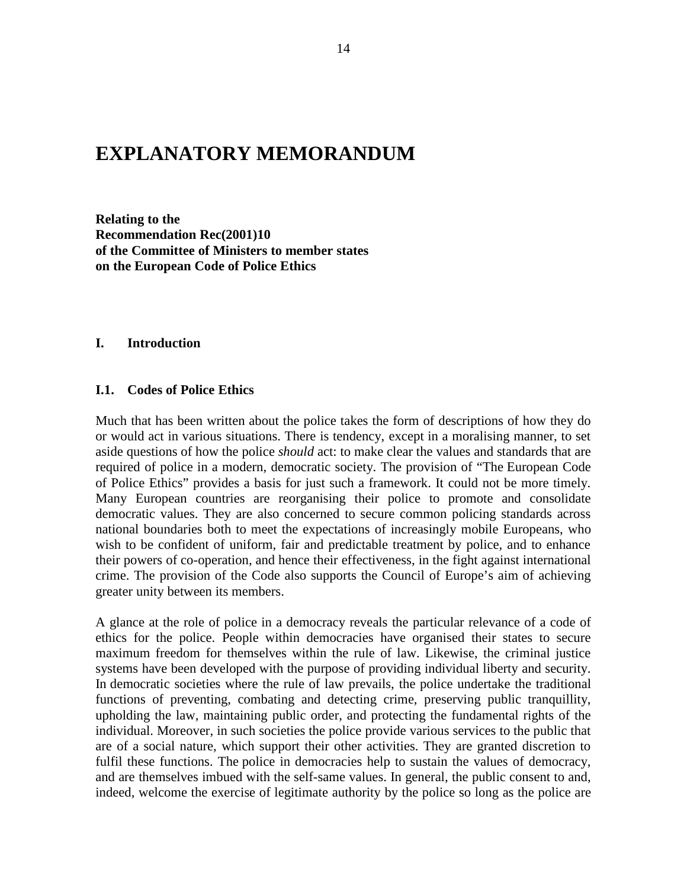# EXPLANATORY MEMORANDUM

**Relating to the**
**Recommendation Rec(2001)10**
**of the Committee of Ministers to member states**
**on the European Code of Police Ethics**

## I. Introduction

### I.1. Codes of Police Ethics

Much that has been written about the police takes the form of descriptions of how they do or would act in various situations. There is tendency, except in a moralising manner, to set aside questions of how the police *should* act: to make clear the values and standards that are required of police in a modern, democratic society. The provision of "The European Code of Police Ethics" provides a basis for just such a framework. It could not be more timely. Many European countries are reorganising their police to promote and consolidate democratic values. They are also concerned to secure common policing standards across national boundaries both to meet the expectations of increasingly mobile Europeans, who wish to be confident of uniform, fair and predictable treatment by police, and to enhance their powers of co-operation, and hence their effectiveness, in the fight against international crime. The provision of the Code also supports the Council of Europe's aim of achieving greater unity between its members.

A glance at the role of police in a democracy reveals the particular relevance of a code of ethics for the police. People within democracies have organised their states to secure maximum freedom for themselves within the rule of law. Likewise, the criminal justice systems have been developed with the purpose of providing individual liberty and security. In democratic societies where the rule of law prevails, the police undertake the traditional functions of preventing, combating and detecting crime, preserving public tranquillity, upholding the law, maintaining public order, and protecting the fundamental rights of the individual. Moreover, in such societies the police provide various services to the public that are of a social nature, which support their other activities. They are granted discretion to fulfil these functions. The police in democracies help to sustain the values of democracy, and are themselves imbued with the self-same values. In general, the public consent to and, indeed, welcome the exercise of legitimate authority by the police so long as the police are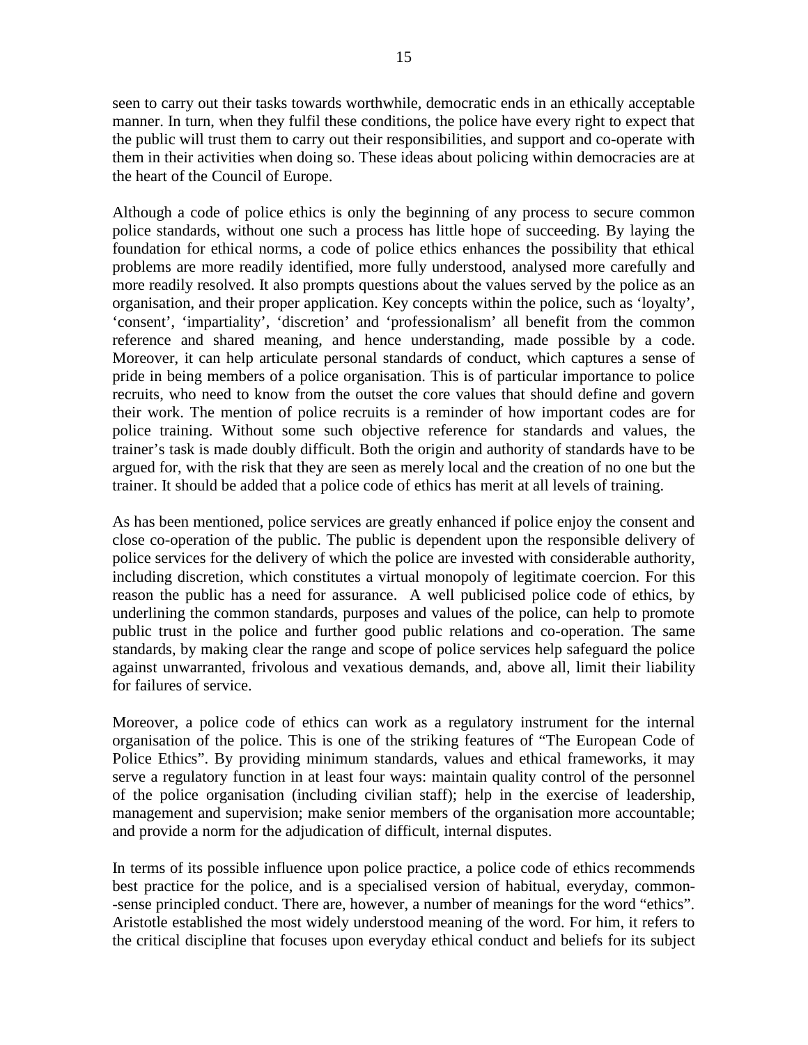seen to carry out their tasks towards worthwhile, democratic ends in an ethically acceptable manner. In turn, when they fulfil these conditions, the police have every right to expect that the public will trust them to carry out their responsibilities, and support and co-operate with them in their activities when doing so. These ideas about policing within democracies are at the heart of the Council of Europe.

Although a code of police ethics is only the beginning of any process to secure common police standards, without one such a process has little hope of succeeding. By laying the foundation for ethical norms, a code of police ethics enhances the possibility that ethical problems are more readily identified, more fully understood, analysed more carefully and more readily resolved. It also prompts questions about the values served by the police as an organisation, and their proper application. Key concepts within the police, such as 'loyalty', 'consent', 'impartiality', 'discretion' and 'professionalism' all benefit from the common reference and shared meaning, and hence understanding, made possible by a code. Moreover, it can help articulate personal standards of conduct, which captures a sense of pride in being members of a police organisation. This is of particular importance to police recruits, who need to know from the outset the core values that should define and govern their work. The mention of police recruits is a reminder of how important codes are for police training. Without some such objective reference for standards and values, the trainer's task is made doubly difficult. Both the origin and authority of standards have to be argued for, with the risk that they are seen as merely local and the creation of no one but the trainer. It should be added that a police code of ethics has merit at all levels of training.

As has been mentioned, police services are greatly enhanced if police enjoy the consent and close co-operation of the public. The public is dependent upon the responsible delivery of police services for the delivery of which the police are invested with considerable authority, including discretion, which constitutes a virtual monopoly of legitimate coercion. For this reason the public has a need for assurance. A well publicised police code of ethics, by underlining the common standards, purposes and values of the police, can help to promote public trust in the police and further good public relations and co-operation. The same standards, by making clear the range and scope of police services help safeguard the police against unwarranted, frivolous and vexatious demands, and, above all, limit their liability for failures of service.

Moreover, a police code of ethics can work as a regulatory instrument for the internal organisation of the police. This is one of the striking features of "The European Code of Police Ethics". By providing minimum standards, values and ethical frameworks, it may serve a regulatory function in at least four ways: maintain quality control of the personnel of the police organisation (including civilian staff); help in the exercise of leadership, management and supervision; make senior members of the organisation more accountable; and provide a norm for the adjudication of difficult, internal disputes.

In terms of its possible influence upon police practice, a police code of ethics recommends best practice for the police, and is a specialised version of habitual, everyday, common-sense principled conduct. There are, however, a number of meanings for the word "ethics". Aristotle established the most widely understood meaning of the word. For him, it refers to the critical discipline that focuses upon everyday ethical conduct and beliefs for its subject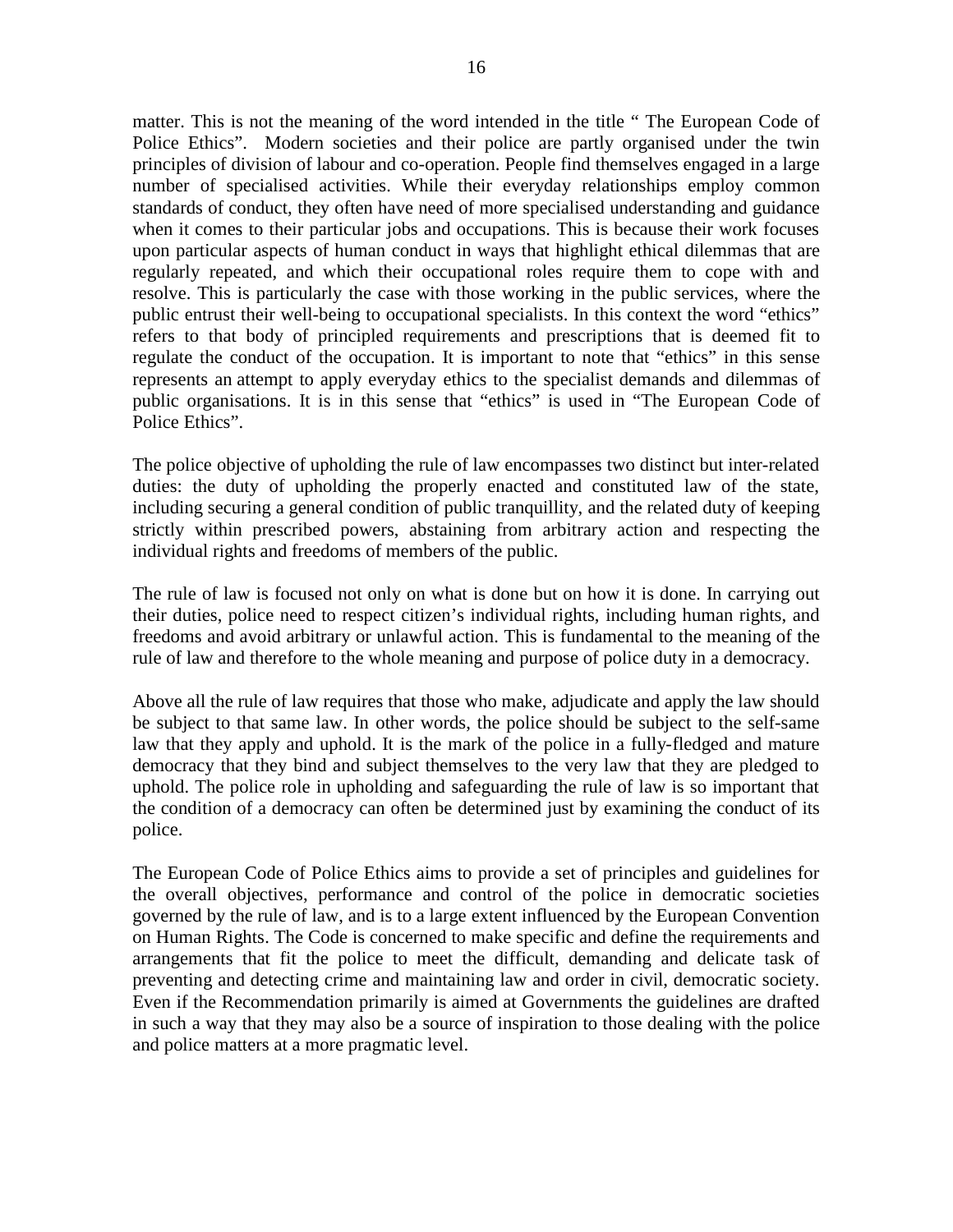matter. This is not the meaning of the word intended in the title " The European Code of Police Ethics". Modern societies and their police are partly organised under the twin principles of division of labour and co-operation. People find themselves engaged in a large number of specialised activities. While their everyday relationships employ common standards of conduct, they often have need of more specialised understanding and guidance when it comes to their particular jobs and occupations. This is because their work focuses upon particular aspects of human conduct in ways that highlight ethical dilemmas that are regularly repeated, and which their occupational roles require them to cope with and resolve. This is particularly the case with those working in the public services, where the public entrust their well-being to occupational specialists. In this context the word "ethics" refers to that body of principled requirements and prescriptions that is deemed fit to regulate the conduct of the occupation. It is important to note that "ethics" in this sense represents an attempt to apply everyday ethics to the specialist demands and dilemmas of public organisations. It is in this sense that "ethics" is used in "The European Code of Police Ethics".

The police objective of upholding the rule of law encompasses two distinct but inter-related duties: the duty of upholding the properly enacted and constituted law of the state, including securing a general condition of public tranquillity, and the related duty of keeping strictly within prescribed powers, abstaining from arbitrary action and respecting the individual rights and freedoms of members of the public.

The rule of law is focused not only on what is done but on how it is done. In carrying out their duties, police need to respect citizen's individual rights, including human rights, and freedoms and avoid arbitrary or unlawful action. This is fundamental to the meaning of the rule of law and therefore to the whole meaning and purpose of police duty in a democracy.

Above all the rule of law requires that those who make, adjudicate and apply the law should be subject to that same law. In other words, the police should be subject to the self-same law that they apply and uphold. It is the mark of the police in a fully-fledged and mature democracy that they bind and subject themselves to the very law that they are pledged to uphold. The police role in upholding and safeguarding the rule of law is so important that the condition of a democracy can often be determined just by examining the conduct of its police.

The European Code of Police Ethics aims to provide a set of principles and guidelines for the overall objectives, performance and control of the police in democratic societies governed by the rule of law, and is to a large extent influenced by the European Convention on Human Rights. The Code is concerned to make specific and define the requirements and arrangements that fit the police to meet the difficult, demanding and delicate task of preventing and detecting crime and maintaining law and order in civil, democratic society. Even if the Recommendation primarily is aimed at Governments the guidelines are drafted in such a way that they may also be a source of inspiration to those dealing with the police and police matters at a more pragmatic level.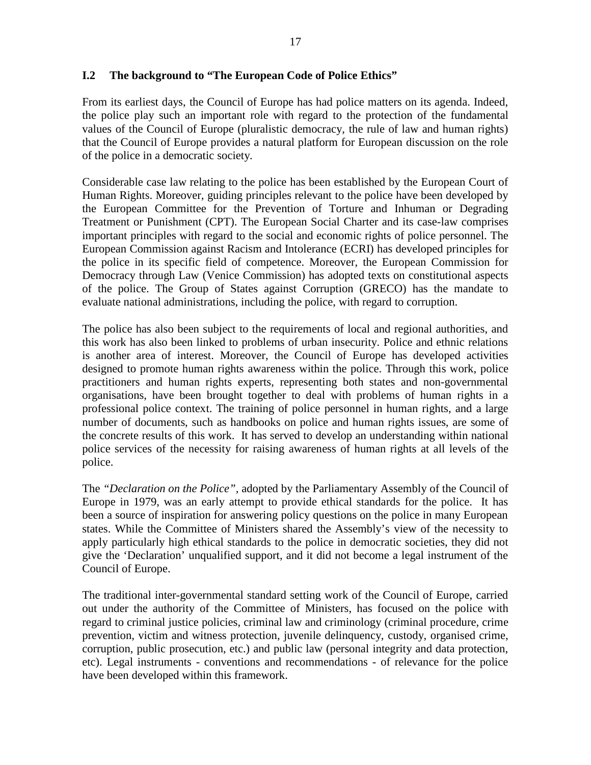## I.2 The background to "The European Code of Police Ethics"

From its earliest days, the Council of Europe has had police matters on its agenda. Indeed, the police play such an important role with regard to the protection of the fundamental values of the Council of Europe (pluralistic democracy, the rule of law and human rights) that the Council of Europe provides a natural platform for European discussion on the role of the police in a democratic society.

Considerable case law relating to the police has been established by the European Court of Human Rights. Moreover, guiding principles relevant to the police have been developed by the European Committee for the Prevention of Torture and Inhuman or Degrading Treatment or Punishment (CPT). The European Social Charter and its case-law comprises important principles with regard to the social and economic rights of police personnel. The European Commission against Racism and Intolerance (ECRI) has developed principles for the police in its specific field of competence. Moreover, the European Commission for Democracy through Law (Venice Commission) has adopted texts on constitutional aspects of the police. The Group of States against Corruption (GRECO) has the mandate to evaluate national administrations, including the police, with regard to corruption.

The police has also been subject to the requirements of local and regional authorities, and this work has also been linked to problems of urban insecurity. Police and ethnic relations is another area of interest. Moreover, the Council of Europe has developed activities designed to promote human rights awareness within the police. Through this work, police practitioners and human rights experts, representing both states and non-governmental organisations, have been brought together to deal with problems of human rights in a professional police context. The training of police personnel in human rights, and a large number of documents, such as handbooks on police and human rights issues, are some of the concrete results of this work. It has served to develop an understanding within national police services of the necessity for raising awareness of human rights at all levels of the police.

The *"Declaration on the Police"*, adopted by the Parliamentary Assembly of the Council of Europe in 1979, was an early attempt to provide ethical standards for the police. It has been a source of inspiration for answering policy questions on the police in many European states. While the Committee of Ministers shared the Assembly's view of the necessity to apply particularly high ethical standards to the police in democratic societies, they did not give the 'Declaration' unqualified support, and it did not become a legal instrument of the Council of Europe.

The traditional inter-governmental standard setting work of the Council of Europe, carried out under the authority of the Committee of Ministers, has focused on the police with regard to criminal justice policies, criminal law and criminology (criminal procedure, crime prevention, victim and witness protection, juvenile delinquency, custody, organised crime, corruption, public prosecution, etc.) and public law (personal integrity and data protection, etc). Legal instruments - conventions and recommendations - of relevance for the police have been developed within this framework.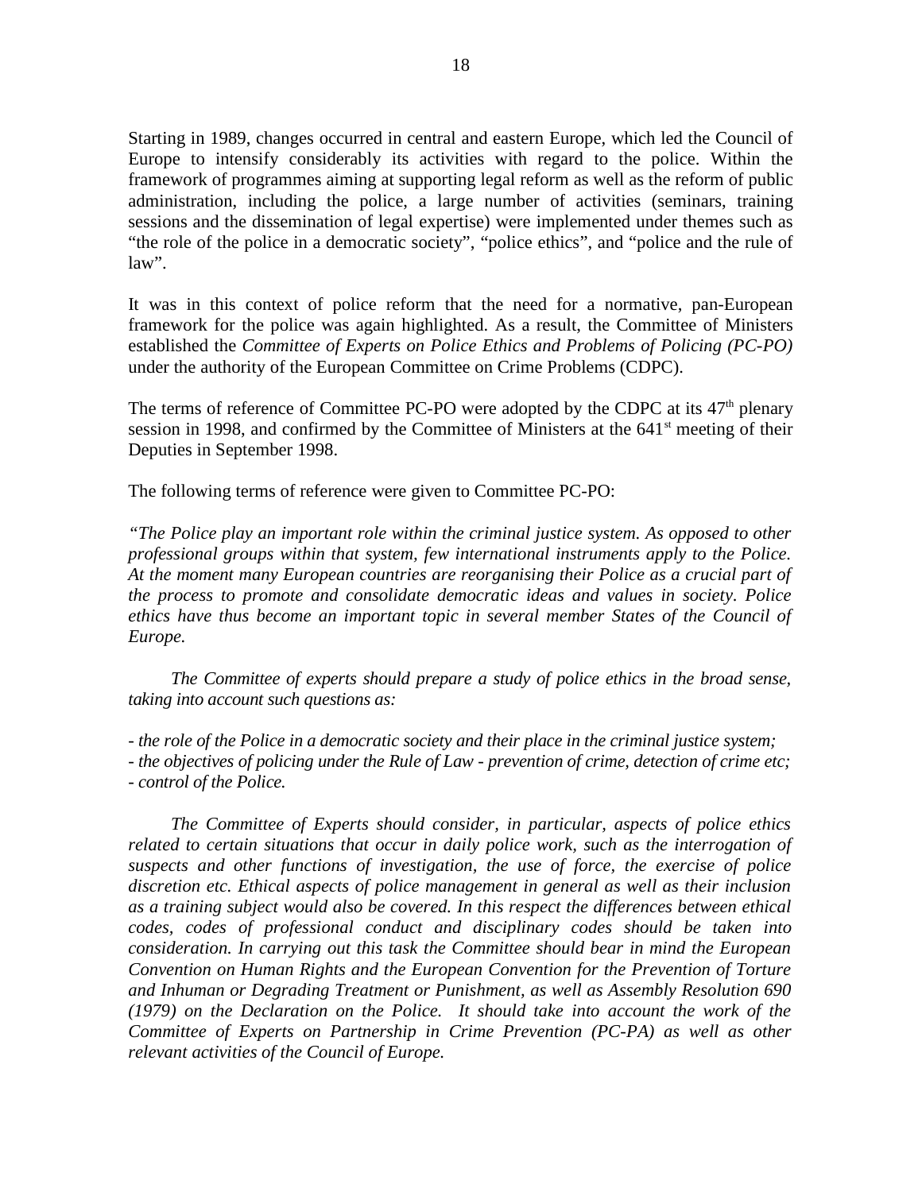Starting in 1989, changes occurred in central and eastern Europe, which led the Council of Europe to intensify considerably its activities with regard to the police. Within the framework of programmes aiming at supporting legal reform as well as the reform of public administration, including the police, a large number of activities (seminars, training sessions and the dissemination of legal expertise) were implemented under themes such as "the role of the police in a democratic society", "police ethics", and "police and the rule of law".

It was in this context of police reform that the need for a normative, pan-European framework for the police was again highlighted. As a result, the Committee of Ministers established the *Committee of Experts on Police Ethics and Problems of Policing (PC-PO)* under the authority of the European Committee on Crime Problems (CDPC).

The terms of reference of Committee PC-PO were adopted by the CDPC at its 47th plenary session in 1998, and confirmed by the Committee of Ministers at the 641st meeting of their Deputies in September 1998.

The following terms of reference were given to Committee PC-PO:

*"The Police play an important role within the criminal justice system. As opposed to other professional groups within that system, few international instruments apply to the Police. At the moment many European countries are reorganising their Police as a crucial part of the process to promote and consolidate democratic ideas and values in society. Police ethics have thus become an important topic in several member States of the Council of Europe.*

*The Committee of experts should prepare a study of police ethics in the broad sense, taking into account such questions as:*

*- the role of the Police in a democratic society and their place in the criminal justice system;*
*- the objectives of policing under the Rule of Law - prevention of crime, detection of crime etc;*
*- control of the Police.*

*The Committee of Experts should consider, in particular, aspects of police ethics related to certain situations that occur in daily police work, such as the interrogation of suspects and other functions of investigation, the use of force, the exercise of police discretion etc. Ethical aspects of police management in general as well as their inclusion as a training subject would also be covered. In this respect the differences between ethical codes, codes of professional conduct and disciplinary codes should be taken into consideration. In carrying out this task the Committee should bear in mind the European Convention on Human Rights and the European Convention for the Prevention of Torture and Inhuman or Degrading Treatment or Punishment, as well as Assembly Resolution 690 (1979) on the Declaration on the Police. It should take into account the work of the Committee of Experts on Partnership in Crime Prevention (PC-PA) as well as other relevant activities of the Council of Europe.*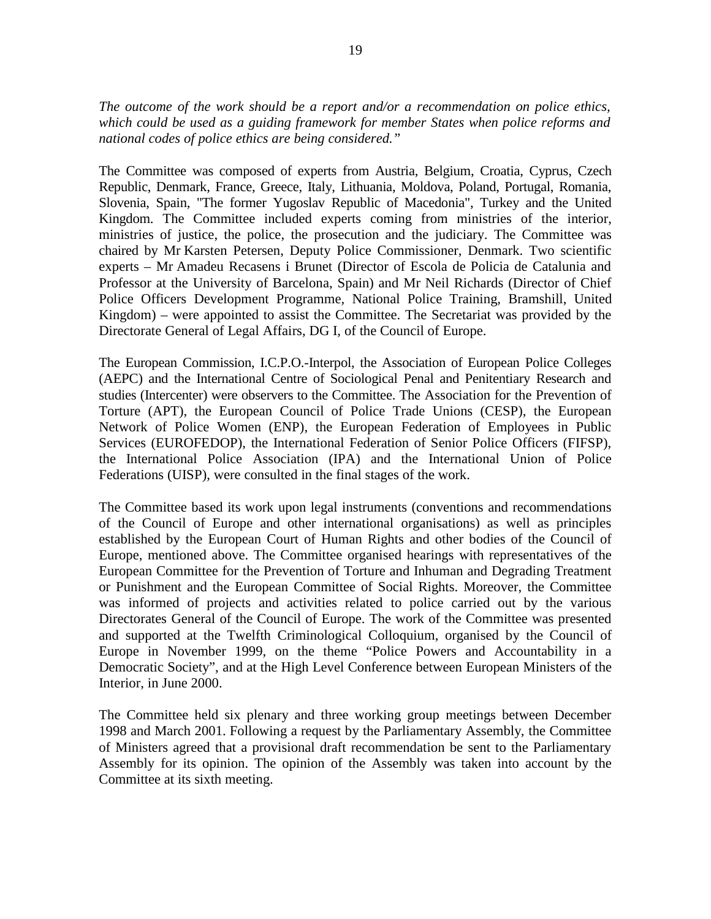*The outcome of the work should be a report and/or a recommendation on police ethics, which could be used as a guiding framework for member States when police reforms and national codes of police ethics are being considered."*

The Committee was composed of experts from Austria, Belgium, Croatia, Cyprus, Czech Republic, Denmark, France, Greece, Italy, Lithuania, Moldova, Poland, Portugal, Romania, Slovenia, Spain, "The former Yugoslav Republic of Macedonia", Turkey and the United Kingdom. The Committee included experts coming from ministries of the interior, ministries of justice, the police, the prosecution and the judiciary. The Committee was chaired by Mr Karsten Petersen, Deputy Police Commissioner, Denmark. Two scientific experts – Mr Amadeu Recasens i Brunet (Director of Escola de Policia de Catalunia and Professor at the University of Barcelona, Spain) and Mr Neil Richards (Director of Chief Police Officers Development Programme, National Police Training, Bramshill, United Kingdom) – were appointed to assist the Committee. The Secretariat was provided by the Directorate General of Legal Affairs, DG I, of the Council of Europe.

The European Commission, I.C.P.O.-Interpol, the Association of European Police Colleges (AEPC) and the International Centre of Sociological Penal and Penitentiary Research and studies (Intercenter) were observers to the Committee. The Association for the Prevention of Torture (APT), the European Council of Police Trade Unions (CESP), the European Network of Police Women (ENP), the European Federation of Employees in Public Services (EUROFEDOP), the International Federation of Senior Police Officers (FIFSP), the International Police Association (IPA) and the International Union of Police Federations (UISP), were consulted in the final stages of the work.

The Committee based its work upon legal instruments (conventions and recommendations of the Council of Europe and other international organisations) as well as principles established by the European Court of Human Rights and other bodies of the Council of Europe, mentioned above. The Committee organised hearings with representatives of the European Committee for the Prevention of Torture and Inhuman and Degrading Treatment or Punishment and the European Committee of Social Rights. Moreover, the Committee was informed of projects and activities related to police carried out by the various Directorates General of the Council of Europe. The work of the Committee was presented and supported at the Twelfth Criminological Colloquium, organised by the Council of Europe in November 1999, on the theme "Police Powers and Accountability in a Democratic Society", and at the High Level Conference between European Ministers of the Interior, in June 2000.

The Committee held six plenary and three working group meetings between December 1998 and March 2001. Following a request by the Parliamentary Assembly, the Committee of Ministers agreed that a provisional draft recommendation be sent to the Parliamentary Assembly for its opinion. The opinion of the Assembly was taken into account by the Committee at its sixth meeting.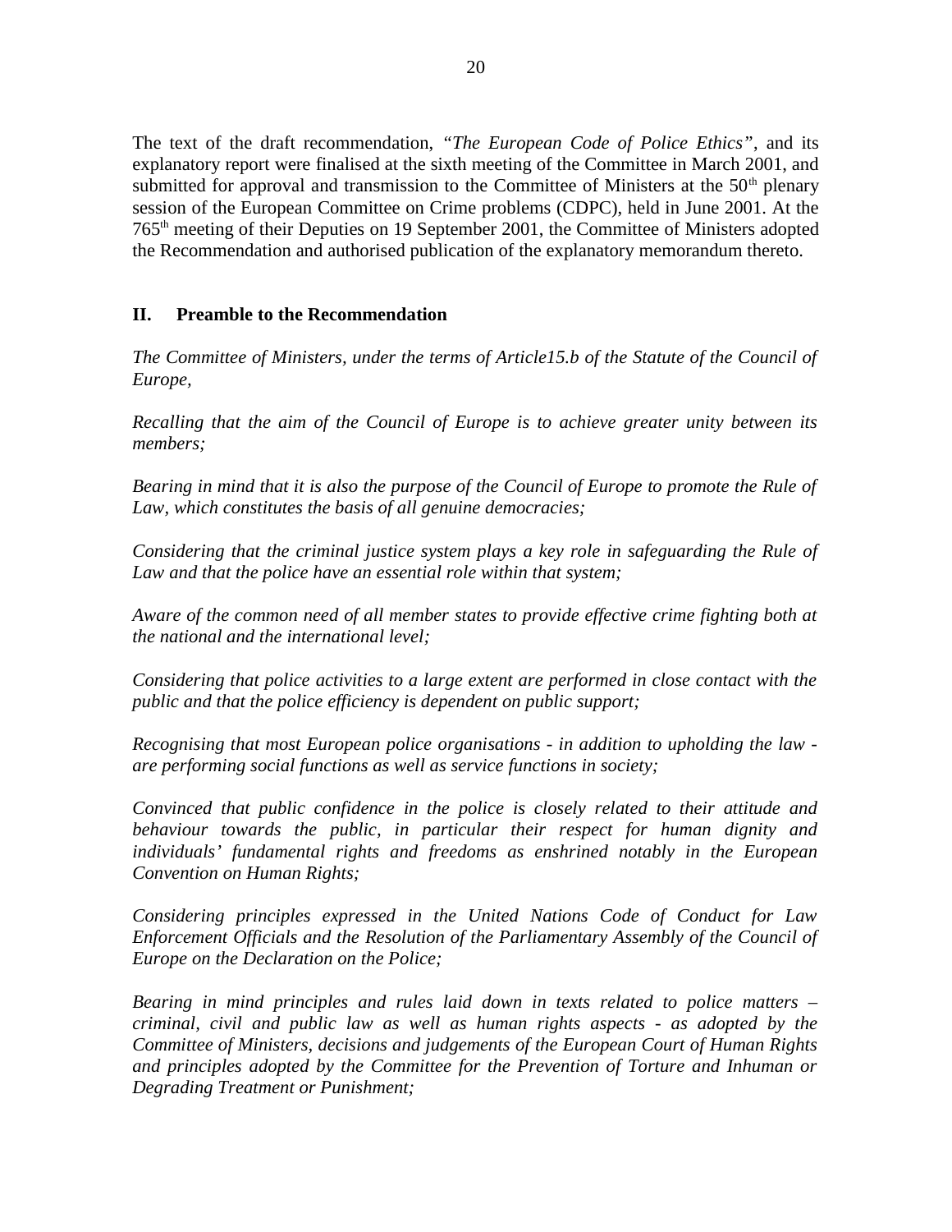The text of the draft recommendation, *"The European Code of Police Ethics"*, and its explanatory report were finalised at the sixth meeting of the Committee in March 2001, and submitted for approval and transmission to the Committee of Ministers at the 50th plenary session of the European Committee on Crime problems (CDPC), held in June 2001. At the 765th meeting of their Deputies on 19 September 2001, the Committee of Ministers adopted the Recommendation and authorised publication of the explanatory memorandum thereto.

## II. Preamble to the Recommendation

*The Committee of Ministers, under the terms of Article15.b of the Statute of the Council of Europe,*

*Recalling that the aim of the Council of Europe is to achieve greater unity between its members;*

*Bearing in mind that it is also the purpose of the Council of Europe to promote the Rule of Law, which constitutes the basis of all genuine democracies;*

*Considering that the criminal justice system plays a key role in safeguarding the Rule of Law and that the police have an essential role within that system;*

*Aware of the common need of all member states to provide effective crime fighting both at the national and the international level;*

*Considering that police activities to a large extent are performed in close contact with the public and that the police efficiency is dependent on public support;*

*Recognising that most European police organisations - in addition to upholding the law - are performing social functions as well as service functions in society;*

*Convinced that public confidence in the police is closely related to their attitude and behaviour towards the public, in particular their respect for human dignity and individuals' fundamental rights and freedoms as enshrined notably in the European Convention on Human Rights;*

*Considering principles expressed in the United Nations Code of Conduct for Law Enforcement Officials and the Resolution of the Parliamentary Assembly of the Council of Europe on the Declaration on the Police;*

*Bearing in mind principles and rules laid down in texts related to police matters – criminal, civil and public law as well as human rights aspects - as adopted by the Committee of Ministers, decisions and judgements of the European Court of Human Rights and principles adopted by the Committee for the Prevention of Torture and Inhuman or Degrading Treatment or Punishment;*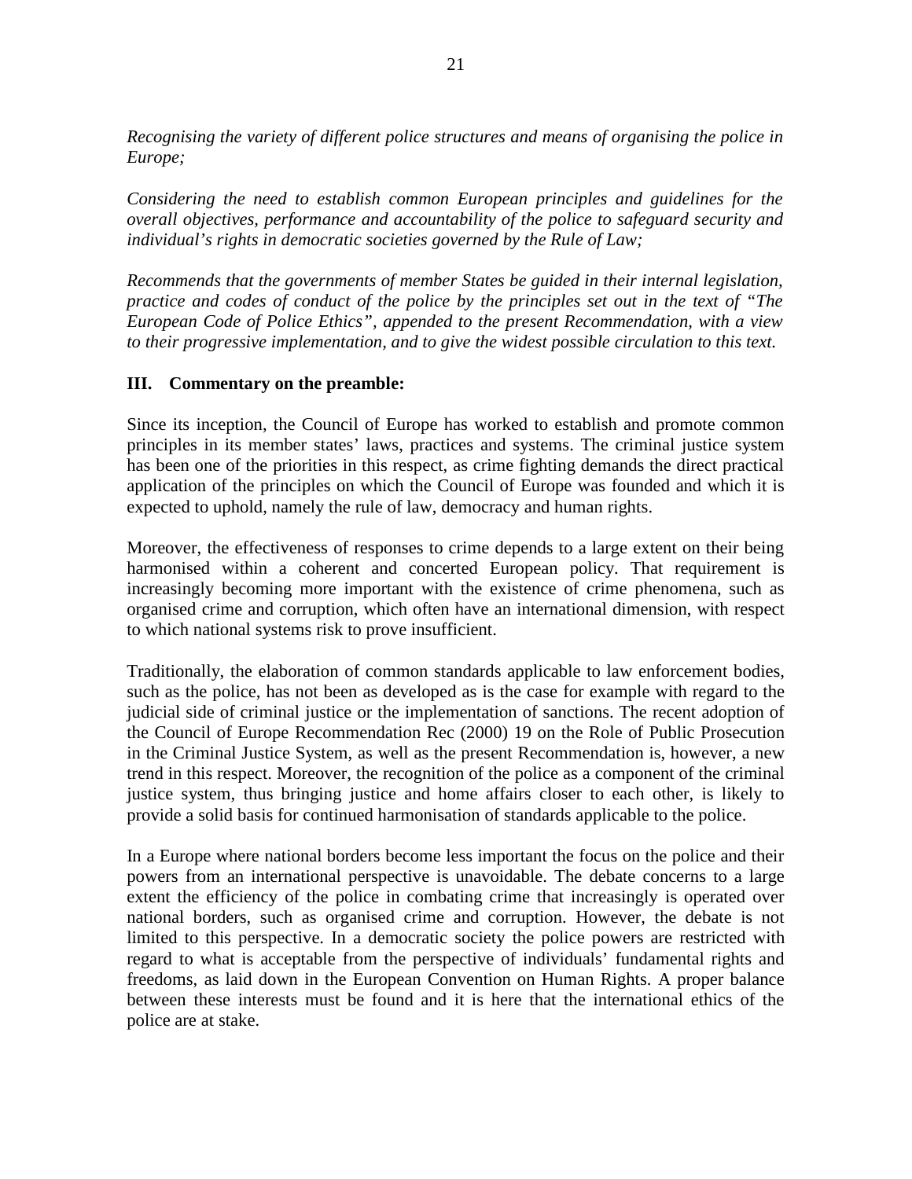*Recognising the variety of different police structures and means of organising the police in Europe;*

*Considering the need to establish common European principles and guidelines for the overall objectives, performance and accountability of the police to safeguard security and individual's rights in democratic societies governed by the Rule of Law;*

*Recommends that the governments of member States be guided in their internal legislation, practice and codes of conduct of the police by the principles set out in the text of "The European Code of Police Ethics", appended to the present Recommendation, with a view to their progressive implementation, and to give the widest possible circulation to this text.*

## III. Commentary on the preamble:

Since its inception, the Council of Europe has worked to establish and promote common principles in its member states' laws, practices and systems. The criminal justice system has been one of the priorities in this respect, as crime fighting demands the direct practical application of the principles on which the Council of Europe was founded and which it is expected to uphold, namely the rule of law, democracy and human rights.

Moreover, the effectiveness of responses to crime depends to a large extent on their being harmonised within a coherent and concerted European policy. That requirement is increasingly becoming more important with the existence of crime phenomena, such as organised crime and corruption, which often have an international dimension, with respect to which national systems risk to prove insufficient.

Traditionally, the elaboration of common standards applicable to law enforcement bodies, such as the police, has not been as developed as is the case for example with regard to the judicial side of criminal justice or the implementation of sanctions. The recent adoption of the Council of Europe Recommendation Rec (2000) 19 on the Role of Public Prosecution in the Criminal Justice System, as well as the present Recommendation is, however, a new trend in this respect. Moreover, the recognition of the police as a component of the criminal justice system, thus bringing justice and home affairs closer to each other, is likely to provide a solid basis for continued harmonisation of standards applicable to the police.

In a Europe where national borders become less important the focus on the police and their powers from an international perspective is unavoidable. The debate concerns to a large extent the efficiency of the police in combating crime that increasingly is operated over national borders, such as organised crime and corruption. However, the debate is not limited to this perspective. In a democratic society the police powers are restricted with regard to what is acceptable from the perspective of individuals' fundamental rights and freedoms, as laid down in the European Convention on Human Rights. A proper balance between these interests must be found and it is here that the international ethics of the police are at stake.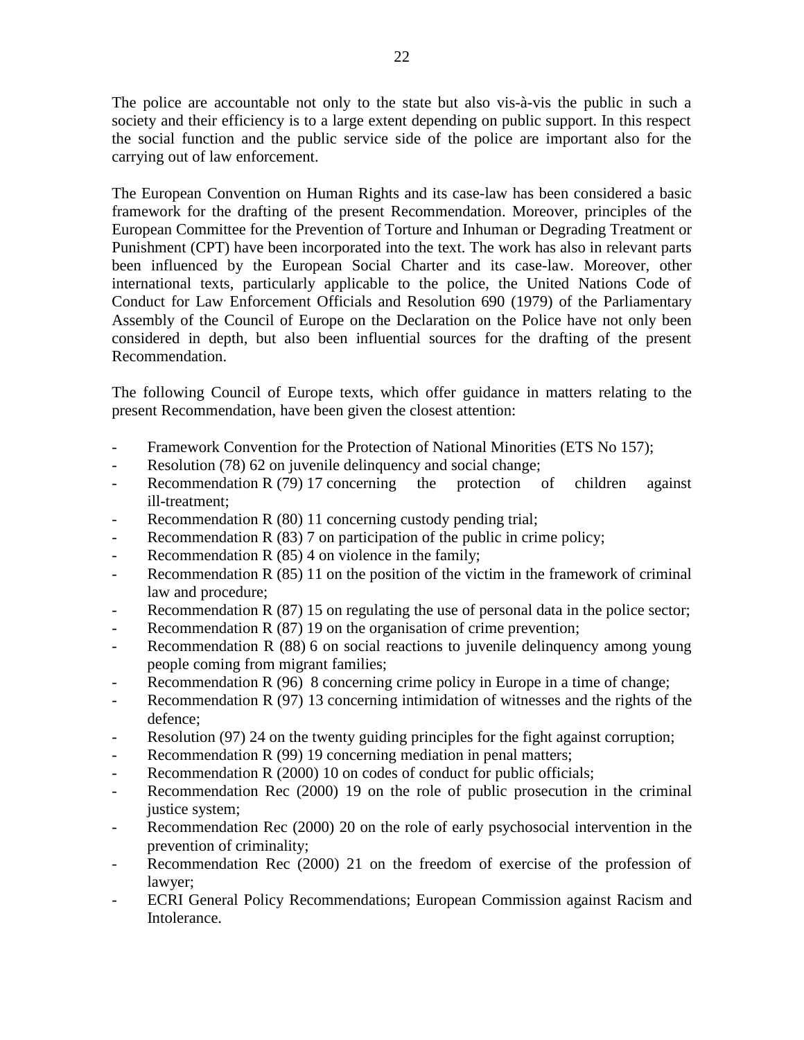The police are accountable not only to the state but also vis-à-vis the public in such a society and their efficiency is to a large extent depending on public support. In this respect the social function and the public service side of the police are important also for the carrying out of law enforcement.

The European Convention on Human Rights and its case-law has been considered a basic framework for the drafting of the present Recommendation. Moreover, principles of the European Committee for the Prevention of Torture and Inhuman or Degrading Treatment or Punishment (CPT) have been incorporated into the text. The work has also in relevant parts been influenced by the European Social Charter and its case-law. Moreover, other international texts, particularly applicable to the police, the United Nations Code of Conduct for Law Enforcement Officials and Resolution 690 (1979) of the Parliamentary Assembly of the Council of Europe on the Declaration on the Police have not only been considered in depth, but also been influential sources for the drafting of the present Recommendation.

The following Council of Europe texts, which offer guidance in matters relating to the present Recommendation, have been given the closest attention:

- Framework Convention for the Protection of National Minorities (ETS No 157);
- Resolution (78) 62 on juvenile delinquency and social change;
- Recommendation R (79) 17 concerning the protection of children against ill-treatment;
- Recommendation R (80) 11 concerning custody pending trial;
- Recommendation R (83) 7 on participation of the public in crime policy;
- Recommendation R (85) 4 on violence in the family;
- Recommendation R (85) 11 on the position of the victim in the framework of criminal law and procedure;
- Recommendation R (87) 15 on regulating the use of personal data in the police sector;
- Recommendation R (87) 19 on the organisation of crime prevention;
- Recommendation R (88) 6 on social reactions to juvenile delinquency among young people coming from migrant families;
- Recommendation R (96) 8 concerning crime policy in Europe in a time of change;
- Recommendation R (97) 13 concerning intimidation of witnesses and the rights of the defence;
- Resolution (97) 24 on the twenty guiding principles for the fight against corruption;
- Recommendation R (99) 19 concerning mediation in penal matters;
- Recommendation R (2000) 10 on codes of conduct for public officials;
- Recommendation Rec (2000) 19 on the role of public prosecution in the criminal justice system;
- Recommendation Rec (2000) 20 on the role of early psychosocial intervention in the prevention of criminality;
- Recommendation Rec (2000) 21 on the freedom of exercise of the profession of lawyer;
- ECRI General Policy Recommendations; European Commission against Racism and Intolerance.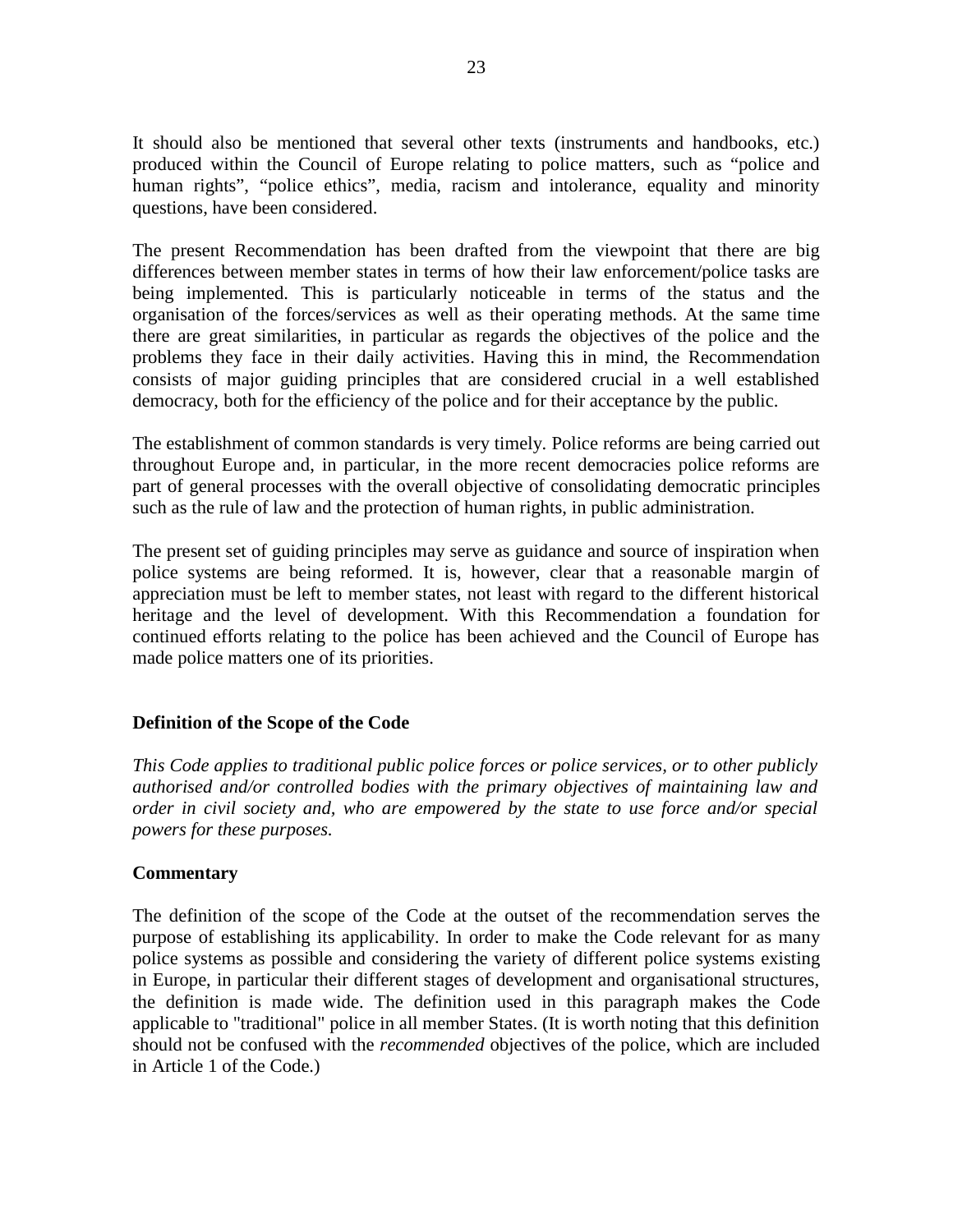It should also be mentioned that several other texts (instruments and handbooks, etc.) produced within the Council of Europe relating to police matters, such as "police and human rights", "police ethics", media, racism and intolerance, equality and minority questions, have been considered.

The present Recommendation has been drafted from the viewpoint that there are big differences between member states in terms of how their law enforcement/police tasks are being implemented. This is particularly noticeable in terms of the status and the organisation of the forces/services as well as their operating methods. At the same time there are great similarities, in particular as regards the objectives of the police and the problems they face in their daily activities. Having this in mind, the Recommendation consists of major guiding principles that are considered crucial in a well established democracy, both for the efficiency of the police and for their acceptance by the public.

The establishment of common standards is very timely. Police reforms are being carried out throughout Europe and, in particular, in the more recent democracies police reforms are part of general processes with the overall objective of consolidating democratic principles such as the rule of law and the protection of human rights, in public administration.

The present set of guiding principles may serve as guidance and source of inspiration when police systems are being reformed. It is, however, clear that a reasonable margin of appreciation must be left to member states, not least with regard to the different historical heritage and the level of development. With this Recommendation a foundation for continued efforts relating to the police has been achieved and the Council of Europe has made police matters one of its priorities.

**Definition of the Scope of the Code**

*This Code applies to traditional public police forces or police services, or to other publicly authorised and/or controlled bodies with the primary objectives of maintaining law and order in civil society and, who are empowered by the state to use force and/or special powers for these purposes.*

**Commentary**

The definition of the scope of the Code at the outset of the recommendation serves the purpose of establishing its applicability. In order to make the Code relevant for as many police systems as possible and considering the variety of different police systems existing in Europe, in particular their different stages of development and organisational structures, the definition is made wide. The definition used in this paragraph makes the Code applicable to "traditional" police in all member States. (It is worth noting that this definition should not be confused with the *recommended* objectives of the police, which are included in Article 1 of the Code.)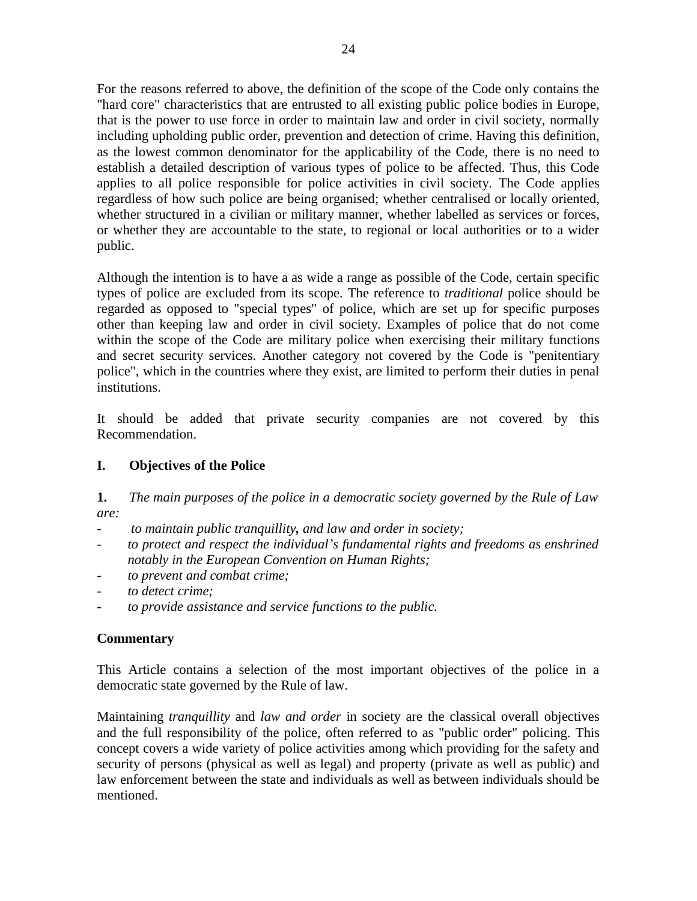For the reasons referred to above, the definition of the scope of the Code only contains the "hard core" characteristics that are entrusted to all existing public police bodies in Europe, that is the power to use force in order to maintain law and order in civil society, normally including upholding public order, prevention and detection of crime. Having this definition, as the lowest common denominator for the applicability of the Code, there is no need to establish a detailed description of various types of police to be affected. Thus, this Code applies to all police responsible for police activities in civil society. The Code applies regardless of how such police are being organised; whether centralised or locally oriented, whether structured in a civilian or military manner, whether labelled as services or forces, or whether they are accountable to the state, to regional or local authorities or to a wider public.

Although the intention is to have a as wide a range as possible of the Code, certain specific types of police are excluded from its scope. The reference to *traditional* police should be regarded as opposed to "special types" of police, which are set up for specific purposes other than keeping law and order in civil society. Examples of police that do not come within the scope of the Code are military police when exercising their military functions and secret security services. Another category not covered by the Code is "penitentiary police", which in the countries where they exist, are limited to perform their duties in penal institutions.

It should be added that private security companies are not covered by this Recommendation.

## I. Objectives of the Police

**1.** *The main purposes of the police in a democratic society governed by the Rule of Law are:*

- *to maintain public tranquillity**,** and law and order in society;*
- *to protect and respect the individual's fundamental rights and freedoms as enshrined notably in the European Convention on Human Rights;*
- *to prevent and combat crime;*
- *to detect crime;*
- *to provide assistance and service functions to the public.*

**Commentary**

This Article contains a selection of the most important objectives of the police in a democratic state governed by the Rule of law.

Maintaining *tranquillity* and *law and order* in society are the classical overall objectives and the full responsibility of the police, often referred to as "public order" policing. This concept covers a wide variety of police activities among which providing for the safety and security of persons (physical as well as legal) and property (private as well as public) and law enforcement between the state and individuals as well as between individuals should be mentioned.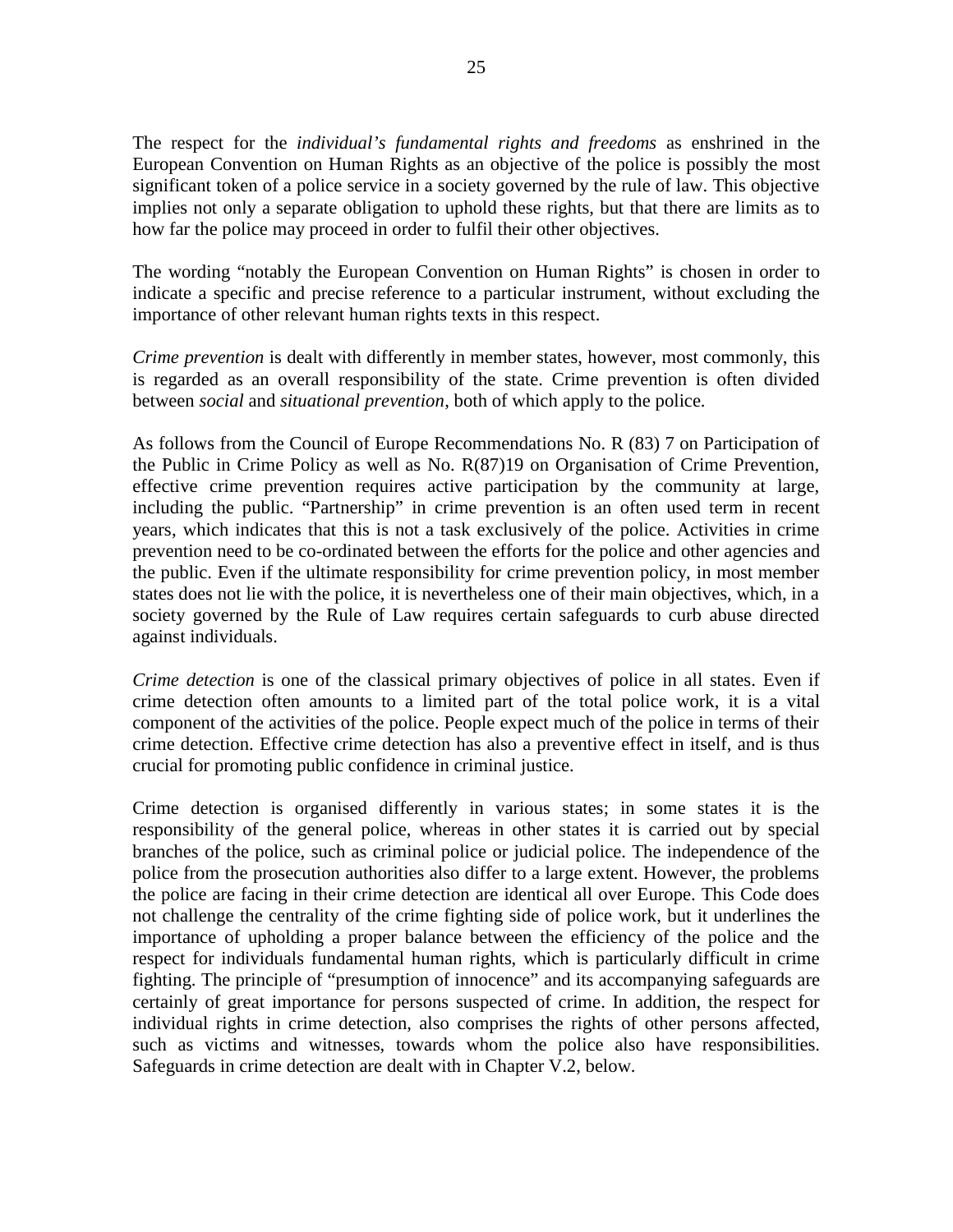The respect for the *individual's fundamental rights and freedoms* as enshrined in the European Convention on Human Rights as an objective of the police is possibly the most significant token of a police service in a society governed by the rule of law. This objective implies not only a separate obligation to uphold these rights, but that there are limits as to how far the police may proceed in order to fulfil their other objectives.

The wording "notably the European Convention on Human Rights" is chosen in order to indicate a specific and precise reference to a particular instrument, without excluding the importance of other relevant human rights texts in this respect.

*Crime prevention* is dealt with differently in member states, however, most commonly, this is regarded as an overall responsibility of the state. Crime prevention is often divided between *social* and *situational prevention*, both of which apply to the police.

As follows from the Council of Europe Recommendations No. R (83) 7 on Participation of the Public in Crime Policy as well as No. R(87)19 on Organisation of Crime Prevention, effective crime prevention requires active participation by the community at large, including the public. "Partnership" in crime prevention is an often used term in recent years, which indicates that this is not a task exclusively of the police. Activities in crime prevention need to be co-ordinated between the efforts for the police and other agencies and the public. Even if the ultimate responsibility for crime prevention policy, in most member states does not lie with the police, it is nevertheless one of their main objectives, which, in a society governed by the Rule of Law requires certain safeguards to curb abuse directed against individuals.

*Crime detection* is one of the classical primary objectives of police in all states. Even if crime detection often amounts to a limited part of the total police work, it is a vital component of the activities of the police. People expect much of the police in terms of their crime detection. Effective crime detection has also a preventive effect in itself, and is thus crucial for promoting public confidence in criminal justice.

Crime detection is organised differently in various states; in some states it is the responsibility of the general police, whereas in other states it is carried out by special branches of the police, such as criminal police or judicial police. The independence of the police from the prosecution authorities also differ to a large extent. However, the problems the police are facing in their crime detection are identical all over Europe. This Code does not challenge the centrality of the crime fighting side of police work, but it underlines the importance of upholding a proper balance between the efficiency of the police and the respect for individuals fundamental human rights, which is particularly difficult in crime fighting. The principle of "presumption of innocence" and its accompanying safeguards are certainly of great importance for persons suspected of crime. In addition, the respect for individual rights in crime detection, also comprises the rights of other persons affected, such as victims and witnesses, towards whom the police also have responsibilities. Safeguards in crime detection are dealt with in Chapter V.2, below.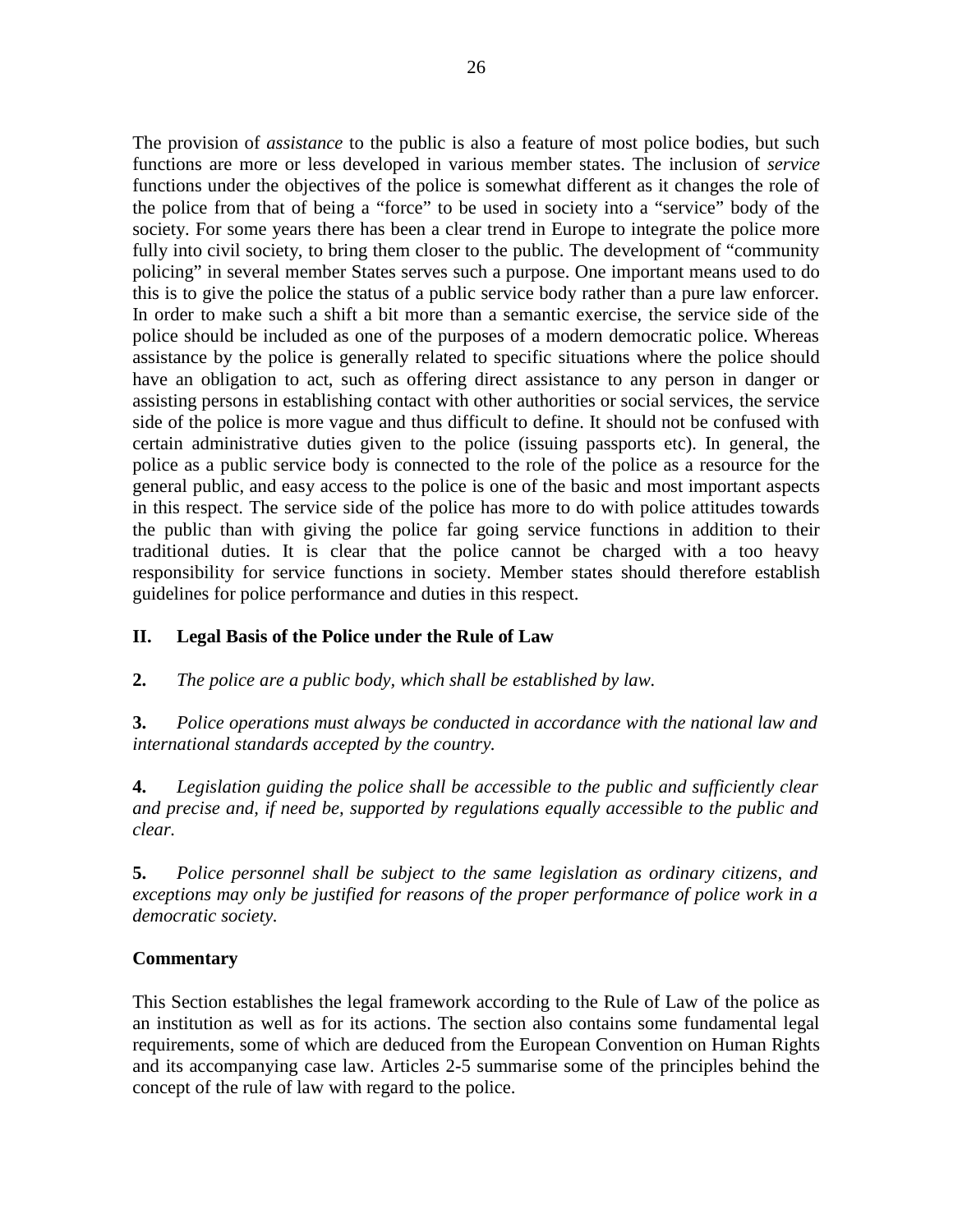The provision of *assistance* to the public is also a feature of most police bodies, but such functions are more or less developed in various member states. The inclusion of *service* functions under the objectives of the police is somewhat different as it changes the role of the police from that of being a "force" to be used in society into a "service" body of the society. For some years there has been a clear trend in Europe to integrate the police more fully into civil society, to bring them closer to the public. The development of "community policing" in several member States serves such a purpose. One important means used to do this is to give the police the status of a public service body rather than a pure law enforcer. In order to make such a shift a bit more than a semantic exercise, the service side of the police should be included as one of the purposes of a modern democratic police. Whereas assistance by the police is generally related to specific situations where the police should have an obligation to act, such as offering direct assistance to any person in danger or assisting persons in establishing contact with other authorities or social services, the service side of the police is more vague and thus difficult to define. It should not be confused with certain administrative duties given to the police (issuing passports etc). In general, the police as a public service body is connected to the role of the police as a resource for the general public, and easy access to the police is one of the basic and most important aspects in this respect. The service side of the police has more to do with police attitudes towards the public than with giving the police far going service functions in addition to their traditional duties. It is clear that the police cannot be charged with a too heavy responsibility for service functions in society. Member states should therefore establish guidelines for police performance and duties in this respect.

## II. Legal Basis of the Police under the Rule of Law

**2.** *The police are a public body, which shall be established by law.*

**3.** *Police operations must always be conducted in accordance with the national law and international standards accepted by the country.*

**4.** *Legislation guiding the police shall be accessible to the public and sufficiently clear and precise and, if need be, supported by regulations equally accessible to the public and clear.*

**5.** *Police personnel shall be subject to the same legislation as ordinary citizens, and exceptions may only be justified for reasons of the proper performance of police work in a democratic society.*

### Commentary

This Section establishes the legal framework according to the Rule of Law of the police as an institution as well as for its actions. The section also contains some fundamental legal requirements, some of which are deduced from the European Convention on Human Rights and its accompanying case law. Articles 2-5 summarise some of the principles behind the concept of the rule of law with regard to the police.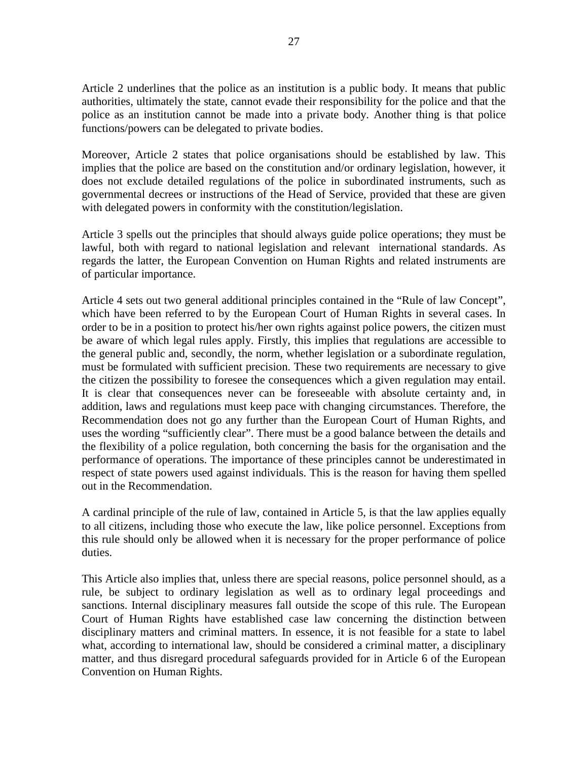Article 2 underlines that the police as an institution is a public body. It means that public authorities, ultimately the state, cannot evade their responsibility for the police and that the police as an institution cannot be made into a private body. Another thing is that police functions/powers can be delegated to private bodies.

Moreover, Article 2 states that police organisations should be established by law. This implies that the police are based on the constitution and/or ordinary legislation, however, it does not exclude detailed regulations of the police in subordinated instruments, such as governmental decrees or instructions of the Head of Service, provided that these are given with delegated powers in conformity with the constitution/legislation.

Article 3 spells out the principles that should always guide police operations; they must be lawful, both with regard to national legislation and relevant international standards. As regards the latter, the European Convention on Human Rights and related instruments are of particular importance.

Article 4 sets out two general additional principles contained in the "Rule of law Concept", which have been referred to by the European Court of Human Rights in several cases. In order to be in a position to protect his/her own rights against police powers, the citizen must be aware of which legal rules apply. Firstly, this implies that regulations are accessible to the general public and, secondly, the norm, whether legislation or a subordinate regulation, must be formulated with sufficient precision. These two requirements are necessary to give the citizen the possibility to foresee the consequences which a given regulation may entail. It is clear that consequences never can be foreseeable with absolute certainty and, in addition, laws and regulations must keep pace with changing circumstances. Therefore, the Recommendation does not go any further than the European Court of Human Rights, and uses the wording "sufficiently clear". There must be a good balance between the details and the flexibility of a police regulation, both concerning the basis for the organisation and the performance of operations. The importance of these principles cannot be underestimated in respect of state powers used against individuals. This is the reason for having them spelled out in the Recommendation.

A cardinal principle of the rule of law, contained in Article 5, is that the law applies equally to all citizens, including those who execute the law, like police personnel. Exceptions from this rule should only be allowed when it is necessary for the proper performance of police duties.

This Article also implies that, unless there are special reasons, police personnel should, as a rule, be subject to ordinary legislation as well as to ordinary legal proceedings and sanctions. Internal disciplinary measures fall outside the scope of this rule. The European Court of Human Rights have established case law concerning the distinction between disciplinary matters and criminal matters. In essence, it is not feasible for a state to label what, according to international law, should be considered a criminal matter, a disciplinary matter, and thus disregard procedural safeguards provided for in Article 6 of the European Convention on Human Rights.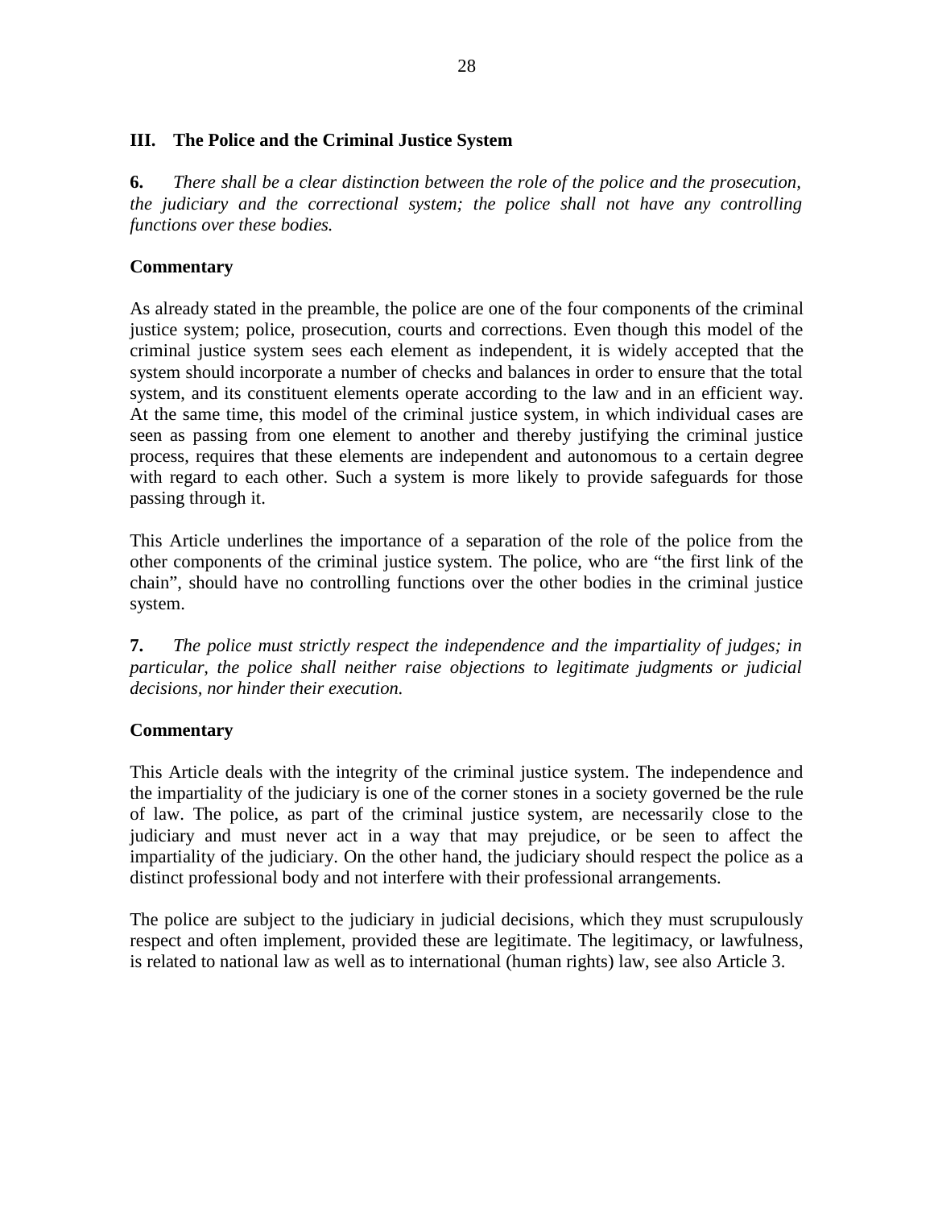## III. The Police and the Criminal Justice System

**6.** *There shall be a clear distinction between the role of the police and the prosecution, the judiciary and the correctional system; the police shall not have any controlling functions over these bodies.*

**Commentary**

As already stated in the preamble, the police are one of the four components of the criminal justice system; police, prosecution, courts and corrections. Even though this model of the criminal justice system sees each element as independent, it is widely accepted that the system should incorporate a number of checks and balances in order to ensure that the total system, and its constituent elements operate according to the law and in an efficient way. At the same time, this model of the criminal justice system, in which individual cases are seen as passing from one element to another and thereby justifying the criminal justice process, requires that these elements are independent and autonomous to a certain degree with regard to each other. Such a system is more likely to provide safeguards for those passing through it.

This Article underlines the importance of a separation of the role of the police from the other components of the criminal justice system. The police, who are "the first link of the chain", should have no controlling functions over the other bodies in the criminal justice system.

**7.** *The police must strictly respect the independence and the impartiality of judges; in particular, the police shall neither raise objections to legitimate judgments or judicial decisions, nor hinder their execution.*

**Commentary**

This Article deals with the integrity of the criminal justice system. The independence and the impartiality of the judiciary is one of the corner stones in a society governed be the rule of law. The police, as part of the criminal justice system, are necessarily close to the judiciary and must never act in a way that may prejudice, or be seen to affect the impartiality of the judiciary. On the other hand, the judiciary should respect the police as a distinct professional body and not interfere with their professional arrangements.

The police are subject to the judiciary in judicial decisions, which they must scrupulously respect and often implement, provided these are legitimate. The legitimacy, or lawfulness, is related to national law as well as to international (human rights) law, see also Article 3.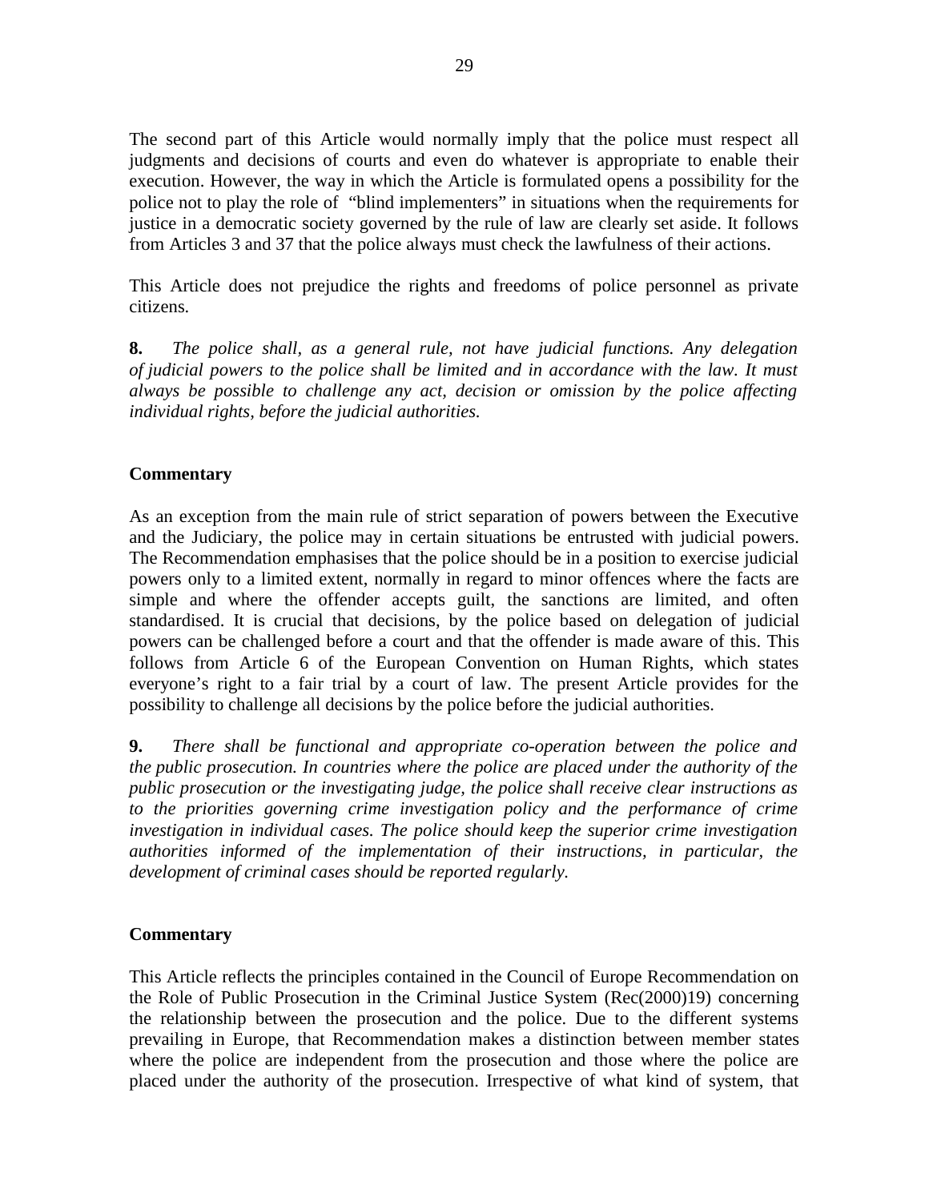The second part of this Article would normally imply that the police must respect all judgments and decisions of courts and even do whatever is appropriate to enable their execution. However, the way in which the Article is formulated opens a possibility for the police not to play the role of "blind implementers" in situations when the requirements for justice in a democratic society governed by the rule of law are clearly set aside. It follows from Articles 3 and 37 that the police always must check the lawfulness of their actions.

This Article does not prejudice the rights and freedoms of police personnel as private citizens.

**8.** *The police shall, as a general rule, not have judicial functions. Any delegation of judicial powers to the police shall be limited and in accordance with the law. It must always be possible to challenge any act, decision or omission by the police affecting individual rights, before the judicial authorities.*

**Commentary**

As an exception from the main rule of strict separation of powers between the Executive and the Judiciary, the police may in certain situations be entrusted with judicial powers. The Recommendation emphasises that the police should be in a position to exercise judicial powers only to a limited extent, normally in regard to minor offences where the facts are simple and where the offender accepts guilt, the sanctions are limited, and often standardised. It is crucial that decisions, by the police based on delegation of judicial powers can be challenged before a court and that the offender is made aware of this. This follows from Article 6 of the European Convention on Human Rights, which states everyone's right to a fair trial by a court of law. The present Article provides for the possibility to challenge all decisions by the police before the judicial authorities.

**9.** *There shall be functional and appropriate co-operation between the police and the public prosecution. In countries where the police are placed under the authority of the public prosecution or the investigating judge, the police shall receive clear instructions as to the priorities governing crime investigation policy and the performance of crime investigation in individual cases. The police should keep the superior crime investigation authorities informed of the implementation of their instructions, in particular, the development of criminal cases should be reported regularly.*

**Commentary**

This Article reflects the principles contained in the Council of Europe Recommendation on the Role of Public Prosecution in the Criminal Justice System (Rec(2000)19) concerning the relationship between the prosecution and the police. Due to the different systems prevailing in Europe, that Recommendation makes a distinction between member states where the police are independent from the prosecution and those where the police are placed under the authority of the prosecution. Irrespective of what kind of system, that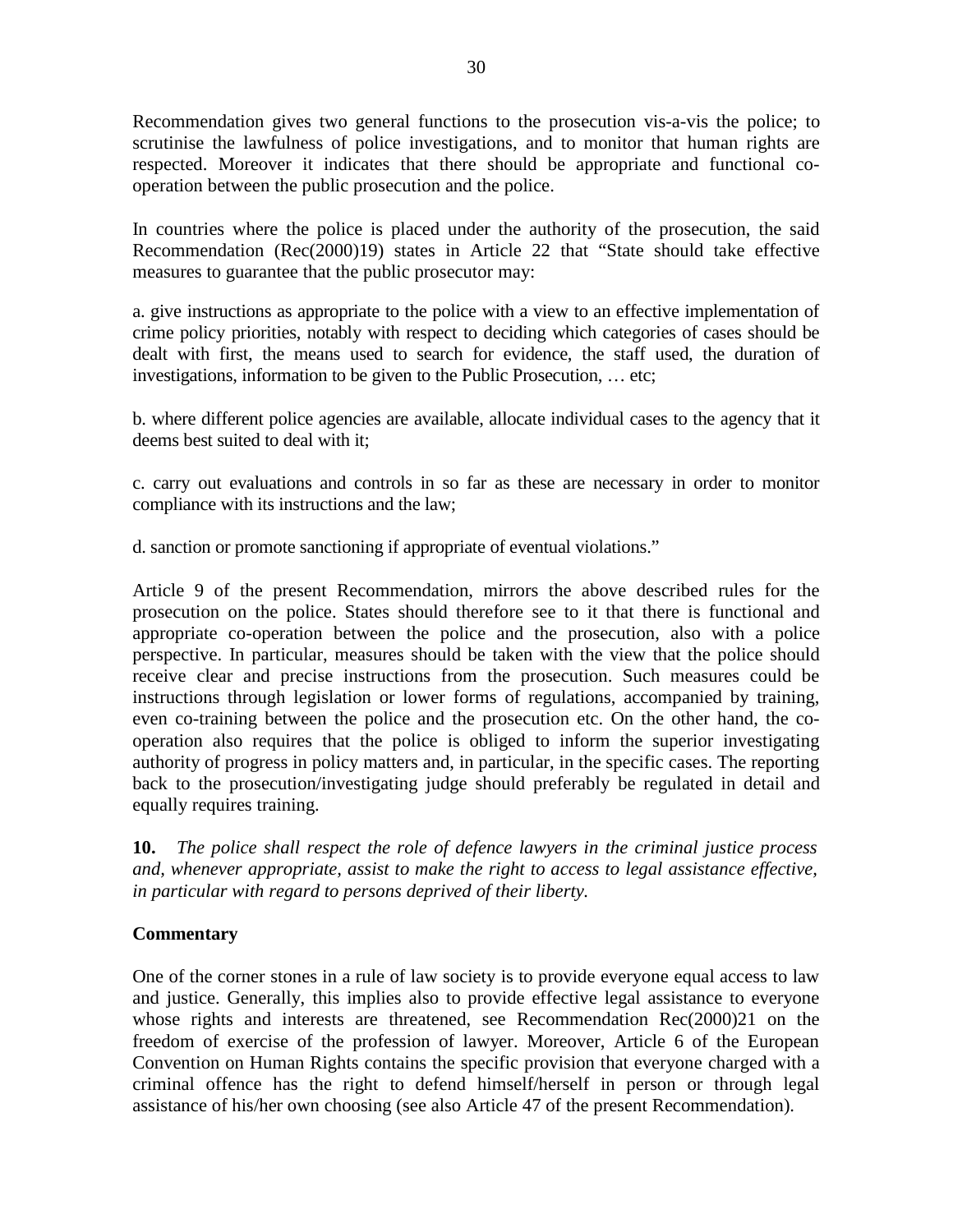Recommendation gives two general functions to the prosecution vis-a-vis the police; to scrutinise the lawfulness of police investigations, and to monitor that human rights are respected. Moreover it indicates that there should be appropriate and functional co-operation between the public prosecution and the police.

In countries where the police is placed under the authority of the prosecution, the said Recommendation (Rec(2000)19) states in Article 22 that "State should take effective measures to guarantee that the public prosecutor may:

a. give instructions as appropriate to the police with a view to an effective implementation of crime policy priorities, notably with respect to deciding which categories of cases should be dealt with first, the means used to search for evidence, the staff used, the duration of investigations, information to be given to the Public Prosecution, … etc;

b. where different police agencies are available, allocate individual cases to the agency that it deems best suited to deal with it;

c. carry out evaluations and controls in so far as these are necessary in order to monitor compliance with its instructions and the law;

d. sanction or promote sanctioning if appropriate of eventual violations."

Article 9 of the present Recommendation, mirrors the above described rules for the prosecution on the police. States should therefore see to it that there is functional and appropriate co-operation between the police and the prosecution, also with a police perspective. In particular, measures should be taken with the view that the police should receive clear and precise instructions from the prosecution. Such measures could be instructions through legislation or lower forms of regulations, accompanied by training, even co-training between the police and the prosecution etc. On the other hand, the co-operation also requires that the police is obliged to inform the superior investigating authority of progress in policy matters and, in particular, in the specific cases. The reporting back to the prosecution/investigating judge should preferably be regulated in detail and equally requires training.

**10.** *The police shall respect the role of defence lawyers in the criminal justice process and, whenever appropriate, assist to make the right to access to legal assistance effective, in particular with regard to persons deprived of their liberty.*

**Commentary**

One of the corner stones in a rule of law society is to provide everyone equal access to law and justice. Generally, this implies also to provide effective legal assistance to everyone whose rights and interests are threatened, see Recommendation Rec(2000)21 on the freedom of exercise of the profession of lawyer. Moreover, Article 6 of the European Convention on Human Rights contains the specific provision that everyone charged with a criminal offence has the right to defend himself/herself in person or through legal assistance of his/her own choosing (see also Article 47 of the present Recommendation).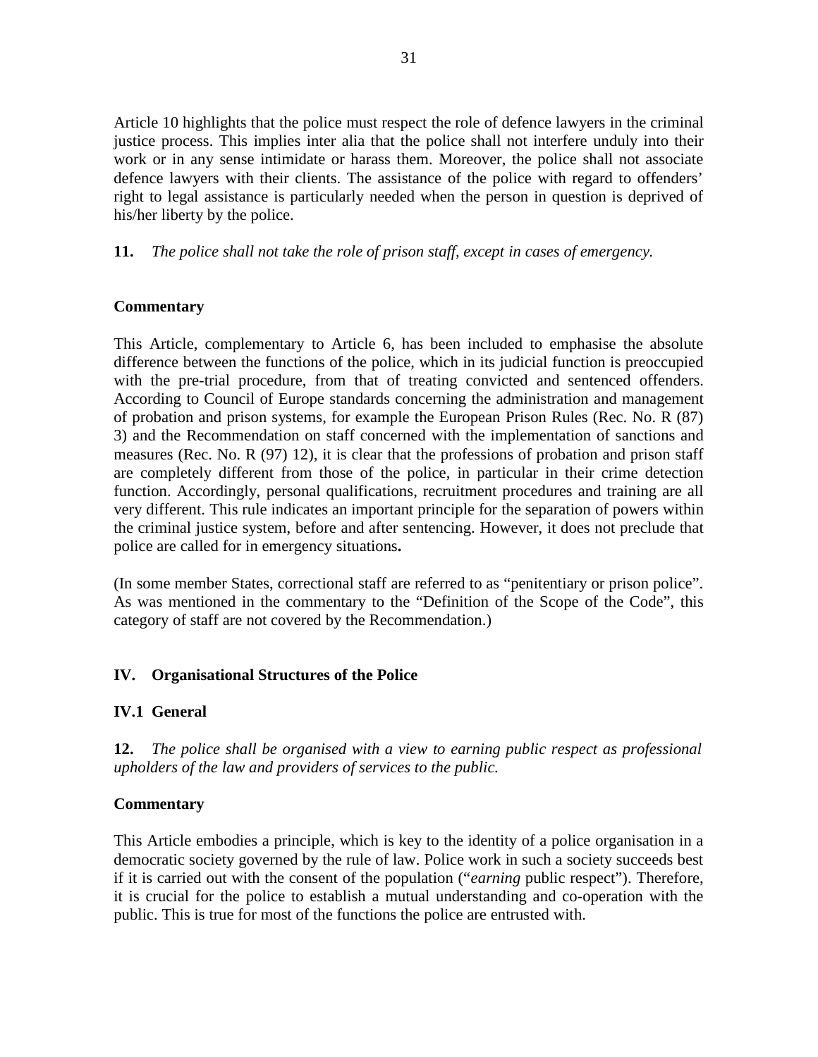Article 10 highlights that the police must respect the role of defence lawyers in the criminal justice process. This implies inter alia that the police shall not interfere unduly into their work or in any sense intimidate or harass them. Moreover, the police shall not associate defence lawyers with their clients. The assistance of the police with regard to offenders' right to legal assistance is particularly needed when the person in question is deprived of his/her liberty by the police.

**11.** *The police shall not take the role of prison staff, except in cases of emergency.*

**Commentary**

This Article, complementary to Article 6, has been included to emphasise the absolute difference between the functions of the police, which in its judicial function is preoccupied with the pre-trial procedure, from that of treating convicted and sentenced offenders. According to Council of Europe standards concerning the administration and management of probation and prison systems, for example the European Prison Rules (Rec. No. R (87) 3) and the Recommendation on staff concerned with the implementation of sanctions and measures (Rec. No. R (97) 12), it is clear that the professions of probation and prison staff are completely different from those of the police, in particular in their crime detection function. Accordingly, personal qualifications, recruitment procedures and training are all very different. This rule indicates an important principle for the separation of powers within the criminal justice system, before and after sentencing. However, it does not preclude that police are called for in emergency situations**.**

(In some member States, correctional staff are referred to as "penitentiary or prison police". As was mentioned in the commentary to the "Definition of the Scope of the Code", this category of staff are not covered by the Recommendation.)

## IV. Organisational Structures of the Police

### IV.1 General

**12.** *The police shall be organised with a view to earning public respect as professional upholders of the law and providers of services to the public.*

**Commentary**

This Article embodies a principle, which is key to the identity of a police organisation in a democratic society governed by the rule of law. Police work in such a society succeeds best if it is carried out with the consent of the population ("*earning* public respect"). Therefore, it is crucial for the police to establish a mutual understanding and co-operation with the public. This is true for most of the functions the police are entrusted with.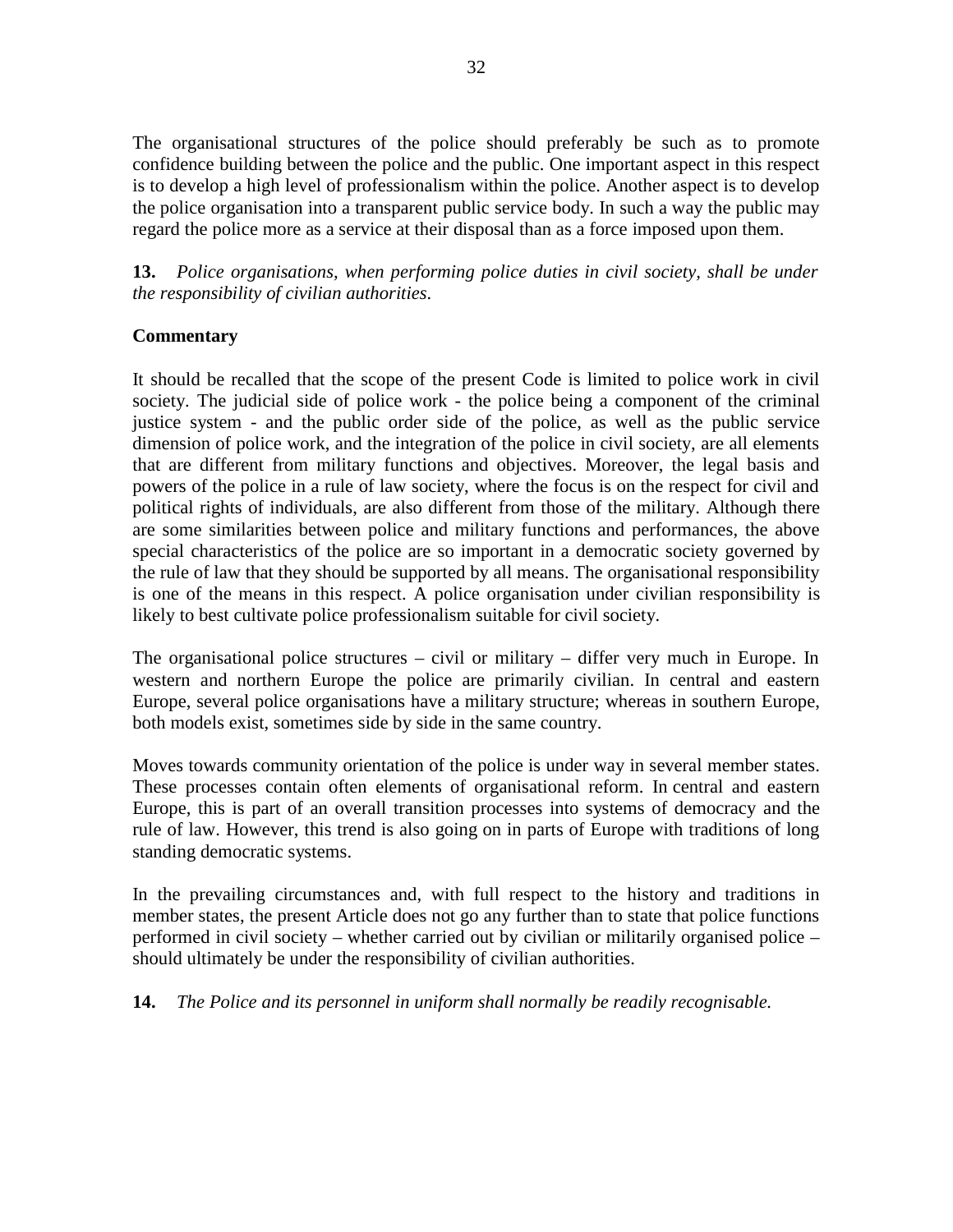The organisational structures of the police should preferably be such as to promote confidence building between the police and the public. One important aspect in this respect is to develop a high level of professionalism within the police. Another aspect is to develop the police organisation into a transparent public service body. In such a way the public may regard the police more as a service at their disposal than as a force imposed upon them.

**13.** *Police organisations, when performing police duties in civil society, shall be under the responsibility of civilian authorities.*

**Commentary**

It should be recalled that the scope of the present Code is limited to police work in civil society. The judicial side of police work - the police being a component of the criminal justice system - and the public order side of the police, as well as the public service dimension of police work, and the integration of the police in civil society, are all elements that are different from military functions and objectives. Moreover, the legal basis and powers of the police in a rule of law society, where the focus is on the respect for civil and political rights of individuals, are also different from those of the military. Although there are some similarities between police and military functions and performances, the above special characteristics of the police are so important in a democratic society governed by the rule of law that they should be supported by all means. The organisational responsibility is one of the means in this respect. A police organisation under civilian responsibility is likely to best cultivate police professionalism suitable for civil society.

The organisational police structures – civil or military – differ very much in Europe. In western and northern Europe the police are primarily civilian. In central and eastern Europe, several police organisations have a military structure; whereas in southern Europe, both models exist, sometimes side by side in the same country.

Moves towards community orientation of the police is under way in several member states. These processes contain often elements of organisational reform. In central and eastern Europe, this is part of an overall transition processes into systems of democracy and the rule of law. However, this trend is also going on in parts of Europe with traditions of long standing democratic systems.

In the prevailing circumstances and, with full respect to the history and traditions in member states, the present Article does not go any further than to state that police functions performed in civil society – whether carried out by civilian or militarily organised police – should ultimately be under the responsibility of civilian authorities.

**14.** *The Police and its personnel in uniform shall normally be readily recognisable.*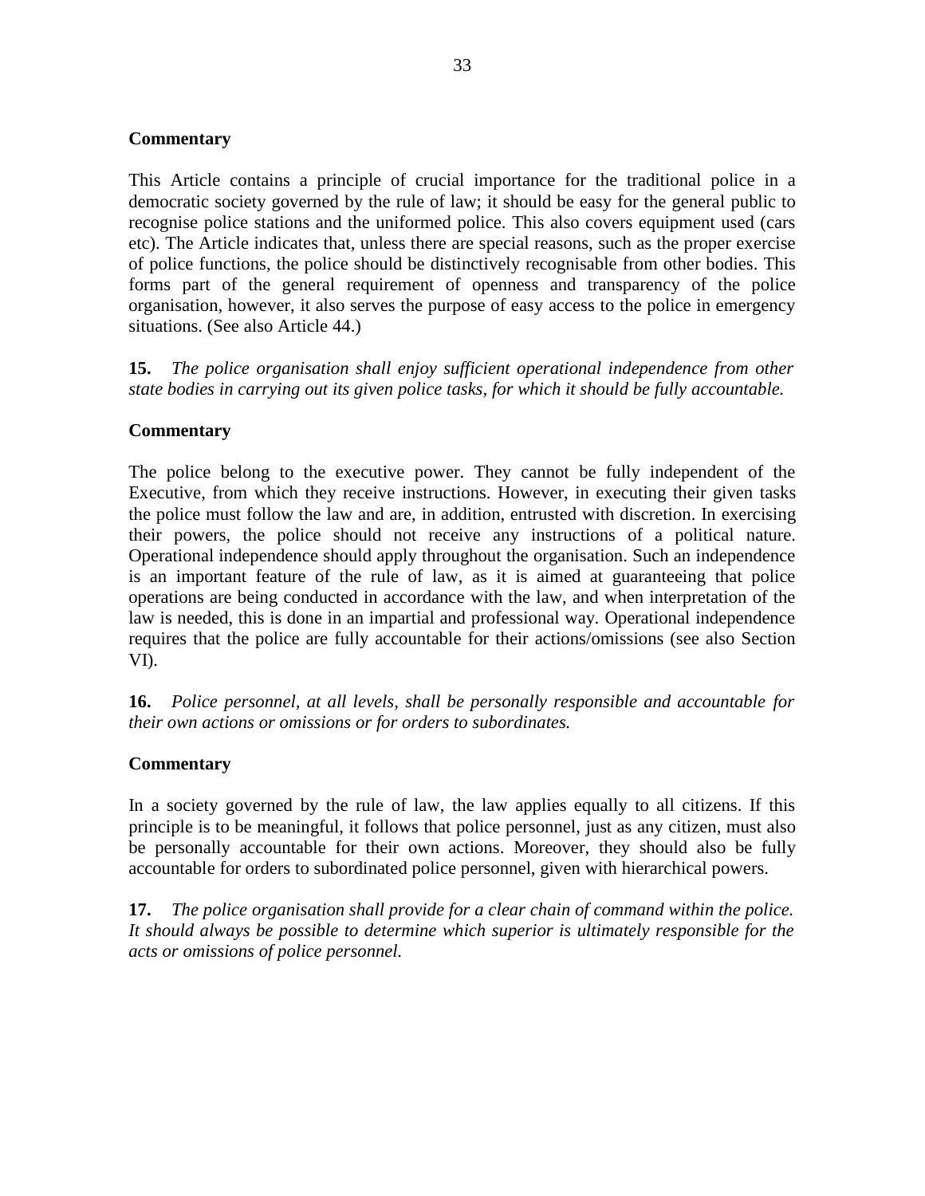**Commentary**

This Article contains a principle of crucial importance for the traditional police in a democratic society governed by the rule of law; it should be easy for the general public to recognise police stations and the uniformed police. This also covers equipment used (cars etc). The Article indicates that, unless there are special reasons, such as the proper exercise of police functions, the police should be distinctively recognisable from other bodies. This forms part of the general requirement of openness and transparency of the police organisation, however, it also serves the purpose of easy access to the police in emergency situations. (See also Article 44.)

**15.** *The police organisation shall enjoy sufficient operational independence from other state bodies in carrying out its given police tasks, for which it should be fully accountable.*

**Commentary**

The police belong to the executive power. They cannot be fully independent of the Executive, from which they receive instructions. However, in executing their given tasks the police must follow the law and are, in addition, entrusted with discretion. In exercising their powers, the police should not receive any instructions of a political nature. Operational independence should apply throughout the organisation. Such an independence is an important feature of the rule of law, as it is aimed at guaranteeing that police operations are being conducted in accordance with the law, and when interpretation of the law is needed, this is done in an impartial and professional way. Operational independence requires that the police are fully accountable for their actions/omissions (see also Section VI).

**16.** *Police personnel, at all levels, shall be personally responsible and accountable for their own actions or omissions or for orders to subordinates.*

**Commentary**

In a society governed by the rule of law, the law applies equally to all citizens. If this principle is to be meaningful, it follows that police personnel, just as any citizen, must also be personally accountable for their own actions. Moreover, they should also be fully accountable for orders to subordinated police personnel, given with hierarchical powers.

**17.** *The police organisation shall provide for a clear chain of command within the police. It should always be possible to determine which superior is ultimately responsible for the acts or omissions of police personnel.*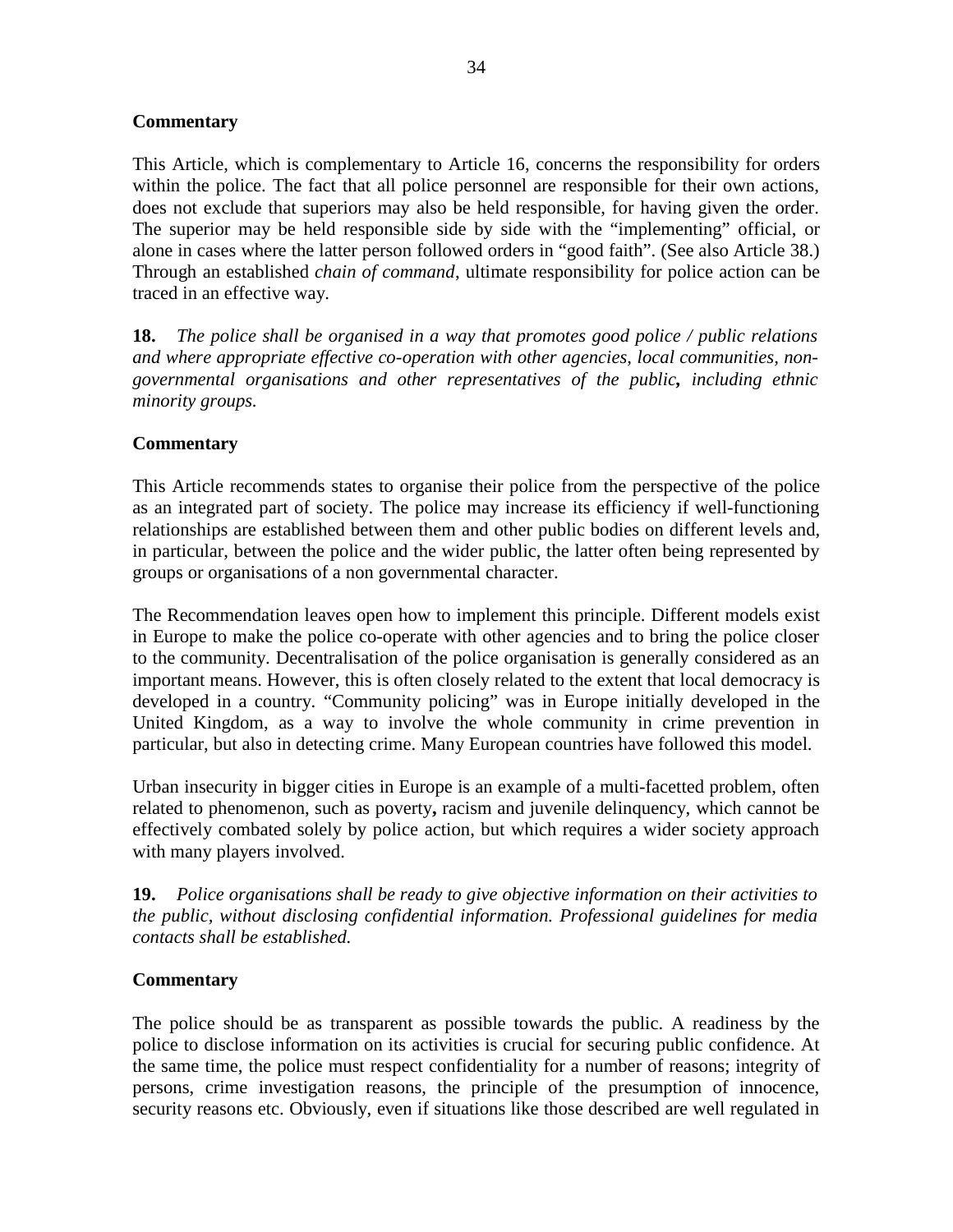**Commentary**

This Article, which is complementary to Article 16, concerns the responsibility for orders within the police. The fact that all police personnel are responsible for their own actions, does not exclude that superiors may also be held responsible, for having given the order. The superior may be held responsible side by side with the "implementing" official, or alone in cases where the latter person followed orders in "good faith". (See also Article 38.) Through an established *chain of command*, ultimate responsibility for police action can be traced in an effective way.

**18.** *The police shall be organised in a way that promotes good police / public relations and where appropriate effective co-operation with other agencies, local communities, non-governmental organisations and other representatives of the public***,** *including ethnic minority groups.*

**Commentary**

This Article recommends states to organise their police from the perspective of the police as an integrated part of society. The police may increase its efficiency if well-functioning relationships are established between them and other public bodies on different levels and, in particular, between the police and the wider public, the latter often being represented by groups or organisations of a non governmental character.

The Recommendation leaves open how to implement this principle. Different models exist in Europe to make the police co-operate with other agencies and to bring the police closer to the community. Decentralisation of the police organisation is generally considered as an important means. However, this is often closely related to the extent that local democracy is developed in a country. "Community policing" was in Europe initially developed in the United Kingdom, as a way to involve the whole community in crime prevention in particular, but also in detecting crime. Many European countries have followed this model.

Urban insecurity in bigger cities in Europe is an example of a multi-facetted problem, often related to phenomenon, such as poverty**,** racism and juvenile delinquency, which cannot be effectively combated solely by police action, but which requires a wider society approach with many players involved.

**19.** *Police organisations shall be ready to give objective information on their activities to the public, without disclosing confidential information. Professional guidelines for media contacts shall be established.*

**Commentary**

The police should be as transparent as possible towards the public. A readiness by the police to disclose information on its activities is crucial for securing public confidence. At the same time, the police must respect confidentiality for a number of reasons; integrity of persons, crime investigation reasons, the principle of the presumption of innocence, security reasons etc. Obviously, even if situations like those described are well regulated in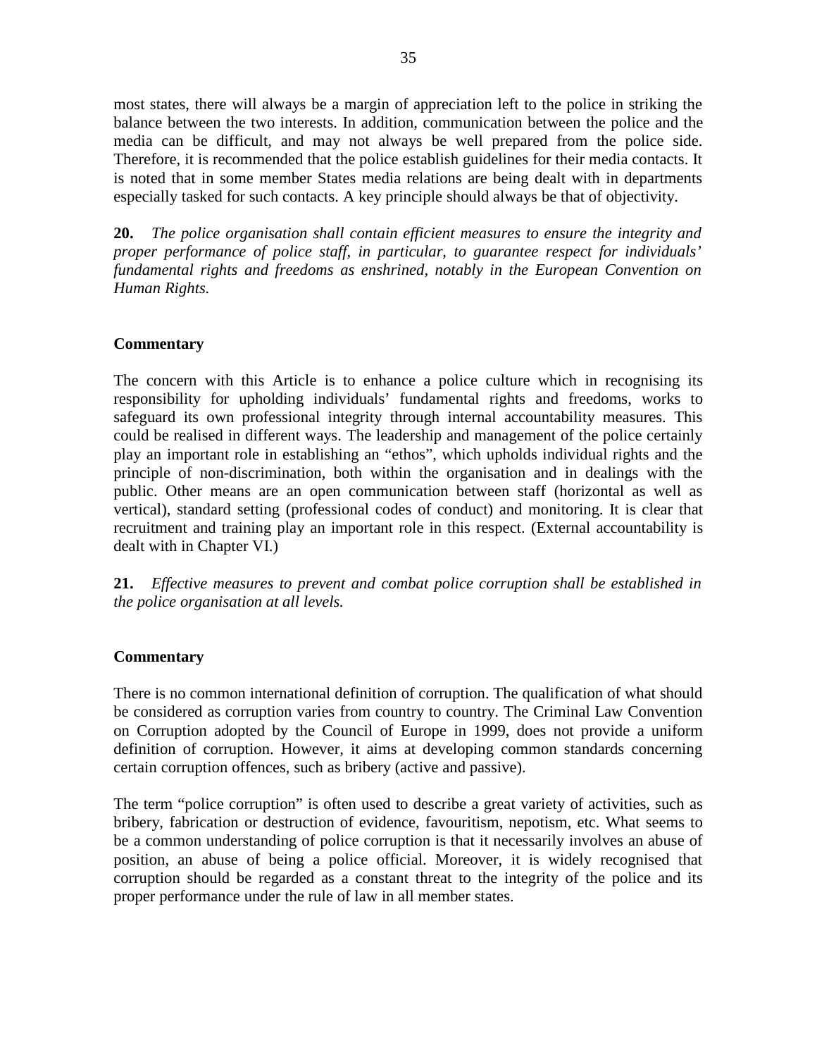most states, there will always be a margin of appreciation left to the police in striking the balance between the two interests. In addition, communication between the police and the media can be difficult, and may not always be well prepared from the police side. Therefore, it is recommended that the police establish guidelines for their media contacts. It is noted that in some member States media relations are being dealt with in departments especially tasked for such contacts. A key principle should always be that of objectivity.

**20.** *The police organisation shall contain efficient measures to ensure the integrity and proper performance of police staff, in particular, to guarantee respect for individuals' fundamental rights and freedoms as enshrined, notably in the European Convention on Human Rights.*

**Commentary**

The concern with this Article is to enhance a police culture which in recognising its responsibility for upholding individuals' fundamental rights and freedoms, works to safeguard its own professional integrity through internal accountability measures. This could be realised in different ways. The leadership and management of the police certainly play an important role in establishing an "ethos", which upholds individual rights and the principle of non-discrimination, both within the organisation and in dealings with the public. Other means are an open communication between staff (horizontal as well as vertical), standard setting (professional codes of conduct) and monitoring. It is clear that recruitment and training play an important role in this respect. (External accountability is dealt with in Chapter VI.)

**21.** *Effective measures to prevent and combat police corruption shall be established in the police organisation at all levels.*

**Commentary**

There is no common international definition of corruption. The qualification of what should be considered as corruption varies from country to country. The Criminal Law Convention on Corruption adopted by the Council of Europe in 1999, does not provide a uniform definition of corruption. However, it aims at developing common standards concerning certain corruption offences, such as bribery (active and passive).

The term "police corruption" is often used to describe a great variety of activities, such as bribery, fabrication or destruction of evidence, favouritism, nepotism, etc. What seems to be a common understanding of police corruption is that it necessarily involves an abuse of position, an abuse of being a police official. Moreover, it is widely recognised that corruption should be regarded as a constant threat to the integrity of the police and its proper performance under the rule of law in all member states.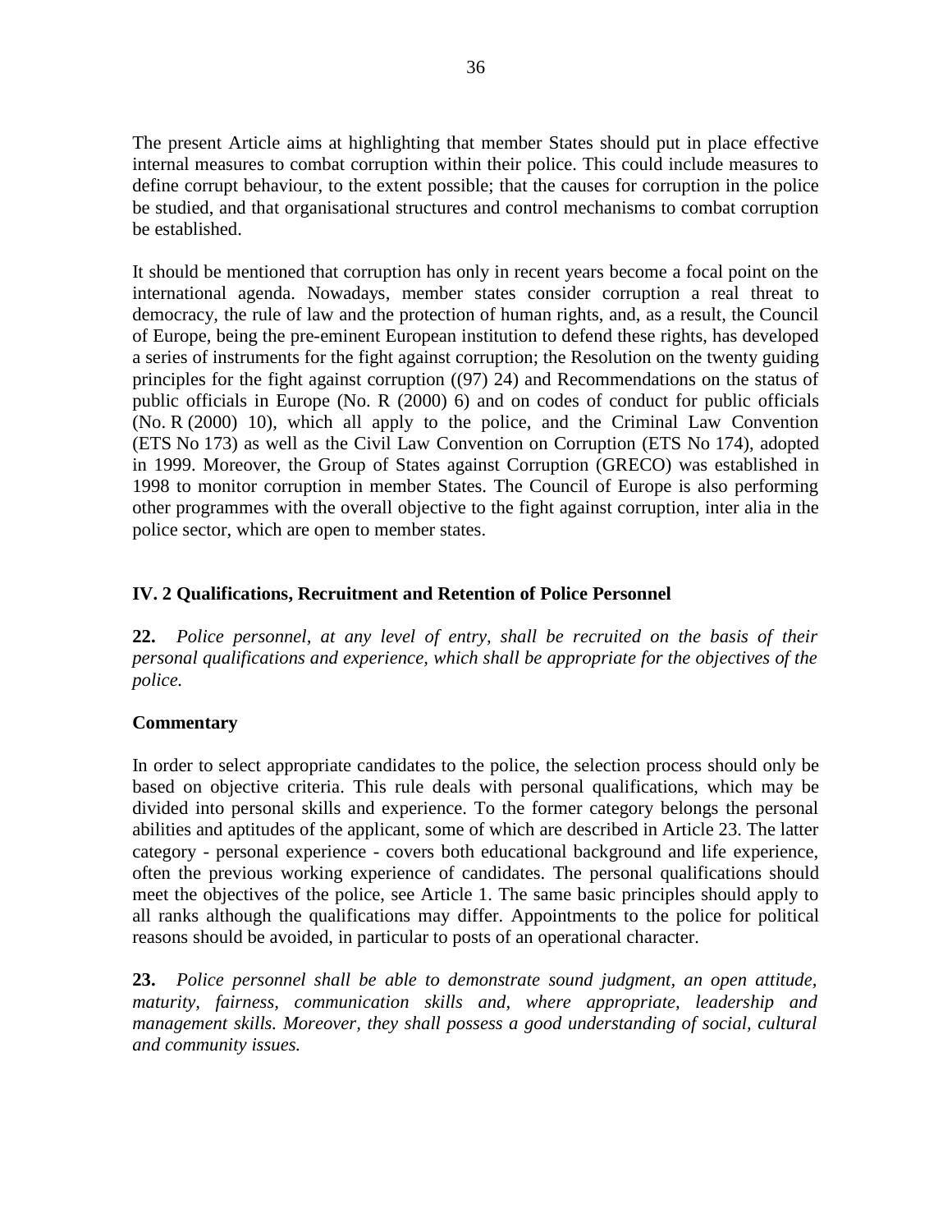The present Article aims at highlighting that member States should put in place effective internal measures to combat corruption within their police. This could include measures to define corrupt behaviour, to the extent possible; that the causes for corruption in the police be studied, and that organisational structures and control mechanisms to combat corruption be established.

It should be mentioned that corruption has only in recent years become a focal point on the international agenda. Nowadays, member states consider corruption a real threat to democracy, the rule of law and the protection of human rights, and, as a result, the Council of Europe, being the pre-eminent European institution to defend these rights, has developed a series of instruments for the fight against corruption; the Resolution on the twenty guiding principles for the fight against corruption ((97) 24) and Recommendations on the status of public officials in Europe (No. R (2000) 6) and on codes of conduct for public officials (No. R (2000) 10), which all apply to the police, and the Criminal Law Convention (ETS No 173) as well as the Civil Law Convention on Corruption (ETS No 174), adopted in 1999. Moreover, the Group of States against Corruption (GRECO) was established in 1998 to monitor corruption in member States. The Council of Europe is also performing other programmes with the overall objective to the fight against corruption, inter alia in the police sector, which are open to member states.

## IV. 2 Qualifications, Recruitment and Retention of Police Personnel

**22.** *Police personnel, at any level of entry, shall be recruited on the basis of their personal qualifications and experience, which shall be appropriate for the objectives of the police.*

**Commentary**

In order to select appropriate candidates to the police, the selection process should only be based on objective criteria. This rule deals with personal qualifications, which may be divided into personal skills and experience. To the former category belongs the personal abilities and aptitudes of the applicant, some of which are described in Article 23. The latter category - personal experience - covers both educational background and life experience, often the previous working experience of candidates. The personal qualifications should meet the objectives of the police, see Article 1. The same basic principles should apply to all ranks although the qualifications may differ. Appointments to the police for political reasons should be avoided, in particular to posts of an operational character.

**23.** *Police personnel shall be able to demonstrate sound judgment, an open attitude, maturity, fairness, communication skills and, where appropriate, leadership and management skills. Moreover, they shall possess a good understanding of social, cultural and community issues.*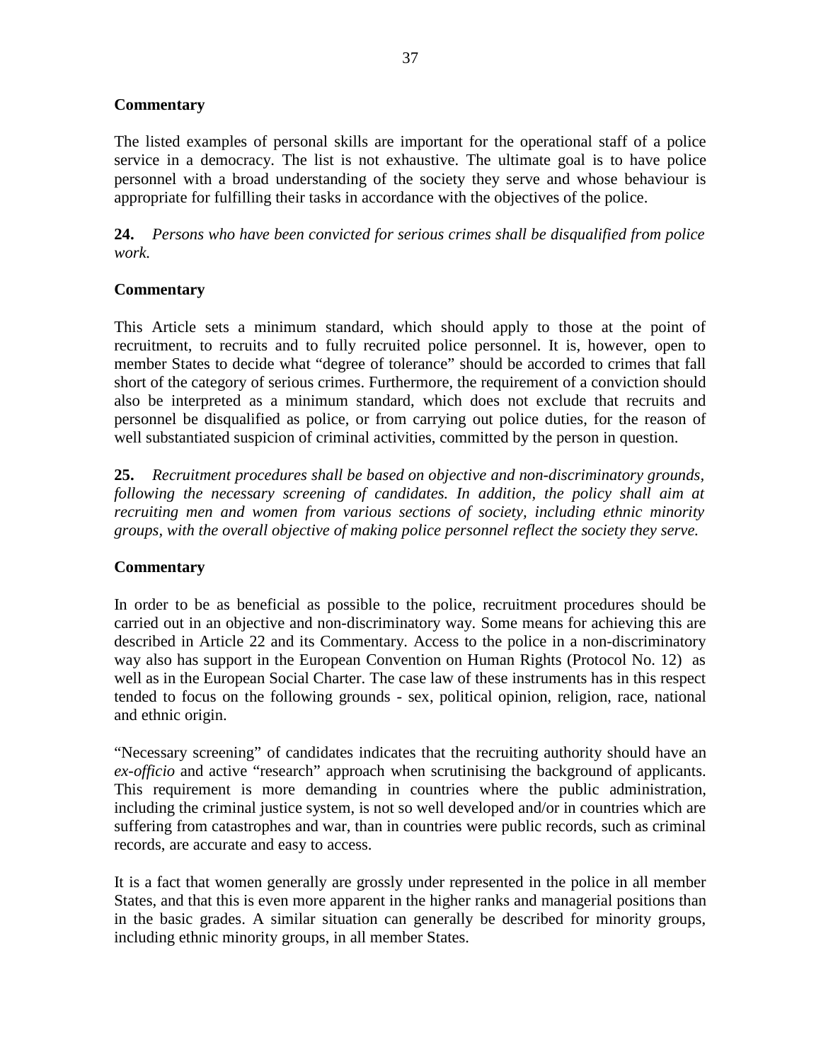**Commentary**

The listed examples of personal skills are important for the operational staff of a police service in a democracy. The list is not exhaustive. The ultimate goal is to have police personnel with a broad understanding of the society they serve and whose behaviour is appropriate for fulfilling their tasks in accordance with the objectives of the police.

**24.** *Persons who have been convicted for serious crimes shall be disqualified from police work.*

**Commentary**

This Article sets a minimum standard, which should apply to those at the point of recruitment, to recruits and to fully recruited police personnel. It is, however, open to member States to decide what "degree of tolerance" should be accorded to crimes that fall short of the category of serious crimes. Furthermore, the requirement of a conviction should also be interpreted as a minimum standard, which does not exclude that recruits and personnel be disqualified as police, or from carrying out police duties, for the reason of well substantiated suspicion of criminal activities, committed by the person in question.

**25.** *Recruitment procedures shall be based on objective and non-discriminatory grounds, following the necessary screening of candidates. In addition, the policy shall aim at recruiting men and women from various sections of society, including ethnic minority groups, with the overall objective of making police personnel reflect the society they serve.*

**Commentary**

In order to be as beneficial as possible to the police, recruitment procedures should be carried out in an objective and non-discriminatory way. Some means for achieving this are described in Article 22 and its Commentary. Access to the police in a non-discriminatory way also has support in the European Convention on Human Rights (Protocol No. 12) as well as in the European Social Charter. The case law of these instruments has in this respect tended to focus on the following grounds - sex, political opinion, religion, race, national and ethnic origin.

"Necessary screening" of candidates indicates that the recruiting authority should have an *ex-officio* and active "research" approach when scrutinising the background of applicants. This requirement is more demanding in countries where the public administration, including the criminal justice system, is not so well developed and/or in countries which are suffering from catastrophes and war, than in countries were public records, such as criminal records, are accurate and easy to access.

It is a fact that women generally are grossly under represented in the police in all member States, and that this is even more apparent in the higher ranks and managerial positions than in the basic grades. A similar situation can generally be described for minority groups, including ethnic minority groups, in all member States.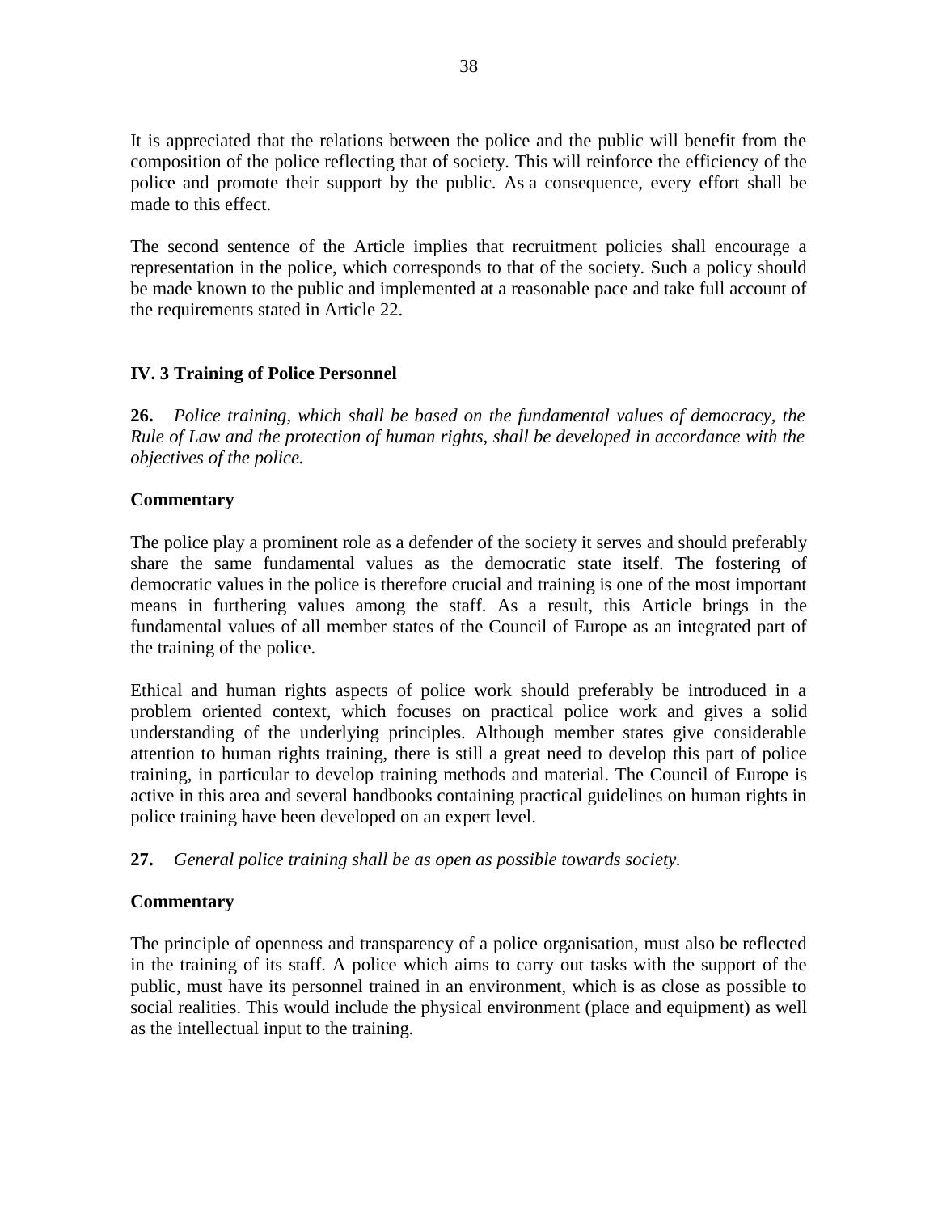It is appreciated that the relations between the police and the public will benefit from the composition of the police reflecting that of society. This will reinforce the efficiency of the police and promote their support by the public. As a consequence, every effort shall be made to this effect.

The second sentence of the Article implies that recruitment policies shall encourage a representation in the police, which corresponds to that of the society. Such a policy should be made known to the public and implemented at a reasonable pace and take full account of the requirements stated in Article 22.

### IV. 3 Training of Police Personnel

**26.** *Police training, which shall be based on the fundamental values of democracy, the Rule of Law and the protection of human rights, shall be developed in accordance with the objectives of the police.*

**Commentary**

The police play a prominent role as a defender of the society it serves and should preferably share the same fundamental values as the democratic state itself. The fostering of democratic values in the police is therefore crucial and training is one of the most important means in furthering values among the staff. As a result, this Article brings in the fundamental values of all member states of the Council of Europe as an integrated part of the training of the police.

Ethical and human rights aspects of police work should preferably be introduced in a problem oriented context, which focuses on practical police work and gives a solid understanding of the underlying principles. Although member states give considerable attention to human rights training, there is still a great need to develop this part of police training, in particular to develop training methods and material. The Council of Europe is active in this area and several handbooks containing practical guidelines on human rights in police training have been developed on an expert level.

**27.** *General police training shall be as open as possible towards society.*

**Commentary**

The principle of openness and transparency of a police organisation, must also be reflected in the training of its staff. A police which aims to carry out tasks with the support of the public, must have its personnel trained in an environment, which is as close as possible to social realities. This would include the physical environment (place and equipment) as well as the intellectual input to the training.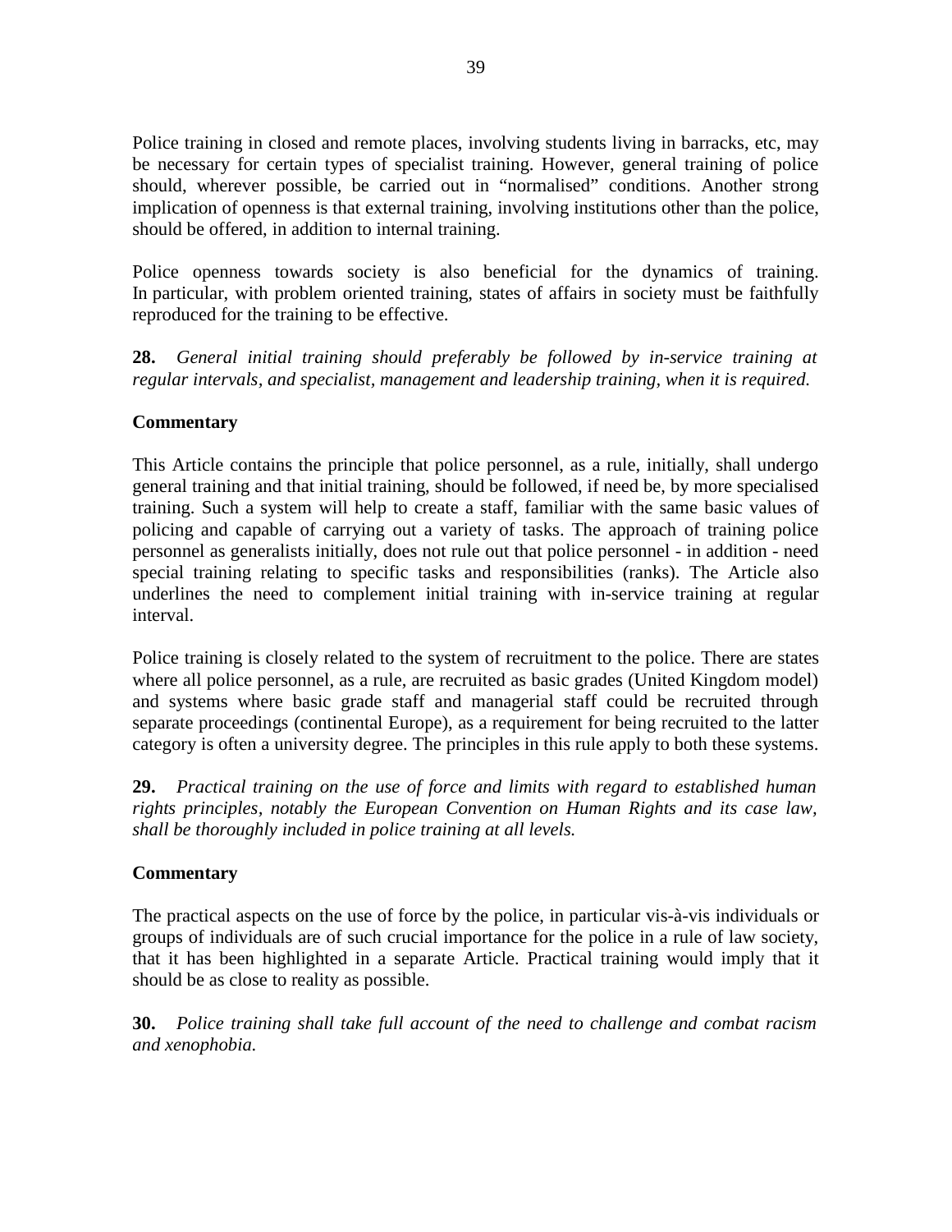Police training in closed and remote places, involving students living in barracks, etc, may be necessary for certain types of specialist training. However, general training of police should, wherever possible, be carried out in "normalised" conditions. Another strong implication of openness is that external training, involving institutions other than the police, should be offered, in addition to internal training.

Police openness towards society is also beneficial for the dynamics of training. In particular, with problem oriented training, states of affairs in society must be faithfully reproduced for the training to be effective.

**28.** *General initial training should preferably be followed by in-service training at regular intervals, and specialist, management and leadership training, when it is required.*

**Commentary**

This Article contains the principle that police personnel, as a rule, initially, shall undergo general training and that initial training, should be followed, if need be, by more specialised training. Such a system will help to create a staff, familiar with the same basic values of policing and capable of carrying out a variety of tasks. The approach of training police personnel as generalists initially, does not rule out that police personnel - in addition - need special training relating to specific tasks and responsibilities (ranks). The Article also underlines the need to complement initial training with in-service training at regular interval.

Police training is closely related to the system of recruitment to the police. There are states where all police personnel, as a rule, are recruited as basic grades (United Kingdom model) and systems where basic grade staff and managerial staff could be recruited through separate proceedings (continental Europe), as a requirement for being recruited to the latter category is often a university degree. The principles in this rule apply to both these systems.

**29.** *Practical training on the use of force and limits with regard to established human rights principles, notably the European Convention on Human Rights and its case law, shall be thoroughly included in police training at all levels.*

**Commentary**

The practical aspects on the use of force by the police, in particular vis-à-vis individuals or groups of individuals are of such crucial importance for the police in a rule of law society, that it has been highlighted in a separate Article. Practical training would imply that it should be as close to reality as possible.

**30.** *Police training shall take full account of the need to challenge and combat racism and xenophobia.*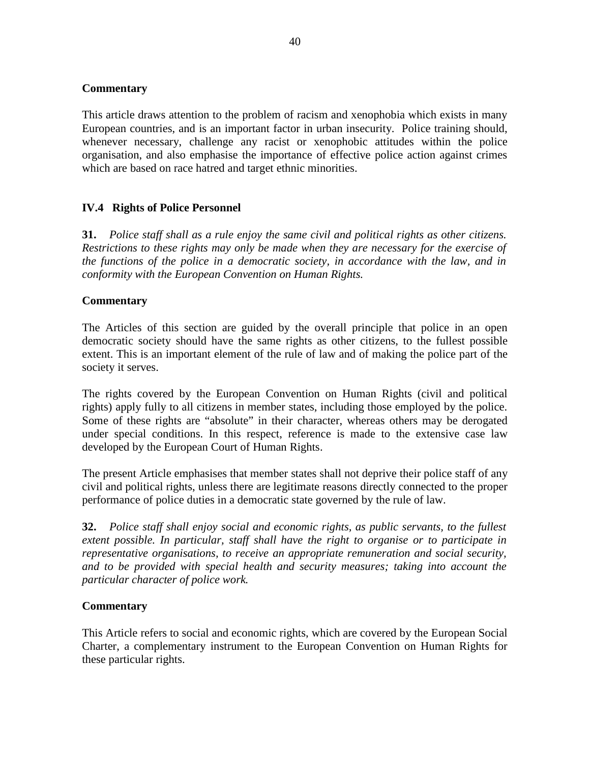**Commentary**

This article draws attention to the problem of racism and xenophobia which exists in many European countries, and is an important factor in urban insecurity. Police training should, whenever necessary, challenge any racist or xenophobic attitudes within the police organisation, and also emphasise the importance of effective police action against crimes which are based on race hatred and target ethnic minorities.

### IV.4 Rights of Police Personnel

**31.** *Police staff shall as a rule enjoy the same civil and political rights as other citizens. Restrictions to these rights may only be made when they are necessary for the exercise of the functions of the police in a democratic society, in accordance with the law, and in conformity with the European Convention on Human Rights.*

**Commentary**

The Articles of this section are guided by the overall principle that police in an open democratic society should have the same rights as other citizens, to the fullest possible extent. This is an important element of the rule of law and of making the police part of the society it serves.

The rights covered by the European Convention on Human Rights (civil and political rights) apply fully to all citizens in member states, including those employed by the police. Some of these rights are "absolute" in their character, whereas others may be derogated under special conditions. In this respect, reference is made to the extensive case law developed by the European Court of Human Rights.

The present Article emphasises that member states shall not deprive their police staff of any civil and political rights, unless there are legitimate reasons directly connected to the proper performance of police duties in a democratic state governed by the rule of law.

**32.** *Police staff shall enjoy social and economic rights, as public servants, to the fullest extent possible. In particular, staff shall have the right to organise or to participate in representative organisations, to receive an appropriate remuneration and social security, and to be provided with special health and security measures; taking into account the particular character of police work.*

**Commentary**

This Article refers to social and economic rights, which are covered by the European Social Charter, a complementary instrument to the European Convention on Human Rights for these particular rights.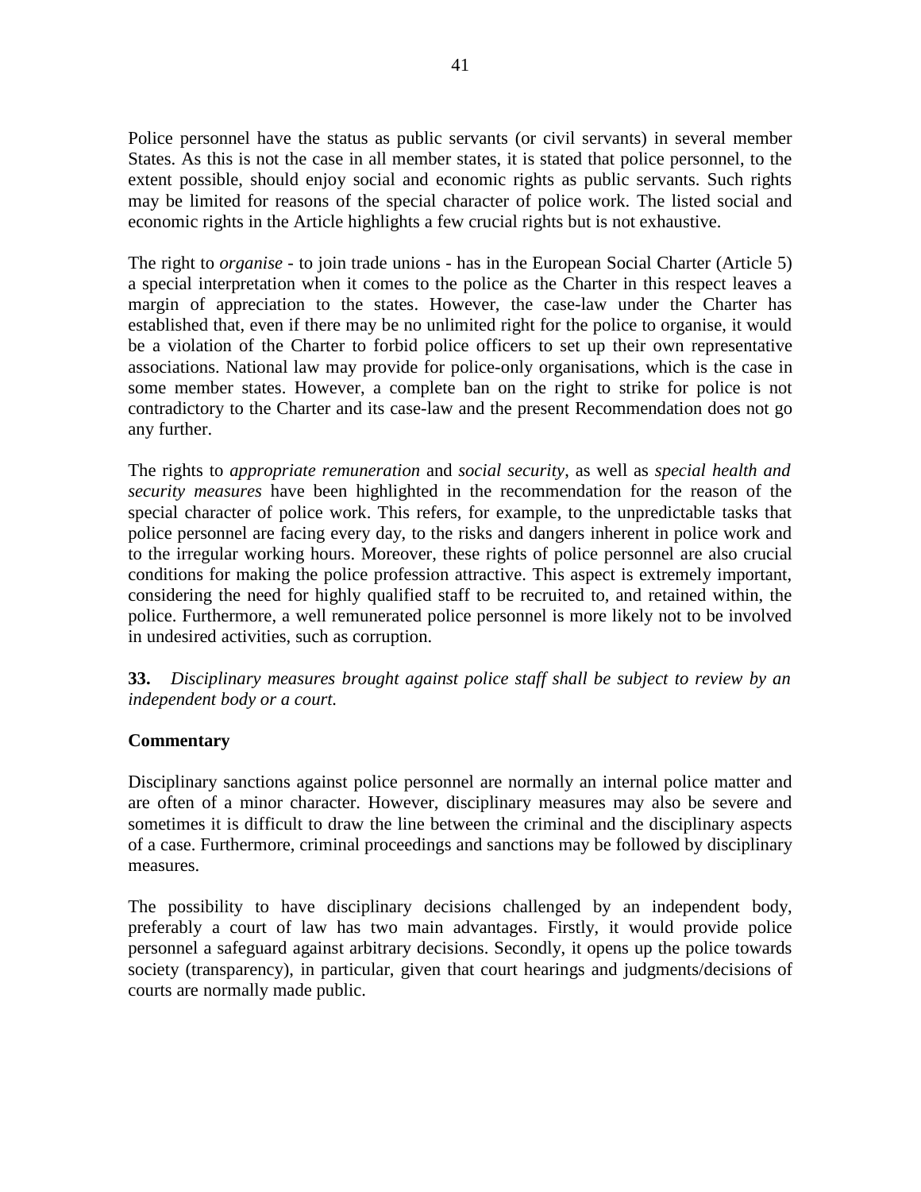Police personnel have the status as public servants (or civil servants) in several member States. As this is not the case in all member states, it is stated that police personnel, to the extent possible, should enjoy social and economic rights as public servants. Such rights may be limited for reasons of the special character of police work. The listed social and economic rights in the Article highlights a few crucial rights but is not exhaustive.

The right to *organise* - to join trade unions - has in the European Social Charter (Article 5) a special interpretation when it comes to the police as the Charter in this respect leaves a margin of appreciation to the states. However, the case-law under the Charter has established that, even if there may be no unlimited right for the police to organise, it would be a violation of the Charter to forbid police officers to set up their own representative associations. National law may provide for police-only organisations, which is the case in some member states. However, a complete ban on the right to strike for police is not contradictory to the Charter and its case-law and the present Recommendation does not go any further.

The rights to *appropriate remuneration* and *social security*, as well as *special health and security measures* have been highlighted in the recommendation for the reason of the special character of police work. This refers, for example, to the unpredictable tasks that police personnel are facing every day, to the risks and dangers inherent in police work and to the irregular working hours. Moreover, these rights of police personnel are also crucial conditions for making the police profession attractive. This aspect is extremely important, considering the need for highly qualified staff to be recruited to, and retained within, the police. Furthermore, a well remunerated police personnel is more likely not to be involved in undesired activities, such as corruption.

**33.** *Disciplinary measures brought against police staff shall be subject to review by an independent body or a court.*

**Commentary**

Disciplinary sanctions against police personnel are normally an internal police matter and are often of a minor character. However, disciplinary measures may also be severe and sometimes it is difficult to draw the line between the criminal and the disciplinary aspects of a case. Furthermore, criminal proceedings and sanctions may be followed by disciplinary measures.

The possibility to have disciplinary decisions challenged by an independent body, preferably a court of law has two main advantages. Firstly, it would provide police personnel a safeguard against arbitrary decisions. Secondly, it opens up the police towards society (transparency), in particular, given that court hearings and judgments/decisions of courts are normally made public.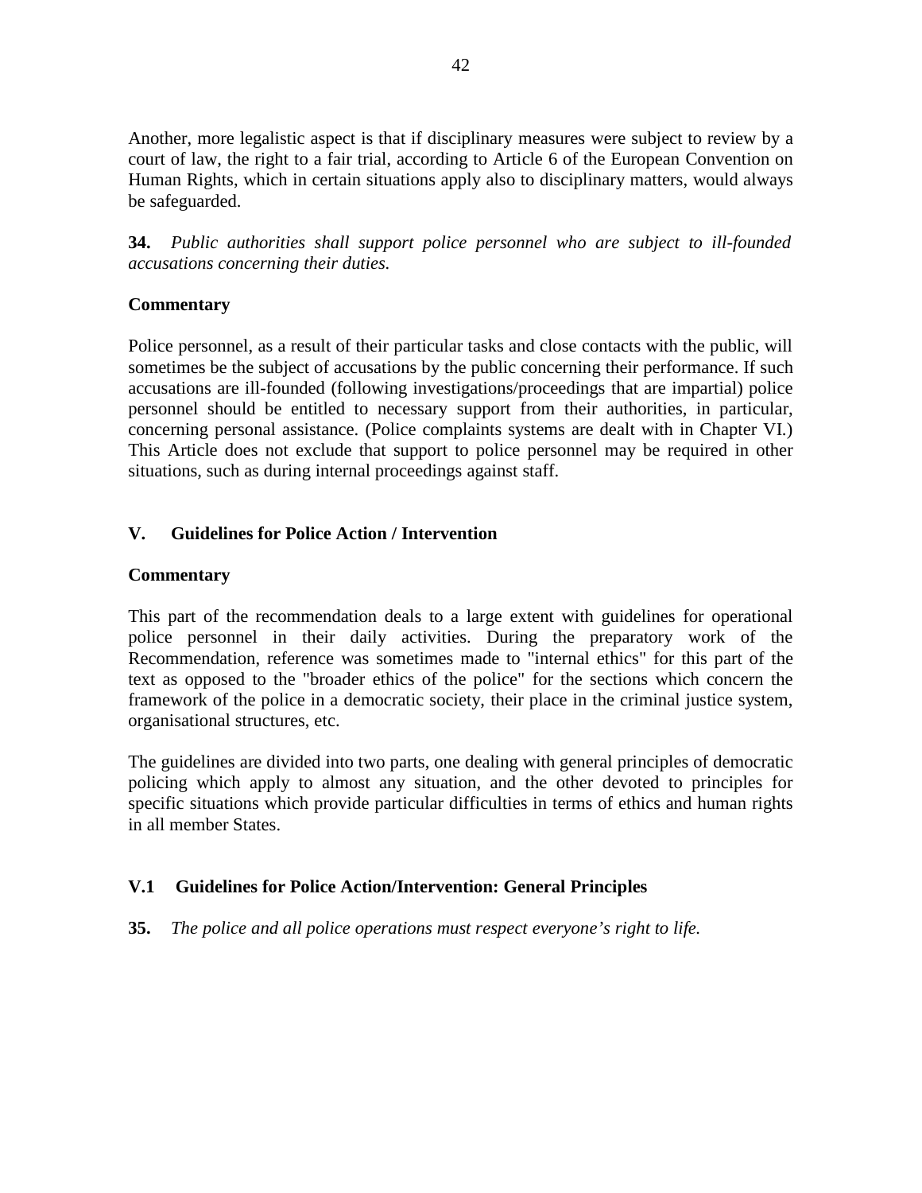Another, more legalistic aspect is that if disciplinary measures were subject to review by a court of law, the right to a fair trial, according to Article 6 of the European Convention on Human Rights, which in certain situations apply also to disciplinary matters, would always be safeguarded.

**34.** *Public authorities shall support police personnel who are subject to ill-founded accusations concerning their duties.*

**Commentary**

Police personnel, as a result of their particular tasks and close contacts with the public, will sometimes be the subject of accusations by the public concerning their performance. If such accusations are ill-founded (following investigations/proceedings that are impartial) police personnel should be entitled to necessary support from their authorities, in particular, concerning personal assistance. (Police complaints systems are dealt with in Chapter VI.) This Article does not exclude that support to police personnel may be required in other situations, such as during internal proceedings against staff.

## V. Guidelines for Police Action / Intervention

**Commentary**

This part of the recommendation deals to a large extent with guidelines for operational police personnel in their daily activities. During the preparatory work of the Recommendation, reference was sometimes made to "internal ethics" for this part of the text as opposed to the "broader ethics of the police" for the sections which concern the framework of the police in a democratic society, their place in the criminal justice system, organisational structures, etc.

The guidelines are divided into two parts, one dealing with general principles of democratic policing which apply to almost any situation, and the other devoted to principles for specific situations which provide particular difficulties in terms of ethics and human rights in all member States.

### V.1 Guidelines for Police Action/Intervention: General Principles

**35.** *The police and all police operations must respect everyone's right to life.*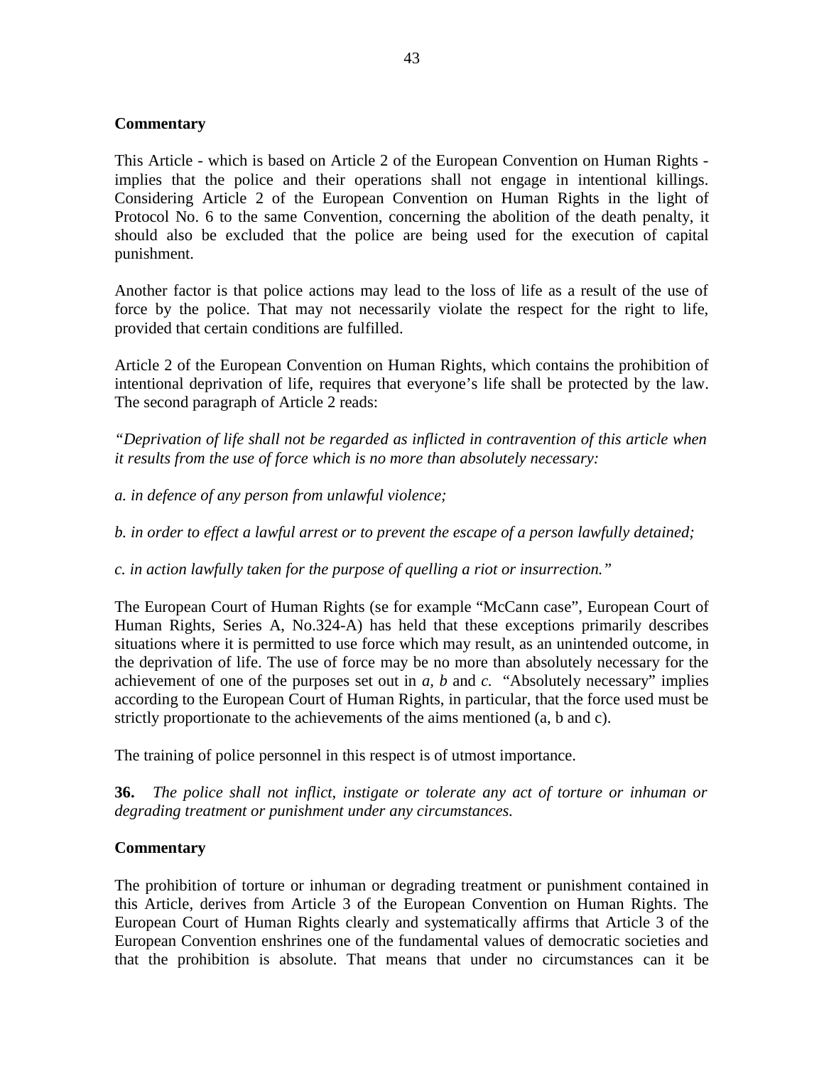**Commentary**

This Article - which is based on Article 2 of the European Convention on Human Rights - implies that the police and their operations shall not engage in intentional killings. Considering Article 2 of the European Convention on Human Rights in the light of Protocol No. 6 to the same Convention, concerning the abolition of the death penalty, it should also be excluded that the police are being used for the execution of capital punishment.

Another factor is that police actions may lead to the loss of life as a result of the use of force by the police. That may not necessarily violate the respect for the right to life, provided that certain conditions are fulfilled.

Article 2 of the European Convention on Human Rights, which contains the prohibition of intentional deprivation of life, requires that everyone's life shall be protected by the law. The second paragraph of Article 2 reads:

*"Deprivation of life shall not be regarded as inflicted in contravention of this article when it results from the use of force which is no more than absolutely necessary:*

*a. in defence of any person from unlawful violence;*

*b. in order to effect a lawful arrest or to prevent the escape of a person lawfully detained;*

*c. in action lawfully taken for the purpose of quelling a riot or insurrection."*

The European Court of Human Rights (se for example "McCann case", European Court of Human Rights, Series A, No.324-A) has held that these exceptions primarily describes situations where it is permitted to use force which may result, as an unintended outcome, in the deprivation of life. The use of force may be no more than absolutely necessary for the achievement of one of the purposes set out in *a, b* and *c.* "Absolutely necessary" implies according to the European Court of Human Rights, in particular, that the force used must be strictly proportionate to the achievements of the aims mentioned (a, b and c).

The training of police personnel in this respect is of utmost importance.

**36.** *The police shall not inflict, instigate or tolerate any act of torture or inhuman or degrading treatment or punishment under any circumstances.*

**Commentary**

The prohibition of torture or inhuman or degrading treatment or punishment contained in this Article, derives from Article 3 of the European Convention on Human Rights. The European Court of Human Rights clearly and systematically affirms that Article 3 of the European Convention enshrines one of the fundamental values of democratic societies and that the prohibition is absolute. That means that under no circumstances can it be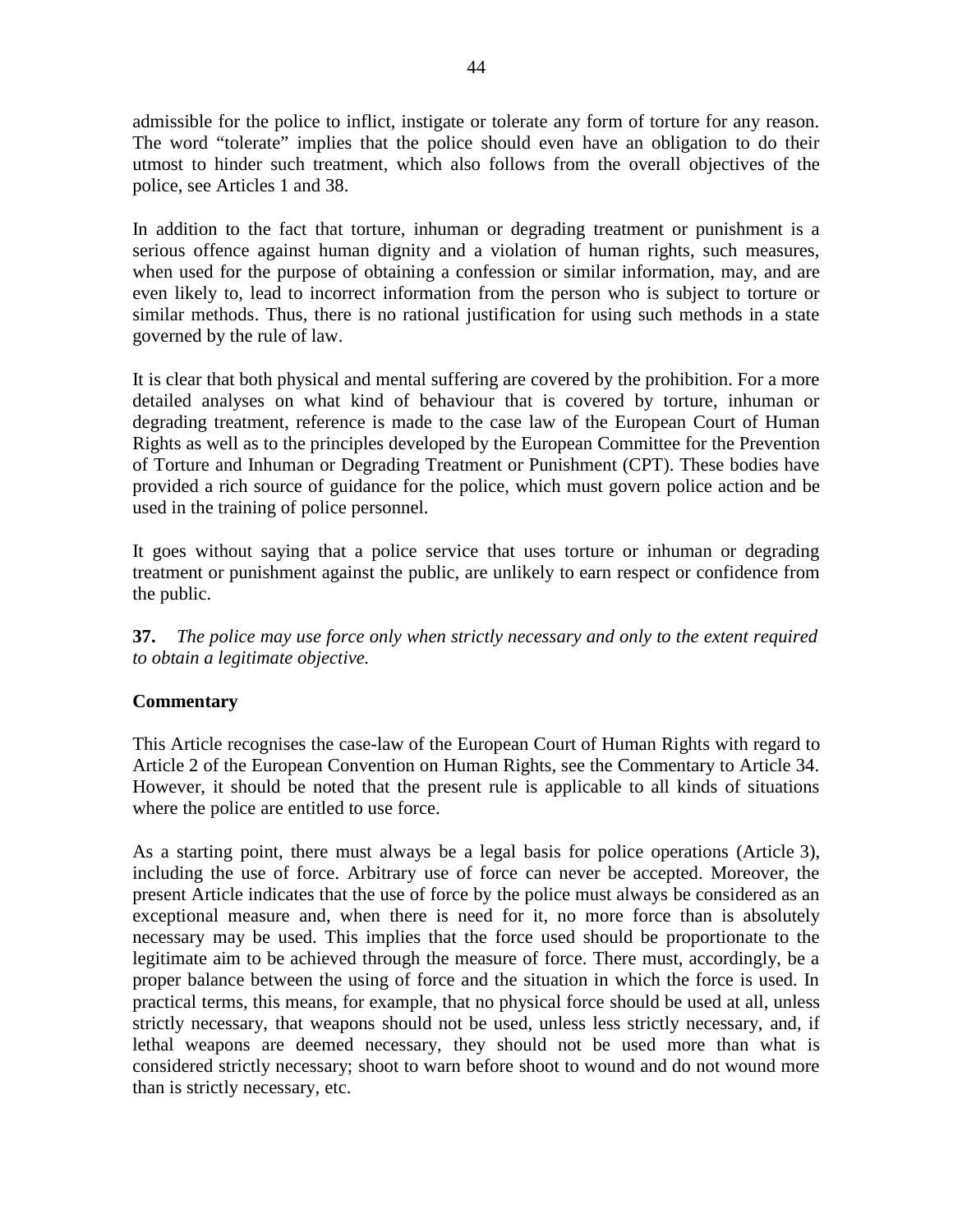admissible for the police to inflict, instigate or tolerate any form of torture for any reason. The word "tolerate" implies that the police should even have an obligation to do their utmost to hinder such treatment, which also follows from the overall objectives of the police, see Articles 1 and 38.

In addition to the fact that torture, inhuman or degrading treatment or punishment is a serious offence against human dignity and a violation of human rights, such measures, when used for the purpose of obtaining a confession or similar information, may, and are even likely to, lead to incorrect information from the person who is subject to torture or similar methods. Thus, there is no rational justification for using such methods in a state governed by the rule of law.

It is clear that both physical and mental suffering are covered by the prohibition. For a more detailed analyses on what kind of behaviour that is covered by torture, inhuman or degrading treatment, reference is made to the case law of the European Court of Human Rights as well as to the principles developed by the European Committee for the Prevention of Torture and Inhuman or Degrading Treatment or Punishment (CPT). These bodies have provided a rich source of guidance for the police, which must govern police action and be used in the training of police personnel.

It goes without saying that a police service that uses torture or inhuman or degrading treatment or punishment against the public, are unlikely to earn respect or confidence from the public.

**37.** *The police may use force only when strictly necessary and only to the extent required to obtain a legitimate objective.*

**Commentary**

This Article recognises the case-law of the European Court of Human Rights with regard to Article 2 of the European Convention on Human Rights, see the Commentary to Article 34. However, it should be noted that the present rule is applicable to all kinds of situations where the police are entitled to use force.

As a starting point, there must always be a legal basis for police operations (Article 3), including the use of force. Arbitrary use of force can never be accepted. Moreover, the present Article indicates that the use of force by the police must always be considered as an exceptional measure and, when there is need for it, no more force than is absolutely necessary may be used. This implies that the force used should be proportionate to the legitimate aim to be achieved through the measure of force. There must, accordingly, be a proper balance between the using of force and the situation in which the force is used. In practical terms, this means, for example, that no physical force should be used at all, unless strictly necessary, that weapons should not be used, unless less strictly necessary, and, if lethal weapons are deemed necessary, they should not be used more than what is considered strictly necessary; shoot to warn before shoot to wound and do not wound more than is strictly necessary, etc.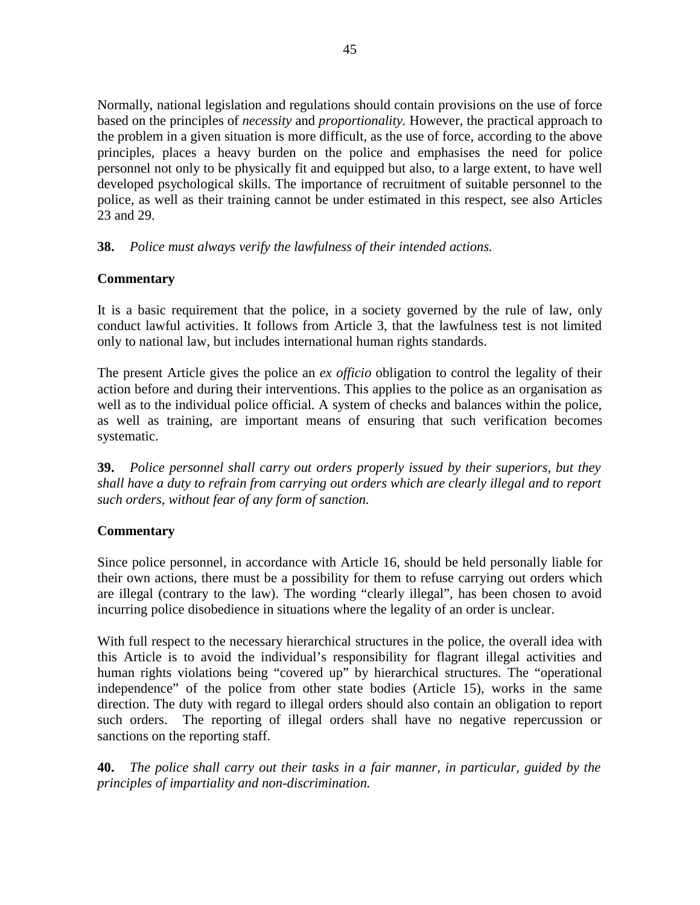Normally, national legislation and regulations should contain provisions on the use of force based on the principles of *necessity* and *proportionality*. However, the practical approach to the problem in a given situation is more difficult, as the use of force, according to the above principles, places a heavy burden on the police and emphasises the need for police personnel not only to be physically fit and equipped but also, to a large extent, to have well developed psychological skills. The importance of recruitment of suitable personnel to the police, as well as their training cannot be under estimated in this respect, see also Articles 23 and 29.

**38.** *Police must always verify the lawfulness of their intended actions.*

**Commentary**

It is a basic requirement that the police, in a society governed by the rule of law, only conduct lawful activities. It follows from Article 3, that the lawfulness test is not limited only to national law, but includes international human rights standards.

The present Article gives the police an *ex officio* obligation to control the legality of their action before and during their interventions. This applies to the police as an organisation as well as to the individual police official. A system of checks and balances within the police, as well as training, are important means of ensuring that such verification becomes systematic.

**39.** *Police personnel shall carry out orders properly issued by their superiors, but they shall have a duty to refrain from carrying out orders which are clearly illegal and to report such orders, without fear of any form of sanction.*

**Commentary**

Since police personnel, in accordance with Article 16, should be held personally liable for their own actions, there must be a possibility for them to refuse carrying out orders which are illegal (contrary to the law). The wording "clearly illegal", has been chosen to avoid incurring police disobedience in situations where the legality of an order is unclear.

With full respect to the necessary hierarchical structures in the police, the overall idea with this Article is to avoid the individual's responsibility for flagrant illegal activities and human rights violations being "covered up" by hierarchical structures. The "operational independence" of the police from other state bodies (Article 15), works in the same direction. The duty with regard to illegal orders should also contain an obligation to report such orders. The reporting of illegal orders shall have no negative repercussion or sanctions on the reporting staff.

**40.** *The police shall carry out their tasks in a fair manner, in particular, guided by the principles of impartiality and non-discrimination.*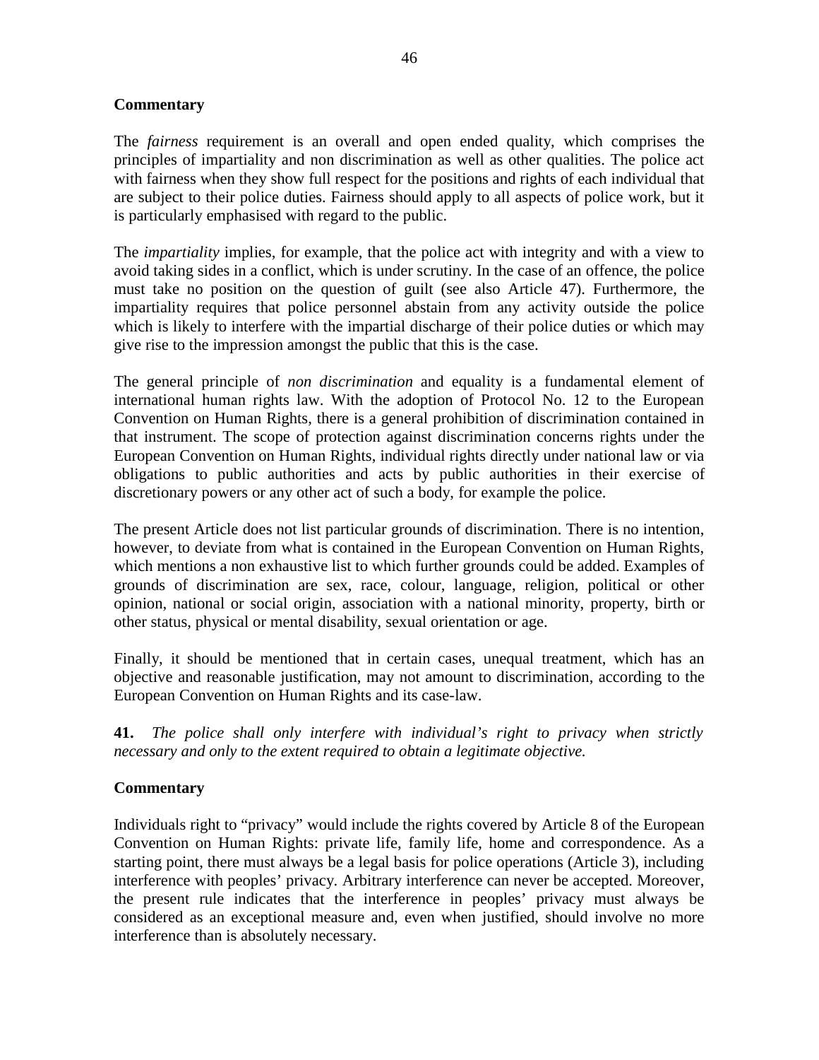**Commentary**

The *fairness* requirement is an overall and open ended quality, which comprises the principles of impartiality and non discrimination as well as other qualities. The police act with fairness when they show full respect for the positions and rights of each individual that are subject to their police duties. Fairness should apply to all aspects of police work, but it is particularly emphasised with regard to the public.

The *impartiality* implies, for example, that the police act with integrity and with a view to avoid taking sides in a conflict, which is under scrutiny. In the case of an offence, the police must take no position on the question of guilt (see also Article 47). Furthermore, the impartiality requires that police personnel abstain from any activity outside the police which is likely to interfere with the impartial discharge of their police duties or which may give rise to the impression amongst the public that this is the case.

The general principle of *non discrimination* and equality is a fundamental element of international human rights law. With the adoption of Protocol No. 12 to the European Convention on Human Rights, there is a general prohibition of discrimination contained in that instrument. The scope of protection against discrimination concerns rights under the European Convention on Human Rights, individual rights directly under national law or via obligations to public authorities and acts by public authorities in their exercise of discretionary powers or any other act of such a body, for example the police.

The present Article does not list particular grounds of discrimination. There is no intention, however, to deviate from what is contained in the European Convention on Human Rights, which mentions a non exhaustive list to which further grounds could be added. Examples of grounds of discrimination are sex, race, colour, language, religion, political or other opinion, national or social origin, association with a national minority, property, birth or other status, physical or mental disability, sexual orientation or age.

Finally, it should be mentioned that in certain cases, unequal treatment, which has an objective and reasonable justification, may not amount to discrimination, according to the European Convention on Human Rights and its case-law.

**41.** *The police shall only interfere with individual's right to privacy when strictly necessary and only to the extent required to obtain a legitimate objective.*

**Commentary**

Individuals right to "privacy" would include the rights covered by Article 8 of the European Convention on Human Rights: private life, family life, home and correspondence. As a starting point, there must always be a legal basis for police operations (Article 3), including interference with peoples' privacy. Arbitrary interference can never be accepted. Moreover, the present rule indicates that the interference in peoples' privacy must always be considered as an exceptional measure and, even when justified, should involve no more interference than is absolutely necessary.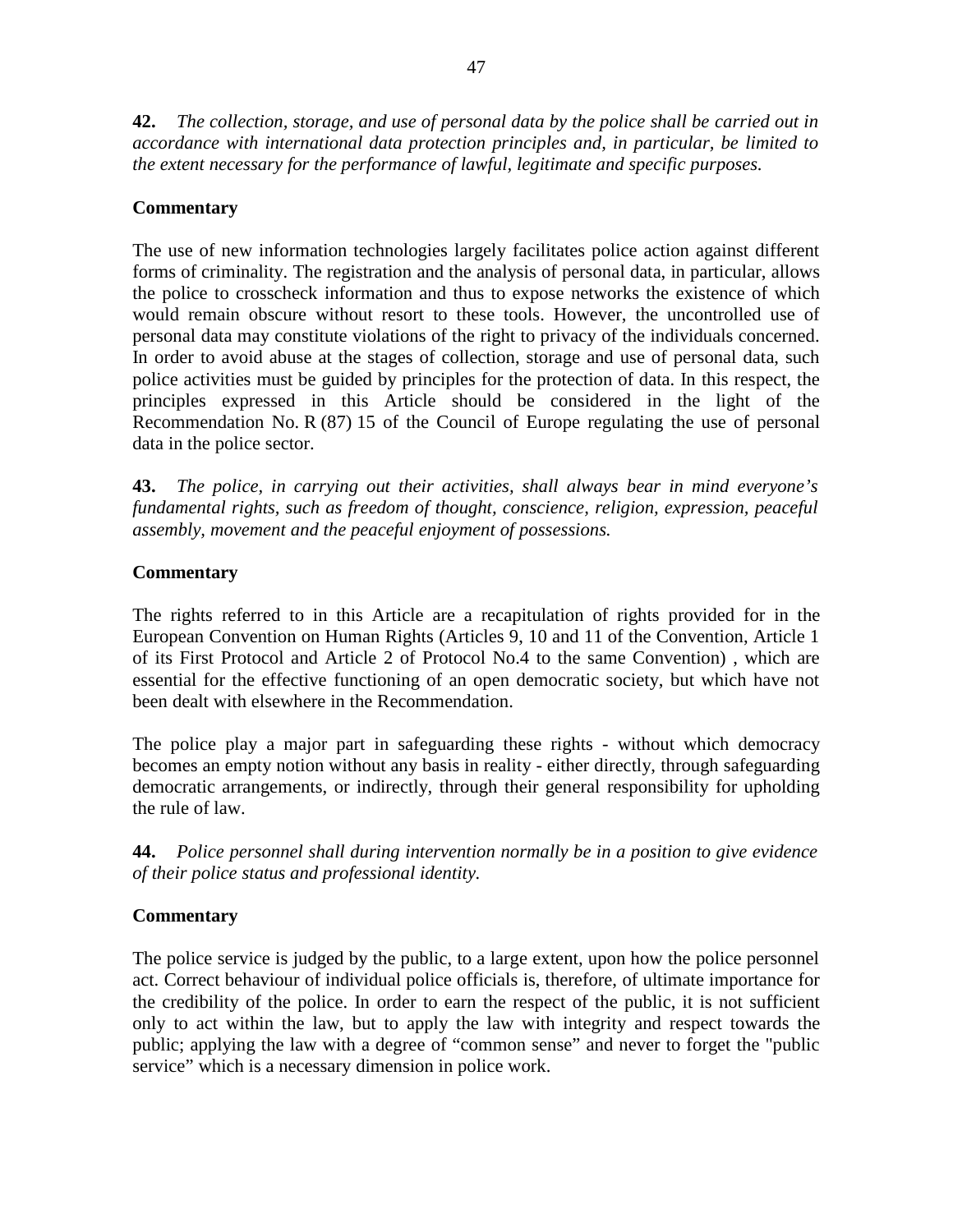**42.** *The collection, storage, and use of personal data by the police shall be carried out in accordance with international data protection principles and, in particular, be limited to the extent necessary for the performance of lawful, legitimate and specific purposes.*

**Commentary**

The use of new information technologies largely facilitates police action against different forms of criminality. The registration and the analysis of personal data, in particular, allows the police to crosscheck information and thus to expose networks the existence of which would remain obscure without resort to these tools. However, the uncontrolled use of personal data may constitute violations of the right to privacy of the individuals concerned. In order to avoid abuse at the stages of collection, storage and use of personal data, such police activities must be guided by principles for the protection of data. In this respect, the principles expressed in this Article should be considered in the light of the Recommendation No. R (87) 15 of the Council of Europe regulating the use of personal data in the police sector.

**43.** *The police, in carrying out their activities, shall always bear in mind everyone's fundamental rights, such as freedom of thought, conscience, religion, expression, peaceful assembly, movement and the peaceful enjoyment of possessions.*

**Commentary**

The rights referred to in this Article are a recapitulation of rights provided for in the European Convention on Human Rights (Articles 9, 10 and 11 of the Convention, Article 1 of its First Protocol and Article 2 of Protocol No.4 to the same Convention) , which are essential for the effective functioning of an open democratic society, but which have not been dealt with elsewhere in the Recommendation.

The police play a major part in safeguarding these rights - without which democracy becomes an empty notion without any basis in reality - either directly, through safeguarding democratic arrangements, or indirectly, through their general responsibility for upholding the rule of law.

**44.** *Police personnel shall during intervention normally be in a position to give evidence of their police status and professional identity.*

**Commentary**

The police service is judged by the public, to a large extent, upon how the police personnel act. Correct behaviour of individual police officials is, therefore, of ultimate importance for the credibility of the police. In order to earn the respect of the public, it is not sufficient only to act within the law, but to apply the law with integrity and respect towards the public; applying the law with a degree of "common sense" and never to forget the "public service" which is a necessary dimension in police work.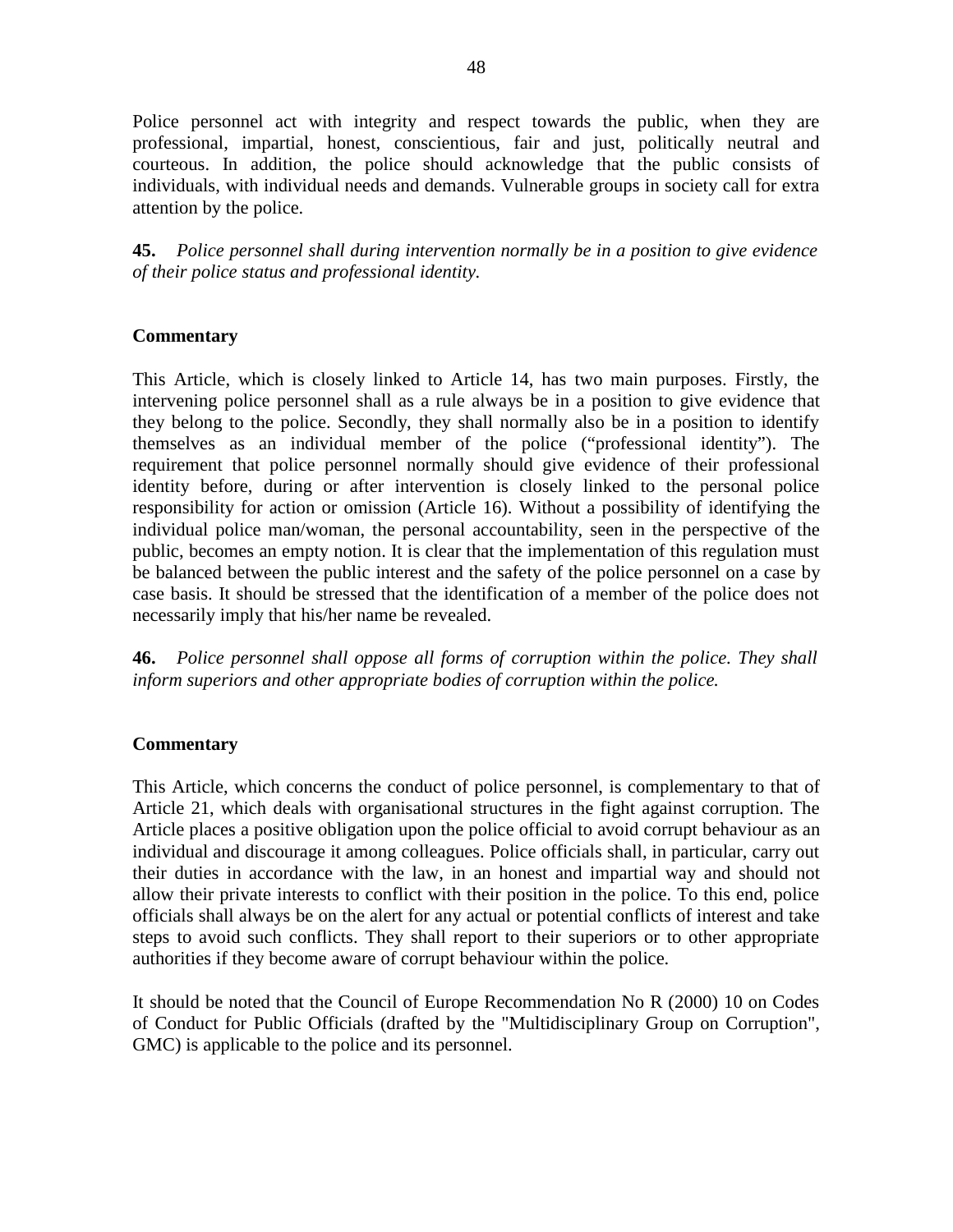Police personnel act with integrity and respect towards the public, when they are professional, impartial, honest, conscientious, fair and just, politically neutral and courteous. In addition, the police should acknowledge that the public consists of individuals, with individual needs and demands. Vulnerable groups in society call for extra attention by the police.

**45.** *Police personnel shall during intervention normally be in a position to give evidence of their police status and professional identity.*

**Commentary**

This Article, which is closely linked to Article 14, has two main purposes. Firstly, the intervening police personnel shall as a rule always be in a position to give evidence that they belong to the police. Secondly, they shall normally also be in a position to identify themselves as an individual member of the police ("professional identity"). The requirement that police personnel normally should give evidence of their professional identity before, during or after intervention is closely linked to the personal police responsibility for action or omission (Article 16). Without a possibility of identifying the individual police man/woman, the personal accountability, seen in the perspective of the public, becomes an empty notion. It is clear that the implementation of this regulation must be balanced between the public interest and the safety of the police personnel on a case by case basis. It should be stressed that the identification of a member of the police does not necessarily imply that his/her name be revealed.

**46.** *Police personnel shall oppose all forms of corruption within the police. They shall inform superiors and other appropriate bodies of corruption within the police.*

**Commentary**

This Article, which concerns the conduct of police personnel, is complementary to that of Article 21, which deals with organisational structures in the fight against corruption. The Article places a positive obligation upon the police official to avoid corrupt behaviour as an individual and discourage it among colleagues. Police officials shall, in particular, carry out their duties in accordance with the law, in an honest and impartial way and should not allow their private interests to conflict with their position in the police. To this end, police officials shall always be on the alert for any actual or potential conflicts of interest and take steps to avoid such conflicts. They shall report to their superiors or to other appropriate authorities if they become aware of corrupt behaviour within the police.

It should be noted that the Council of Europe Recommendation No R (2000) 10 on Codes of Conduct for Public Officials (drafted by the "Multidisciplinary Group on Corruption", GMC) is applicable to the police and its personnel.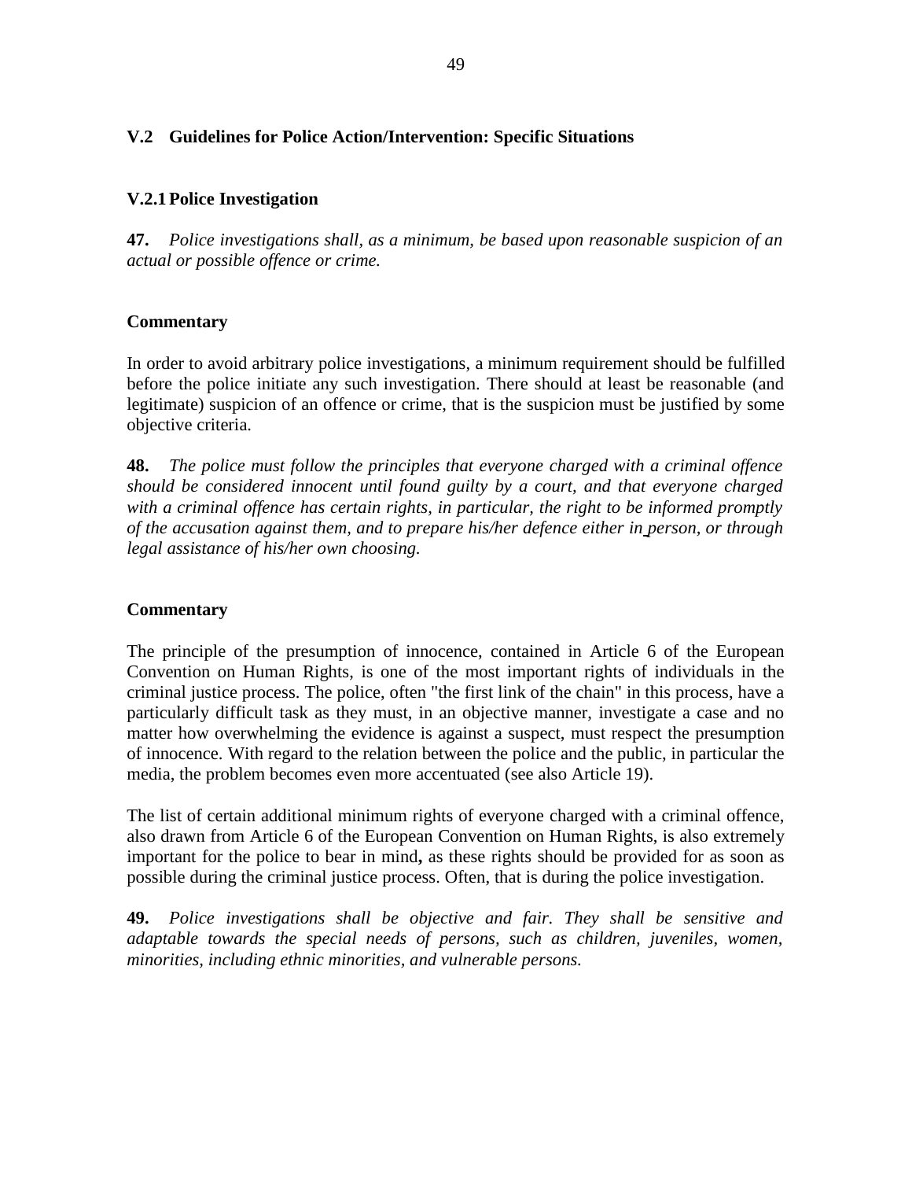## V.2 Guidelines for Police Action/Intervention: Specific Situations

### V.2.1 Police Investigation

**47.** *Police investigations shall, as a minimum, be based upon reasonable suspicion of an actual or possible offence or crime.*

**Commentary**

In order to avoid arbitrary police investigations, a minimum requirement should be fulfilled before the police initiate any such investigation. There should at least be reasonable (and legitimate) suspicion of an offence or crime, that is the suspicion must be justified by some objective criteria.

**48.** *The police must follow the principles that everyone charged with a criminal offence should be considered innocent until found guilty by a court, and that everyone charged with a criminal offence has certain rights, in particular, the right to be informed promptly of the accusation against them, and to prepare his/her defence either in person, or through legal assistance of his/her own choosing.*

**Commentary**

The principle of the presumption of innocence, contained in Article 6 of the European Convention on Human Rights, is one of the most important rights of individuals in the criminal justice process. The police, often "the first link of the chain" in this process, have a particularly difficult task as they must, in an objective manner, investigate a case and no matter how overwhelming the evidence is against a suspect, must respect the presumption of innocence. With regard to the relation between the police and the public, in particular the media, the problem becomes even more accentuated (see also Article 19).

The list of certain additional minimum rights of everyone charged with a criminal offence, also drawn from Article 6 of the European Convention on Human Rights, is also extremely important for the police to bear in mind**,** as these rights should be provided for as soon as possible during the criminal justice process. Often, that is during the police investigation.

**49.** *Police investigations shall be objective and fair. They shall be sensitive and adaptable towards the special needs of persons, such as children, juveniles, women, minorities, including ethnic minorities, and vulnerable persons.*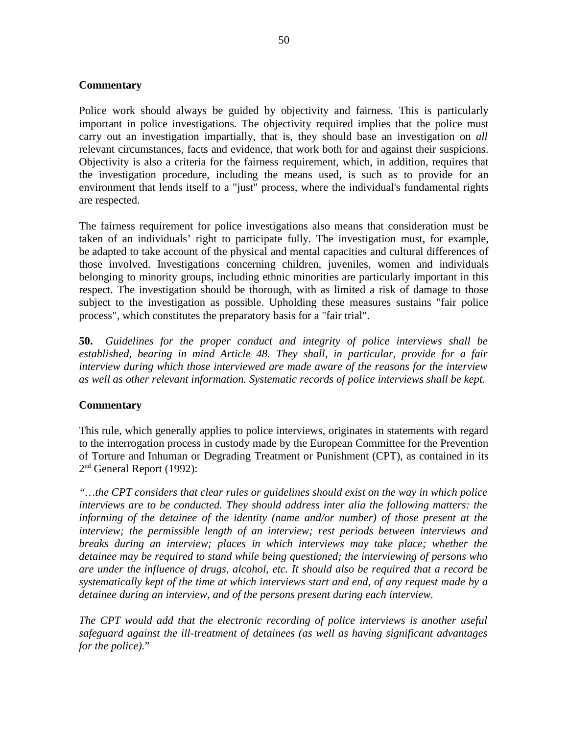**Commentary**

Police work should always be guided by objectivity and fairness. This is particularly important in police investigations. The objectivity required implies that the police must carry out an investigation impartially, that is, they should base an investigation on *all* relevant circumstances, facts and evidence, that work both for and against their suspicions. Objectivity is also a criteria for the fairness requirement, which, in addition, requires that the investigation procedure, including the means used, is such as to provide for an environment that lends itself to a "just" process, where the individual's fundamental rights are respected.

The fairness requirement for police investigations also means that consideration must be taken of an individuals' right to participate fully. The investigation must, for example, be adapted to take account of the physical and mental capacities and cultural differences of those involved. Investigations concerning children, juveniles, women and individuals belonging to minority groups, including ethnic minorities are particularly important in this respect. The investigation should be thorough, with as limited a risk of damage to those subject to the investigation as possible. Upholding these measures sustains "fair police process", which constitutes the preparatory basis for a "fair trial".

**50.** *Guidelines for the proper conduct and integrity of police interviews shall be established, bearing in mind Article 48. They shall, in particular, provide for a fair interview during which those interviewed are made aware of the reasons for the interview as well as other relevant information. Systematic records of police interviews shall be kept.*

**Commentary**

This rule, which generally applies to police interviews, originates in statements with regard to the interrogation process in custody made by the European Committee for the Prevention of Torture and Inhuman or Degrading Treatment or Punishment (CPT), as contained in its 2nd General Report (1992):

*"…the CPT considers that clear rules or guidelines should exist on the way in which police interviews are to be conducted. They should address inter alia the following matters: the informing of the detainee of the identity (name and/or number) of those present at the interview; the permissible length of an interview; rest periods between interviews and breaks during an interview; places in which interviews may take place; whether the detainee may be required to stand while being questioned; the interviewing of persons who are under the influence of drugs, alcohol, etc. It should also be required that a record be systematically kept of the time at which interviews start and end, of any request made by a detainee during an interview, and of the persons present during each interview.*

*The CPT would add that the electronic recording of police interviews is another useful safeguard against the ill-treatment of detainees (as well as having significant advantages for the police).*"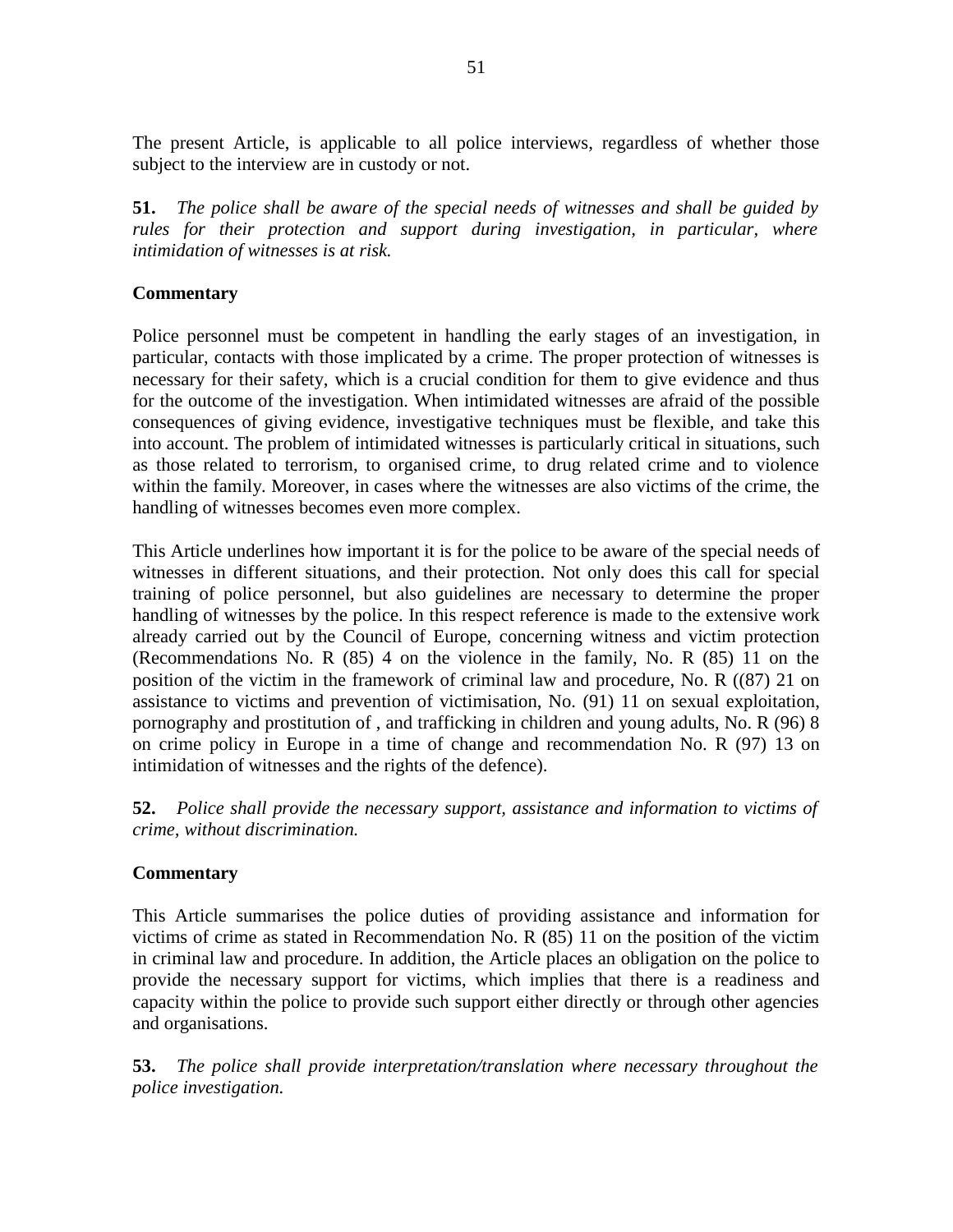The present Article, is applicable to all police interviews, regardless of whether those subject to the interview are in custody or not.

**51.** *The police shall be aware of the special needs of witnesses and shall be guided by rules for their protection and support during investigation, in particular, where intimidation of witnesses is at risk.*

**Commentary**

Police personnel must be competent in handling the early stages of an investigation, in particular, contacts with those implicated by a crime. The proper protection of witnesses is necessary for their safety, which is a crucial condition for them to give evidence and thus for the outcome of the investigation. When intimidated witnesses are afraid of the possible consequences of giving evidence, investigative techniques must be flexible, and take this into account. The problem of intimidated witnesses is particularly critical in situations, such as those related to terrorism, to organised crime, to drug related crime and to violence within the family. Moreover, in cases where the witnesses are also victims of the crime, the handling of witnesses becomes even more complex.

This Article underlines how important it is for the police to be aware of the special needs of witnesses in different situations, and their protection. Not only does this call for special training of police personnel, but also guidelines are necessary to determine the proper handling of witnesses by the police. In this respect reference is made to the extensive work already carried out by the Council of Europe, concerning witness and victim protection (Recommendations No. R (85) 4 on the violence in the family, No. R (85) 11 on the position of the victim in the framework of criminal law and procedure, No. R ((87) 21 on assistance to victims and prevention of victimisation, No. (91) 11 on sexual exploitation, pornography and prostitution of , and trafficking in children and young adults, No. R (96) 8 on crime policy in Europe in a time of change and recommendation No. R (97) 13 on intimidation of witnesses and the rights of the defence).

**52.** *Police shall provide the necessary support, assistance and information to victims of crime, without discrimination.*

**Commentary**

This Article summarises the police duties of providing assistance and information for victims of crime as stated in Recommendation No. R (85) 11 on the position of the victim in criminal law and procedure. In addition, the Article places an obligation on the police to provide the necessary support for victims, which implies that there is a readiness and capacity within the police to provide such support either directly or through other agencies and organisations.

**53.** *The police shall provide interpretation/translation where necessary throughout the police investigation.*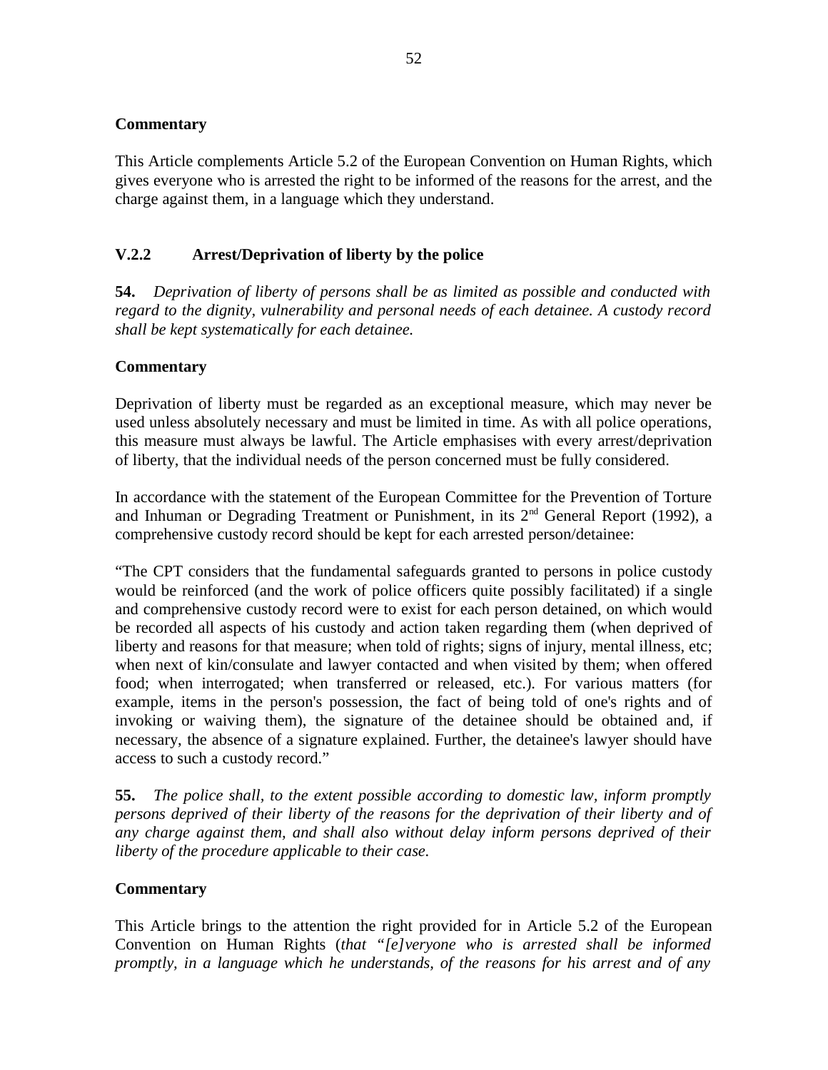**Commentary**

This Article complements Article 5.2 of the European Convention on Human Rights, which gives everyone who is arrested the right to be informed of the reasons for the arrest, and the charge against them, in a language which they understand.

## V.2.2 Arrest/Deprivation of liberty by the police

**54.** *Deprivation of liberty of persons shall be as limited as possible and conducted with regard to the dignity, vulnerability and personal needs of each detainee. A custody record shall be kept systematically for each detainee.*

**Commentary**

Deprivation of liberty must be regarded as an exceptional measure, which may never be used unless absolutely necessary and must be limited in time. As with all police operations, this measure must always be lawful. The Article emphasises with every arrest/deprivation of liberty, that the individual needs of the person concerned must be fully considered.

In accordance with the statement of the European Committee for the Prevention of Torture and Inhuman or Degrading Treatment or Punishment, in its 2nd General Report (1992), a comprehensive custody record should be kept for each arrested person/detainee:

"The CPT considers that the fundamental safeguards granted to persons in police custody would be reinforced (and the work of police officers quite possibly facilitated) if a single and comprehensive custody record were to exist for each person detained, on which would be recorded all aspects of his custody and action taken regarding them (when deprived of liberty and reasons for that measure; when told of rights; signs of injury, mental illness, etc; when next of kin/consulate and lawyer contacted and when visited by them; when offered food; when interrogated; when transferred or released, etc.). For various matters (for example, items in the person's possession, the fact of being told of one's rights and of invoking or waiving them), the signature of the detainee should be obtained and, if necessary, the absence of a signature explained. Further, the detainee's lawyer should have access to such a custody record."

**55.** *The police shall, to the extent possible according to domestic law, inform promptly persons deprived of their liberty of the reasons for the deprivation of their liberty and of any charge against them, and shall also without delay inform persons deprived of their liberty of the procedure applicable to their case.*

**Commentary**

This Article brings to the attention the right provided for in Article 5.2 of the European Convention on Human Rights (*that "[e]veryone who is arrested shall be informed promptly, in a language which he understands, of the reasons for his arrest and of any*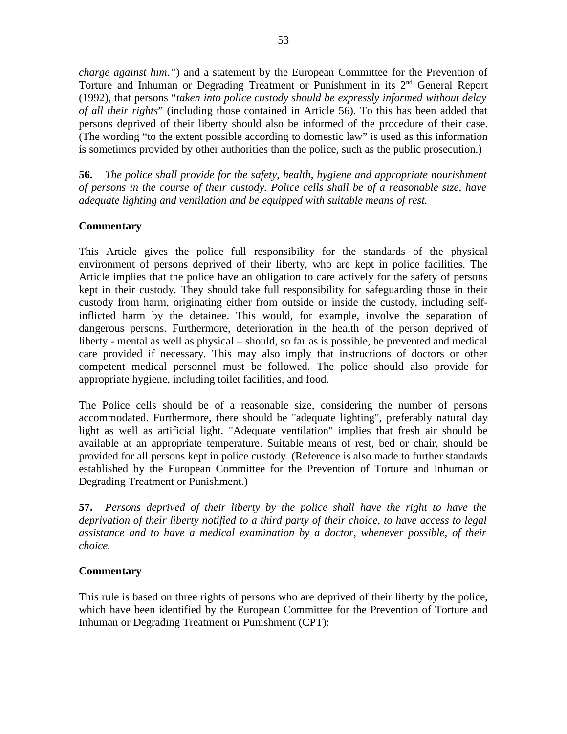*charge against him."*) and a statement by the European Committee for the Prevention of Torture and Inhuman or Degrading Treatment or Punishment in its 2[nd] General Report (1992), that persons "*taken into police custody should be expressly informed without delay of all their rights*" (including those contained in Article 56). To this has been added that persons deprived of their liberty should also be informed of the procedure of their case. (The wording "to the extent possible according to domestic law" is used as this information is sometimes provided by other authorities than the police, such as the public prosecution.)

**56.** *The police shall provide for the safety, health, hygiene and appropriate nourishment of persons in the course of their custody. Police cells shall be of a reasonable size, have adequate lighting and ventilation and be equipped with suitable means of rest.*

**Commentary**

This Article gives the police full responsibility for the standards of the physical environment of persons deprived of their liberty, who are kept in police facilities. The Article implies that the police have an obligation to care actively for the safety of persons kept in their custody. They should take full responsibility for safeguarding those in their custody from harm, originating either from outside or inside the custody, including self-inflicted harm by the detainee. This would, for example, involve the separation of dangerous persons. Furthermore, deterioration in the health of the person deprived of liberty - mental as well as physical – should, so far as is possible, be prevented and medical care provided if necessary. This may also imply that instructions of doctors or other competent medical personnel must be followed. The police should also provide for appropriate hygiene, including toilet facilities, and food.

The Police cells should be of a reasonable size, considering the number of persons accommodated. Furthermore, there should be "adequate lighting", preferably natural day light as well as artificial light. "Adequate ventilation" implies that fresh air should be available at an appropriate temperature. Suitable means of rest, bed or chair, should be provided for all persons kept in police custody. (Reference is also made to further standards established by the European Committee for the Prevention of Torture and Inhuman or Degrading Treatment or Punishment.)

**57.** *Persons deprived of their liberty by the police shall have the right to have the deprivation of their liberty notified to a third party of their choice, to have access to legal assistance and to have a medical examination by a doctor, whenever possible, of their choice.*

**Commentary**

This rule is based on three rights of persons who are deprived of their liberty by the police, which have been identified by the European Committee for the Prevention of Torture and Inhuman or Degrading Treatment or Punishment (CPT):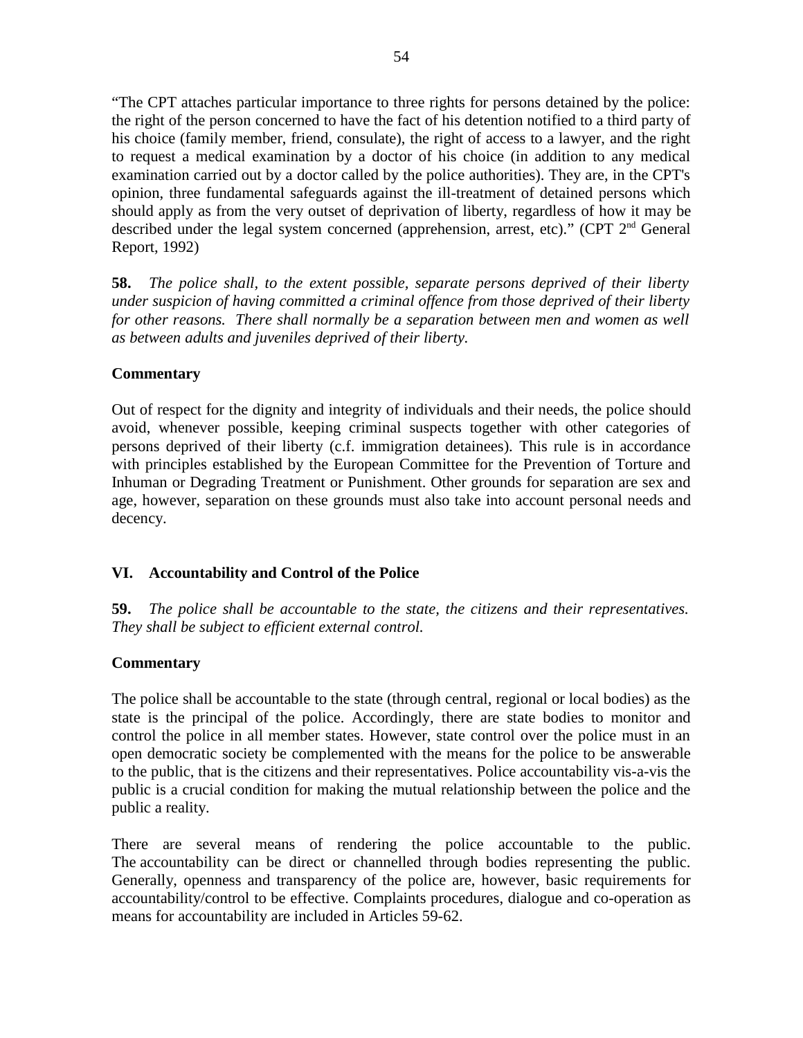"The CPT attaches particular importance to three rights for persons detained by the police: the right of the person concerned to have the fact of his detention notified to a third party of his choice (family member, friend, consulate), the right of access to a lawyer, and the right to request a medical examination by a doctor of his choice (in addition to any medical examination carried out by a doctor called by the police authorities). They are, in the CPT's opinion, three fundamental safeguards against the ill-treatment of detained persons which should apply as from the very outset of deprivation of liberty, regardless of how it may be described under the legal system concerned (apprehension, arrest, etc)." (CPT 2nd General Report, 1992)

**58.** *The police shall, to the extent possible, separate persons deprived of their liberty under suspicion of having committed a criminal offence from those deprived of their liberty for other reasons. There shall normally be a separation between men and women as well as between adults and juveniles deprived of their liberty.*

**Commentary**

Out of respect for the dignity and integrity of individuals and their needs, the police should avoid, whenever possible, keeping criminal suspects together with other categories of persons deprived of their liberty (c.f. immigration detainees). This rule is in accordance with principles established by the European Committee for the Prevention of Torture and Inhuman or Degrading Treatment or Punishment. Other grounds for separation are sex and age, however, separation on these grounds must also take into account personal needs and decency.

## VI. Accountability and Control of the Police

**59.** *The police shall be accountable to the state, the citizens and their representatives. They shall be subject to efficient external control.*

**Commentary**

The police shall be accountable to the state (through central, regional or local bodies) as the state is the principal of the police. Accordingly, there are state bodies to monitor and control the police in all member states. However, state control over the police must in an open democratic society be complemented with the means for the police to be answerable to the public, that is the citizens and their representatives. Police accountability vis-a-vis the public is a crucial condition for making the mutual relationship between the police and the public a reality.

There are several means of rendering the police accountable to the public. The accountability can be direct or channelled through bodies representing the public. Generally, openness and transparency of the police are, however, basic requirements for accountability/control to be effective. Complaints procedures, dialogue and co-operation as means for accountability are included in Articles 59-62.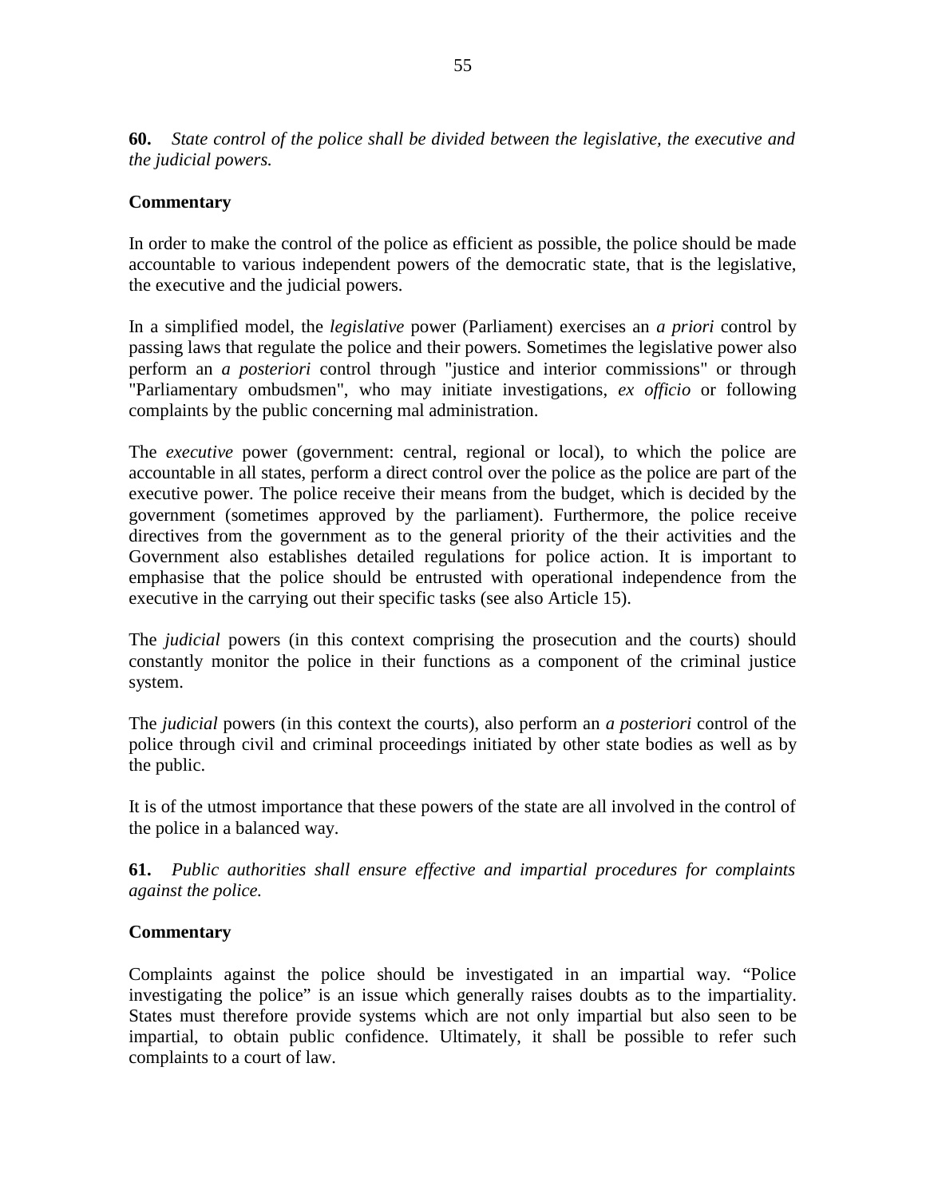**60.** *State control of the police shall be divided between the legislative, the executive and the judicial powers.*

**Commentary**

In order to make the control of the police as efficient as possible, the police should be made accountable to various independent powers of the democratic state, that is the legislative, the executive and the judicial powers.

In a simplified model, the *legislative* power (Parliament) exercises an *a priori* control by passing laws that regulate the police and their powers. Sometimes the legislative power also perform an *a posteriori* control through "justice and interior commissions" or through "Parliamentary ombudsmen", who may initiate investigations, *ex officio* or following complaints by the public concerning mal administration.

The *executive* power (government: central, regional or local), to which the police are accountable in all states, perform a direct control over the police as the police are part of the executive power. The police receive their means from the budget, which is decided by the government (sometimes approved by the parliament). Furthermore, the police receive directives from the government as to the general priority of the their activities and the Government also establishes detailed regulations for police action. It is important to emphasise that the police should be entrusted with operational independence from the executive in the carrying out their specific tasks (see also Article 15).

The *judicial* powers (in this context comprising the prosecution and the courts) should constantly monitor the police in their functions as a component of the criminal justice system.

The *judicial* powers (in this context the courts), also perform an *a posteriori* control of the police through civil and criminal proceedings initiated by other state bodies as well as by the public.

It is of the utmost importance that these powers of the state are all involved in the control of the police in a balanced way.

**61.** *Public authorities shall ensure effective and impartial procedures for complaints against the police.*

**Commentary**

Complaints against the police should be investigated in an impartial way. "Police investigating the police" is an issue which generally raises doubts as to the impartiality. States must therefore provide systems which are not only impartial but also seen to be impartial, to obtain public confidence. Ultimately, it shall be possible to refer such complaints to a court of law.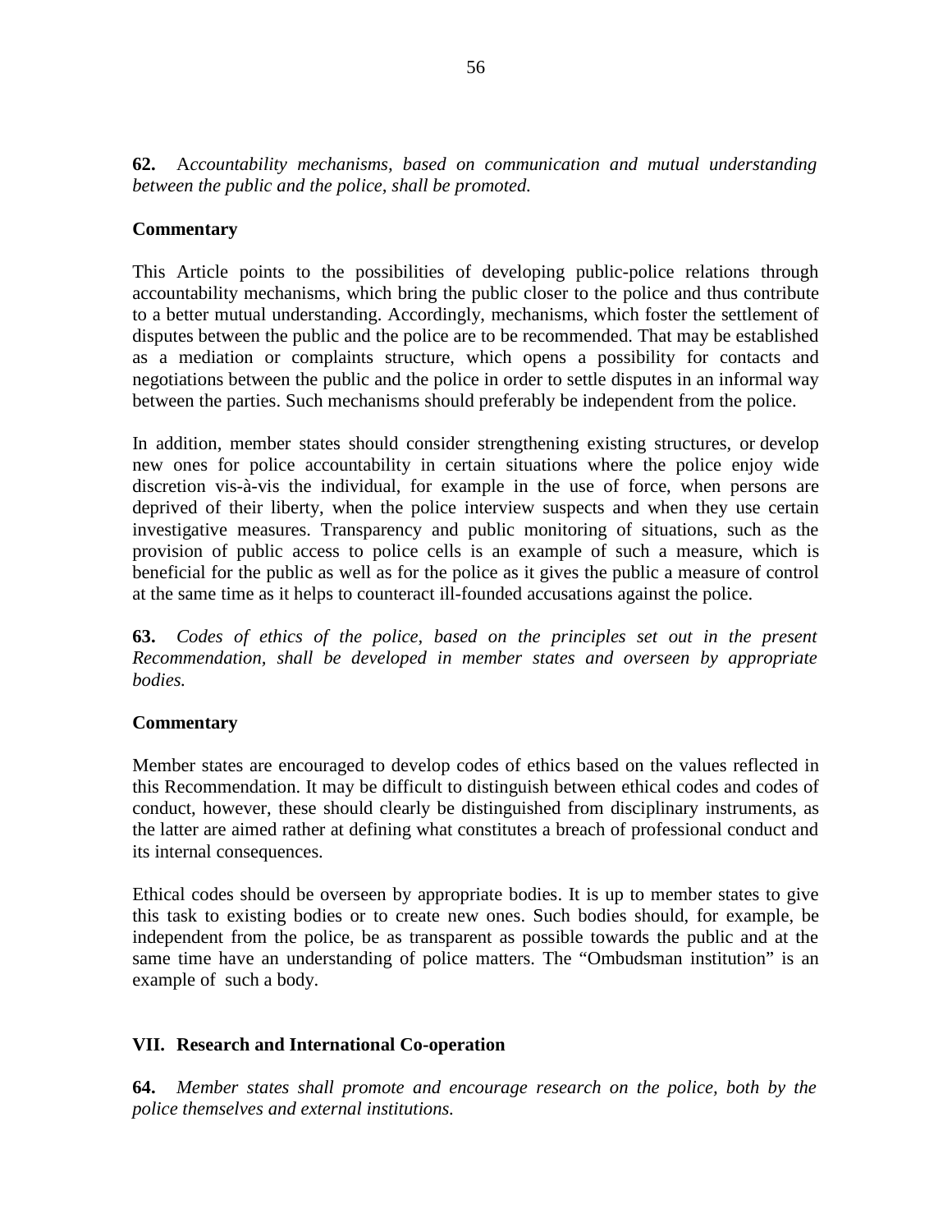**62.** *Accountability mechanisms, based on communication and mutual understanding between the public and the police, shall be promoted.*

**Commentary**

This Article points to the possibilities of developing public-police relations through accountability mechanisms, which bring the public closer to the police and thus contribute to a better mutual understanding. Accordingly, mechanisms, which foster the settlement of disputes between the public and the police are to be recommended. That may be established as a mediation or complaints structure, which opens a possibility for contacts and negotiations between the public and the police in order to settle disputes in an informal way between the parties. Such mechanisms should preferably be independent from the police.

In addition, member states should consider strengthening existing structures, or develop new ones for police accountability in certain situations where the police enjoy wide discretion vis-à-vis the individual, for example in the use of force, when persons are deprived of their liberty, when the police interview suspects and when they use certain investigative measures. Transparency and public monitoring of situations, such as the provision of public access to police cells is an example of such a measure, which is beneficial for the public as well as for the police as it gives the public a measure of control at the same time as it helps to counteract ill-founded accusations against the police.

**63.** *Codes of ethics of the police, based on the principles set out in the present Recommendation, shall be developed in member states and overseen by appropriate bodies.*

**Commentary**

Member states are encouraged to develop codes of ethics based on the values reflected in this Recommendation. It may be difficult to distinguish between ethical codes and codes of conduct, however, these should clearly be distinguished from disciplinary instruments, as the latter are aimed rather at defining what constitutes a breach of professional conduct and its internal consequences.

Ethical codes should be overseen by appropriate bodies. It is up to member states to give this task to existing bodies or to create new ones. Such bodies should, for example, be independent from the police, be as transparent as possible towards the public and at the same time have an understanding of police matters. The "Ombudsman institution" is an example of such a body.

## VII. Research and International Co-operation

**64.** *Member states shall promote and encourage research on the police, both by the police themselves and external institutions.*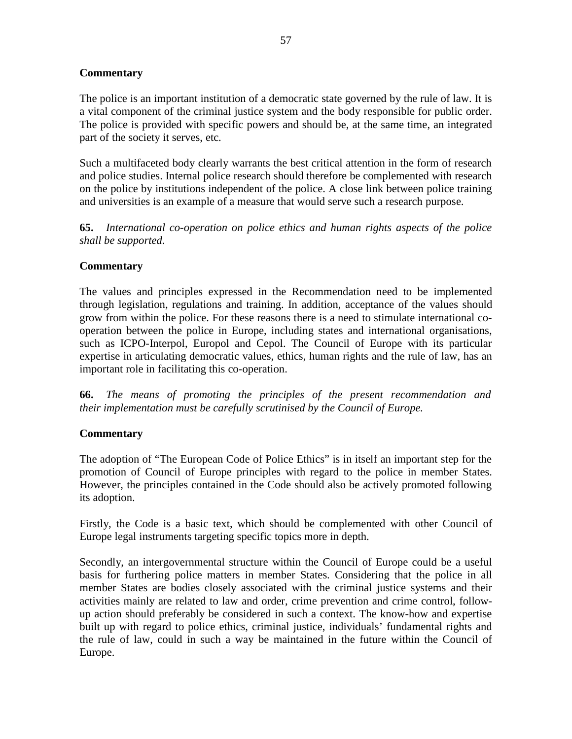**Commentary**

The police is an important institution of a democratic state governed by the rule of law. It is a vital component of the criminal justice system and the body responsible for public order. The police is provided with specific powers and should be, at the same time, an integrated part of the society it serves, etc.

Such a multifaceted body clearly warrants the best critical attention in the form of research and police studies. Internal police research should therefore be complemented with research on the police by institutions independent of the police. A close link between police training and universities is an example of a measure that would serve such a research purpose.

**65.** *International co-operation on police ethics and human rights aspects of the police shall be supported.*

**Commentary**

The values and principles expressed in the Recommendation need to be implemented through legislation, regulations and training. In addition, acceptance of the values should grow from within the police. For these reasons there is a need to stimulate international co-operation between the police in Europe, including states and international organisations, such as ICPO-Interpol, Europol and Cepol. The Council of Europe with its particular expertise in articulating democratic values, ethics, human rights and the rule of law, has an important role in facilitating this co-operation.

**66.** *The means of promoting the principles of the present recommendation and their implementation must be carefully scrutinised by the Council of Europe.*

**Commentary**

The adoption of "The European Code of Police Ethics" is in itself an important step for the promotion of Council of Europe principles with regard to the police in member States. However, the principles contained in the Code should also be actively promoted following its adoption.

Firstly, the Code is a basic text, which should be complemented with other Council of Europe legal instruments targeting specific topics more in depth.

Secondly, an intergovernmental structure within the Council of Europe could be a useful basis for furthering police matters in member States. Considering that the police in all member States are bodies closely associated with the criminal justice systems and their activities mainly are related to law and order, crime prevention and crime control, follow-up action should preferably be considered in such a context. The know-how and expertise built up with regard to police ethics, criminal justice, individuals' fundamental rights and the rule of law, could in such a way be maintained in the future within the Council of Europe.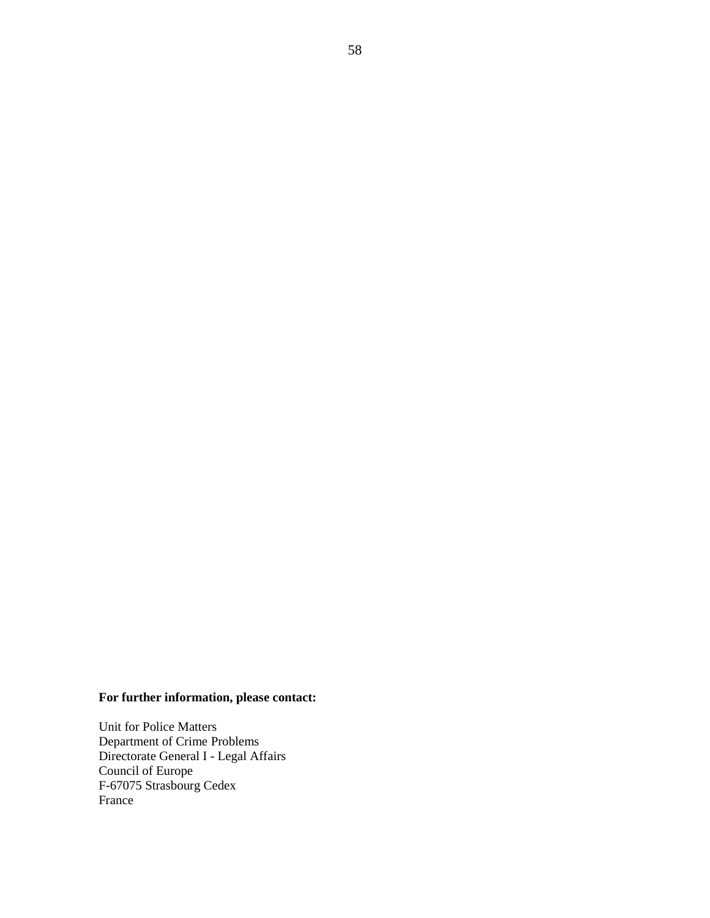**For further information, please contact:**

Unit for Police Matters
Department of Crime Problems
Directorate General I - Legal Affairs
Council of Europe
F-67075 Strasbourg Cedex
France